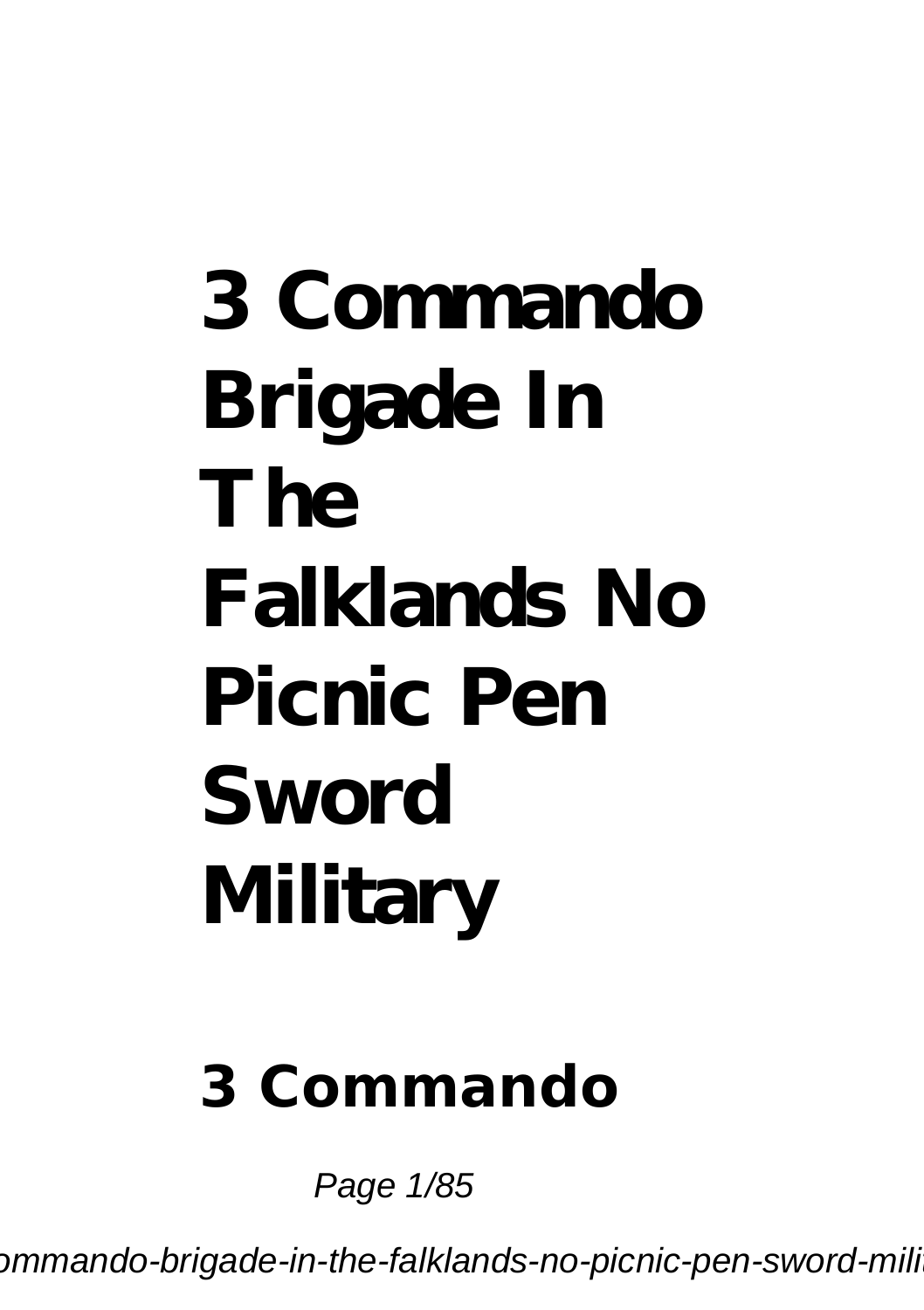# 3 Commando Brigade In The Falklands No Picnic Pen Sword Military

## 3 Commando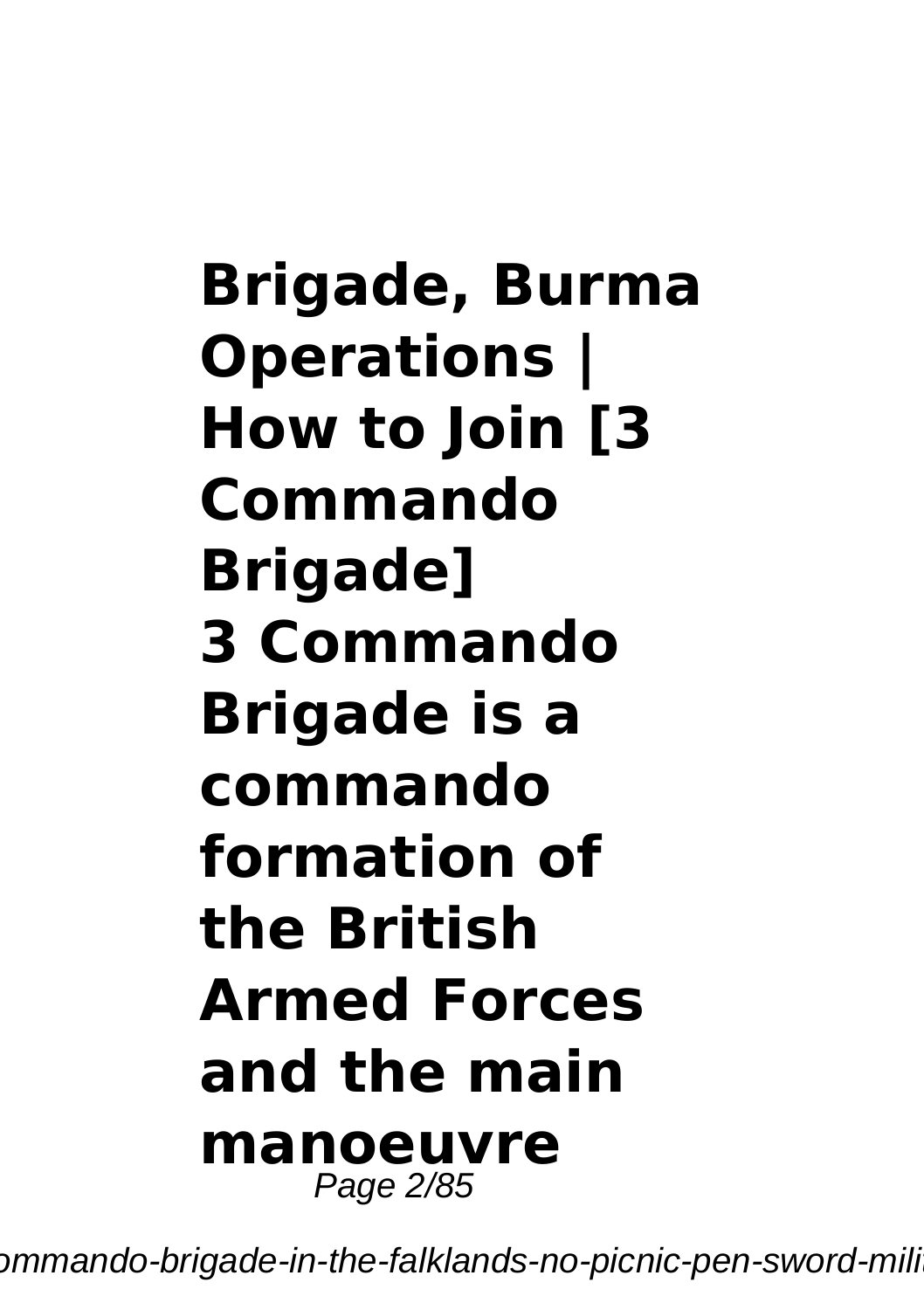**Brigade, Burma Operations | How to Join [3 Commando Brigade]**
**3 Commando Brigade is a commando formation of the British Armed Forces and the main manoeuvre**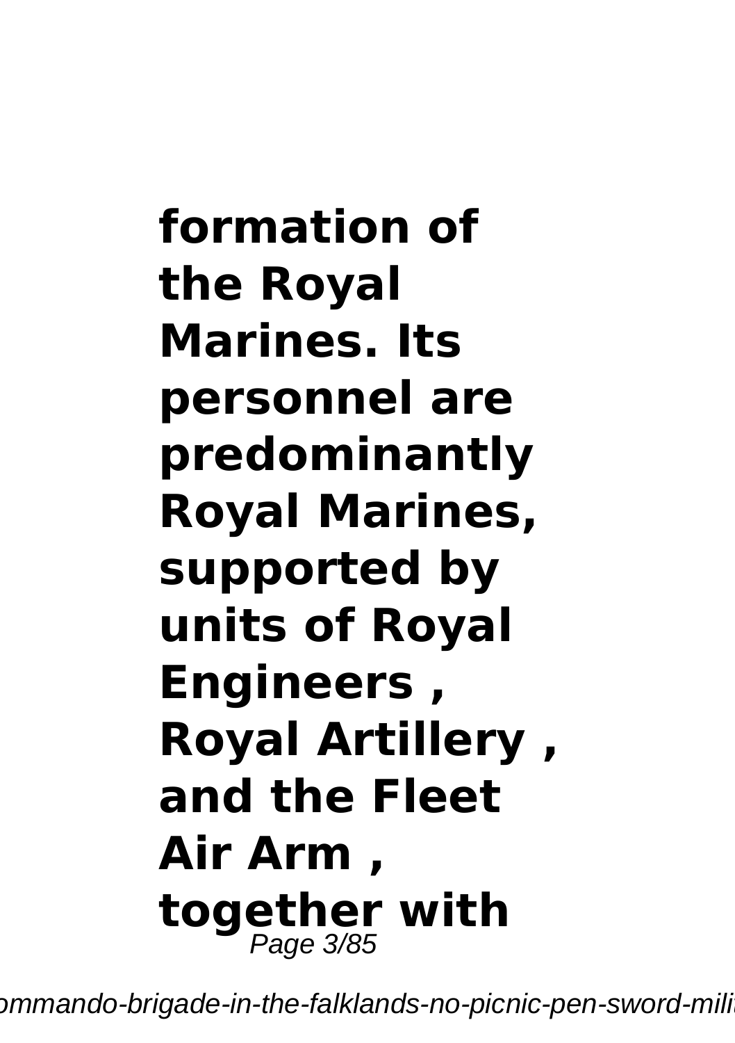**formation of the Royal Marines. Its personnel are predominantly Royal Marines, supported by units of Royal Engineers , Royal Artillery , and the Fleet Air Arm , together with**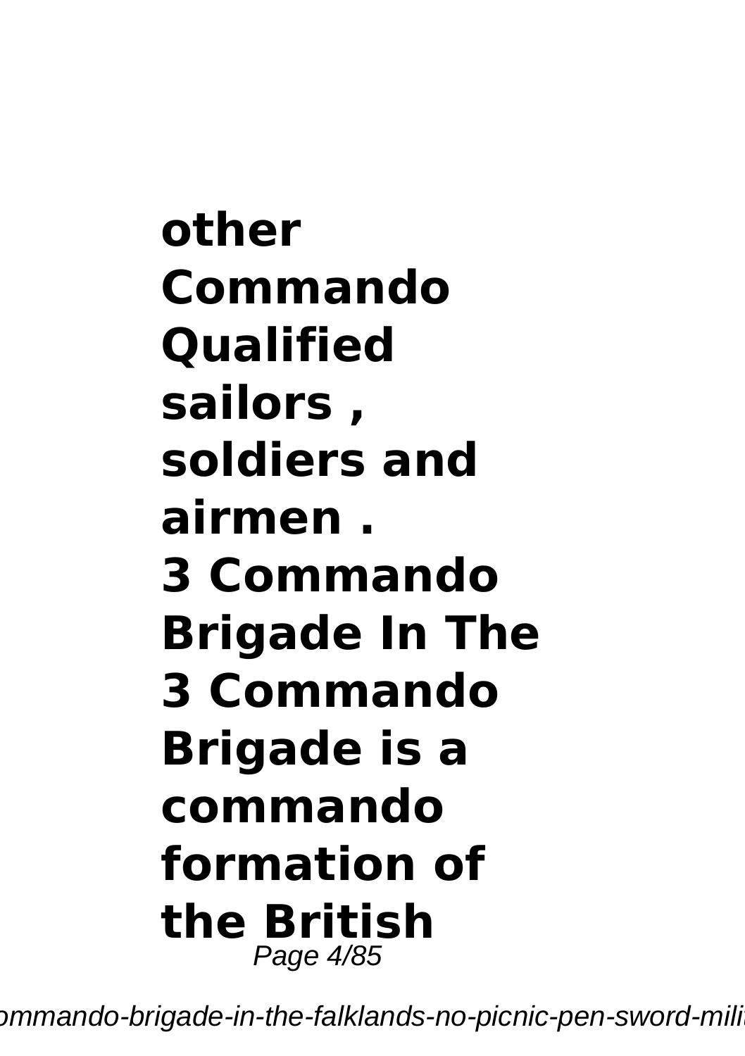**other Commando Qualified sailors , soldiers and airmen .**

**3 Commando Brigade In The**

**3 Commando Brigade is a commando formation of the British**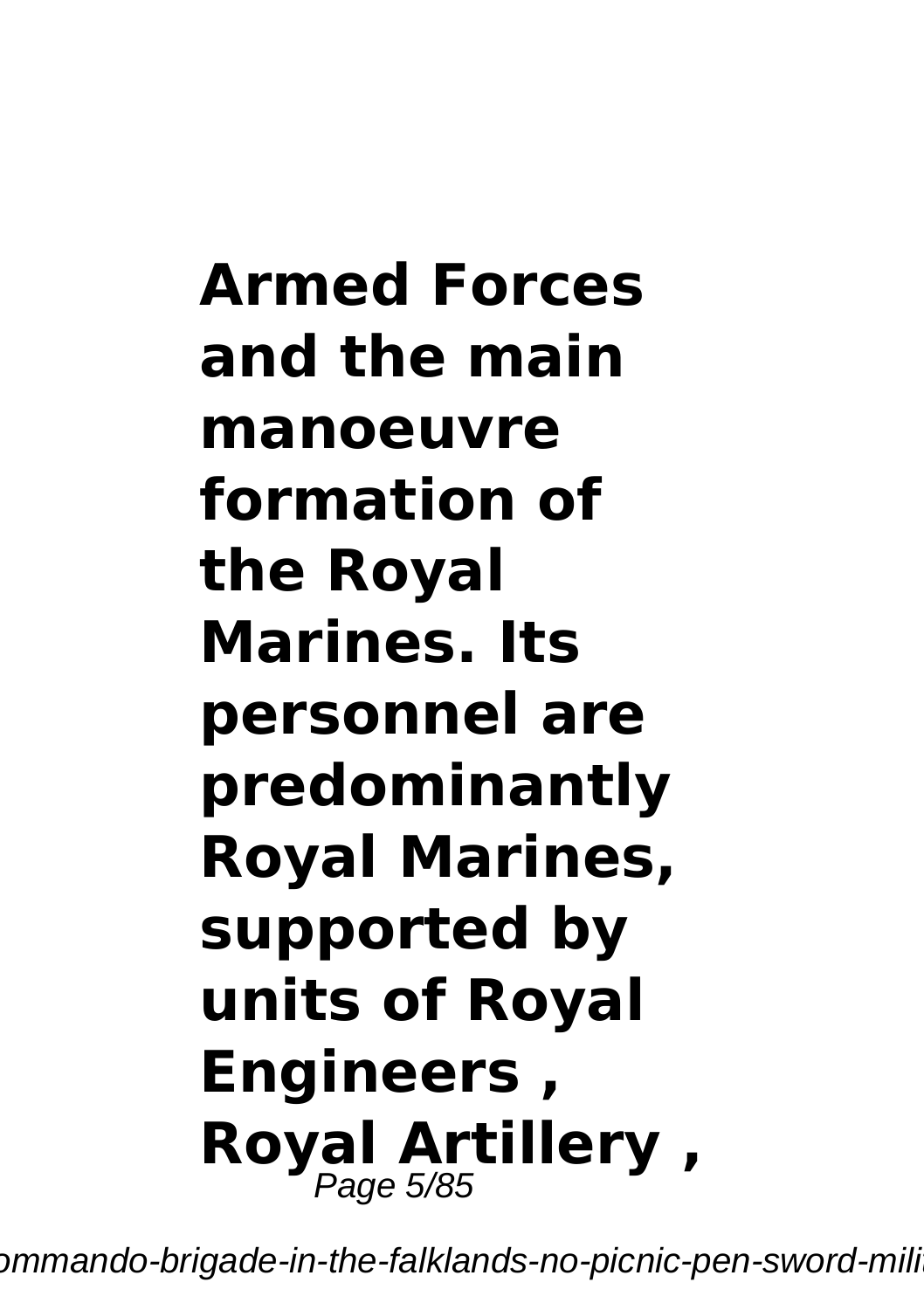**Armed Forces and the main manoeuvre formation of the Royal Marines. Its personnel are predominantly Royal Marines, supported by units of Royal Engineers , Royal Artillery ,**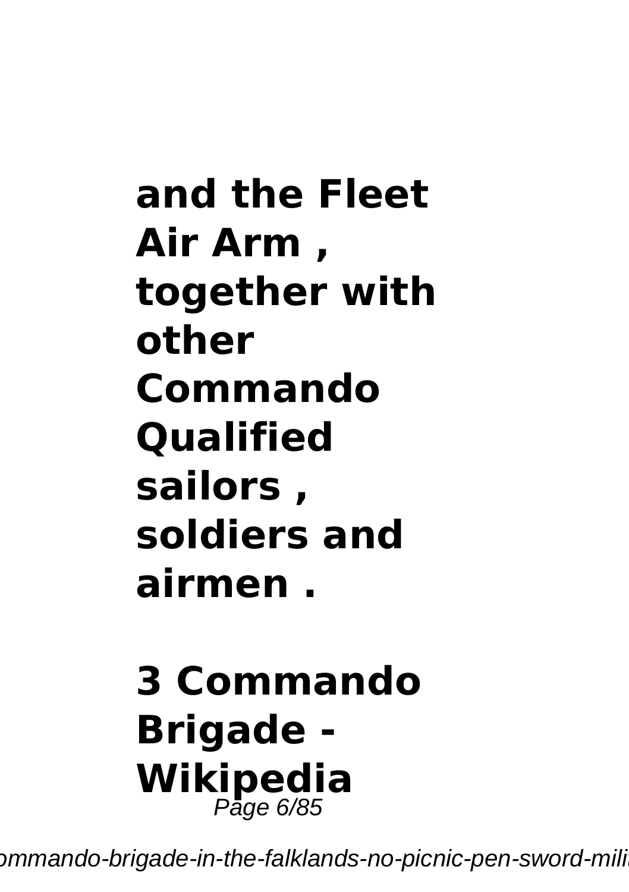**and the Fleet Air Arm , together with other Commando Qualified sailors , soldiers and airmen .**

## 3 Commando Brigade - Wikipedia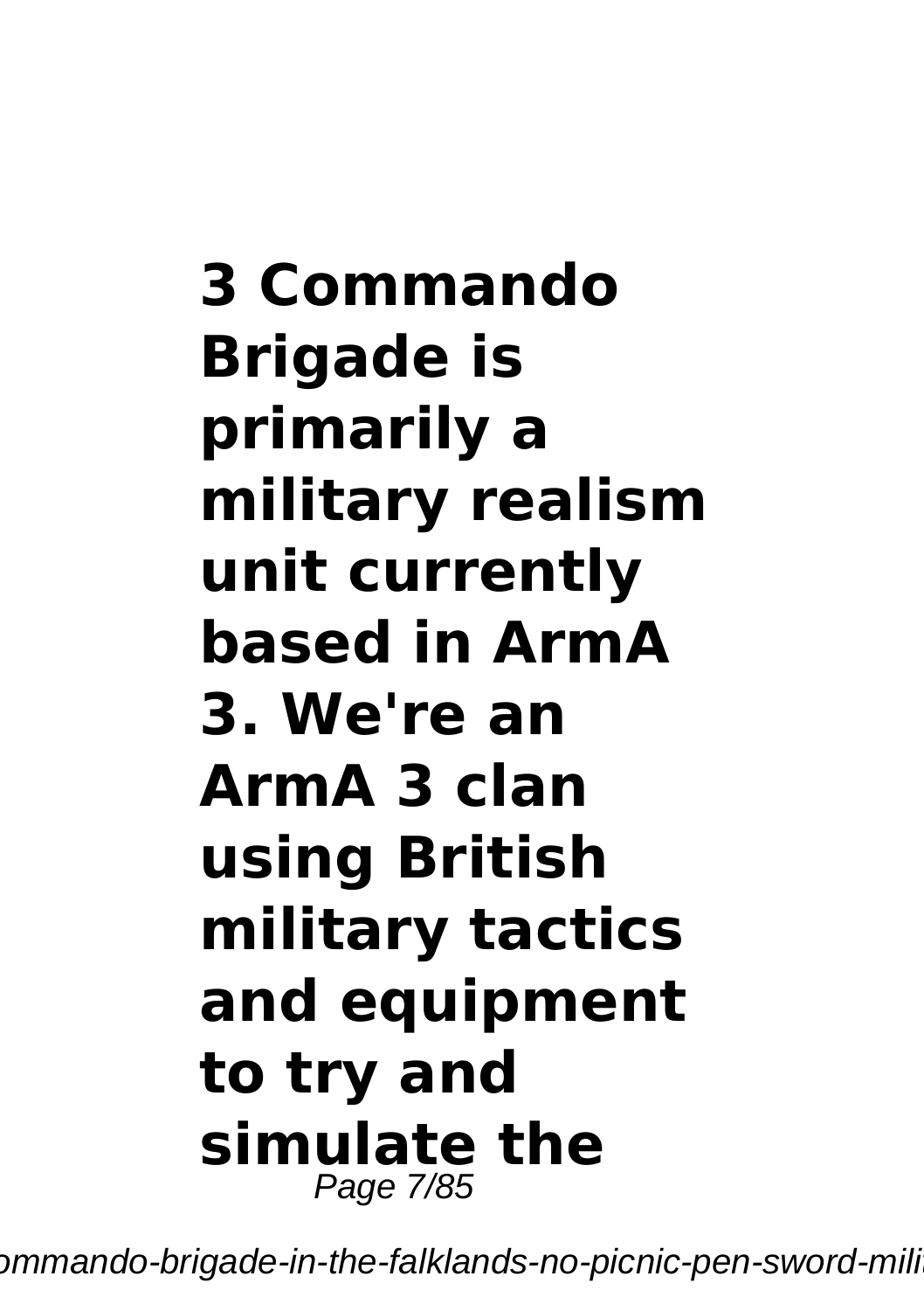**3 Commando Brigade is primarily a military realism unit currently based in ArmA 3. We're an ArmA 3 clan using British military tactics and equipment to try and simulate the**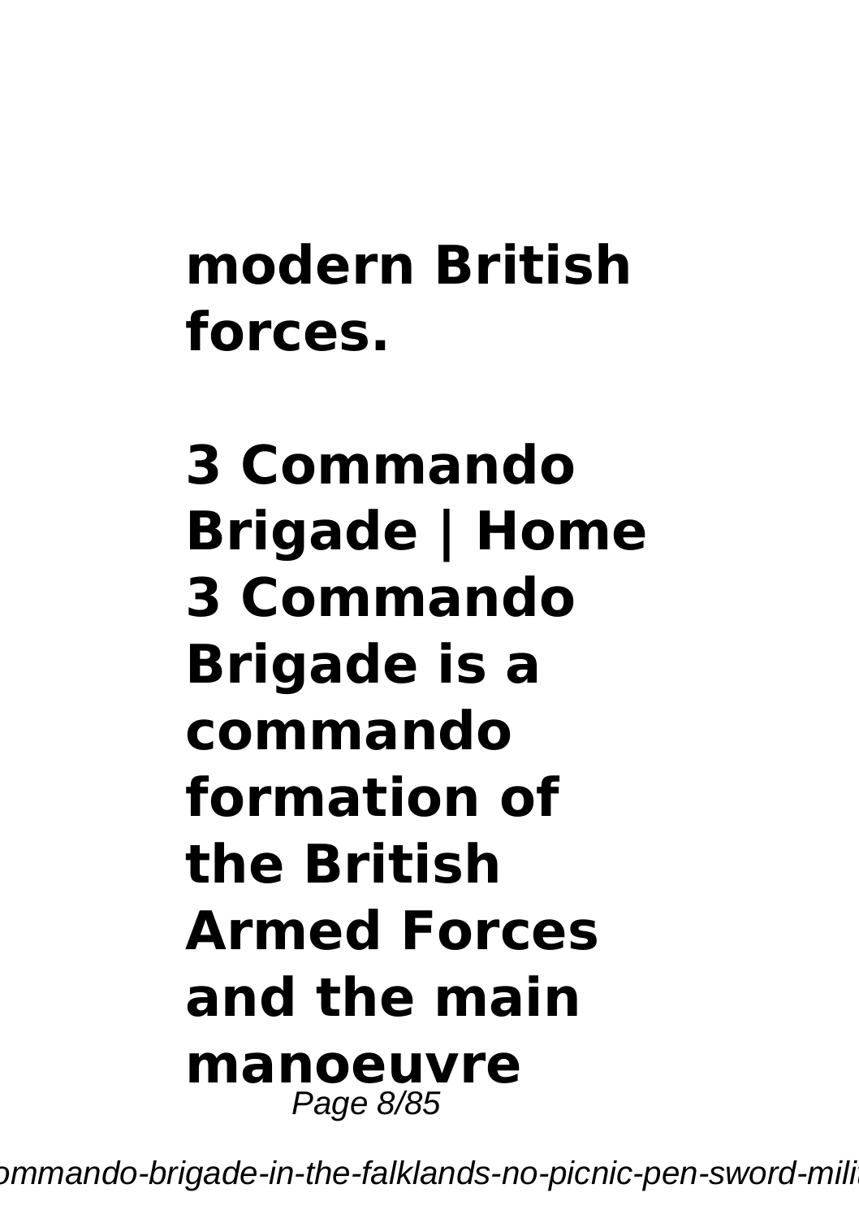**modern British forces.**

**3 Commando Brigade | Home 3 Commando Brigade is a commando formation of the British Armed Forces and the main manoeuvre**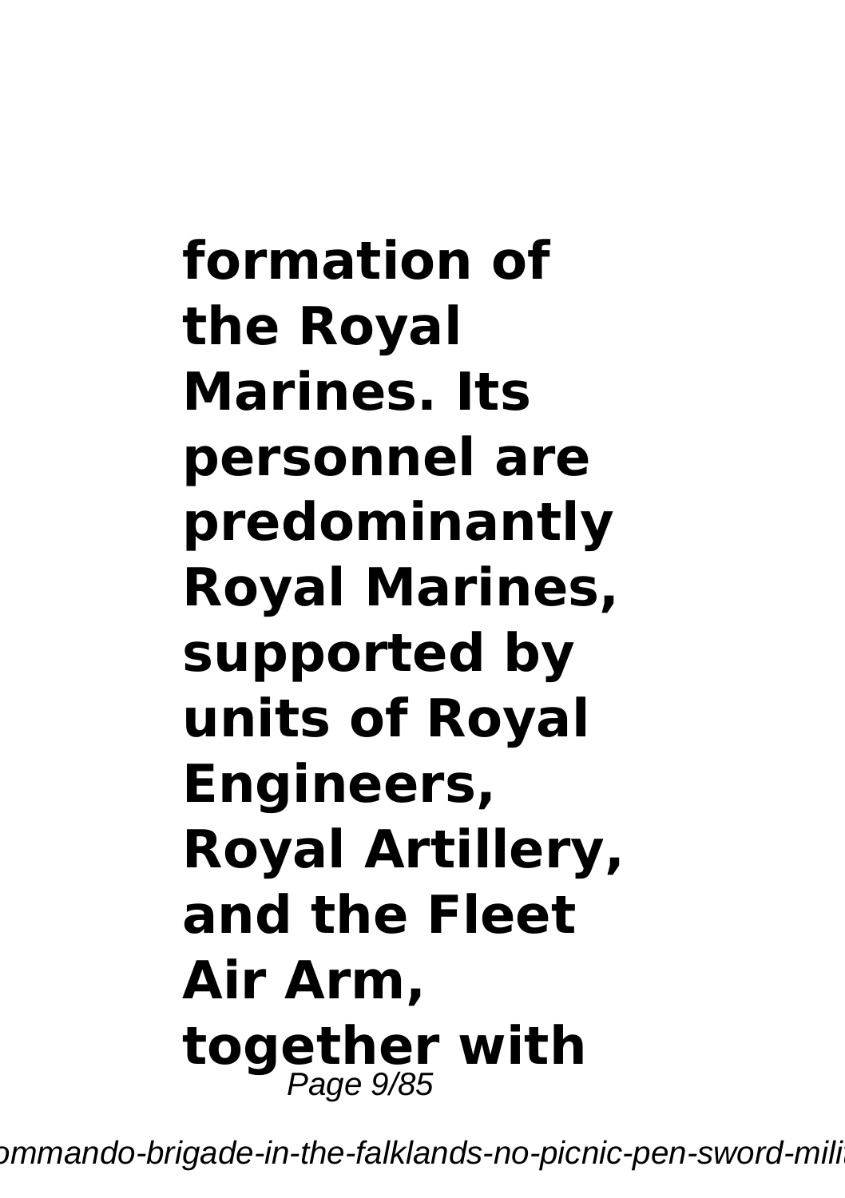**formation of the Royal Marines. Its personnel are predominantly Royal Marines, supported by units of Royal Engineers, Royal Artillery, and the Fleet Air Arm, together with**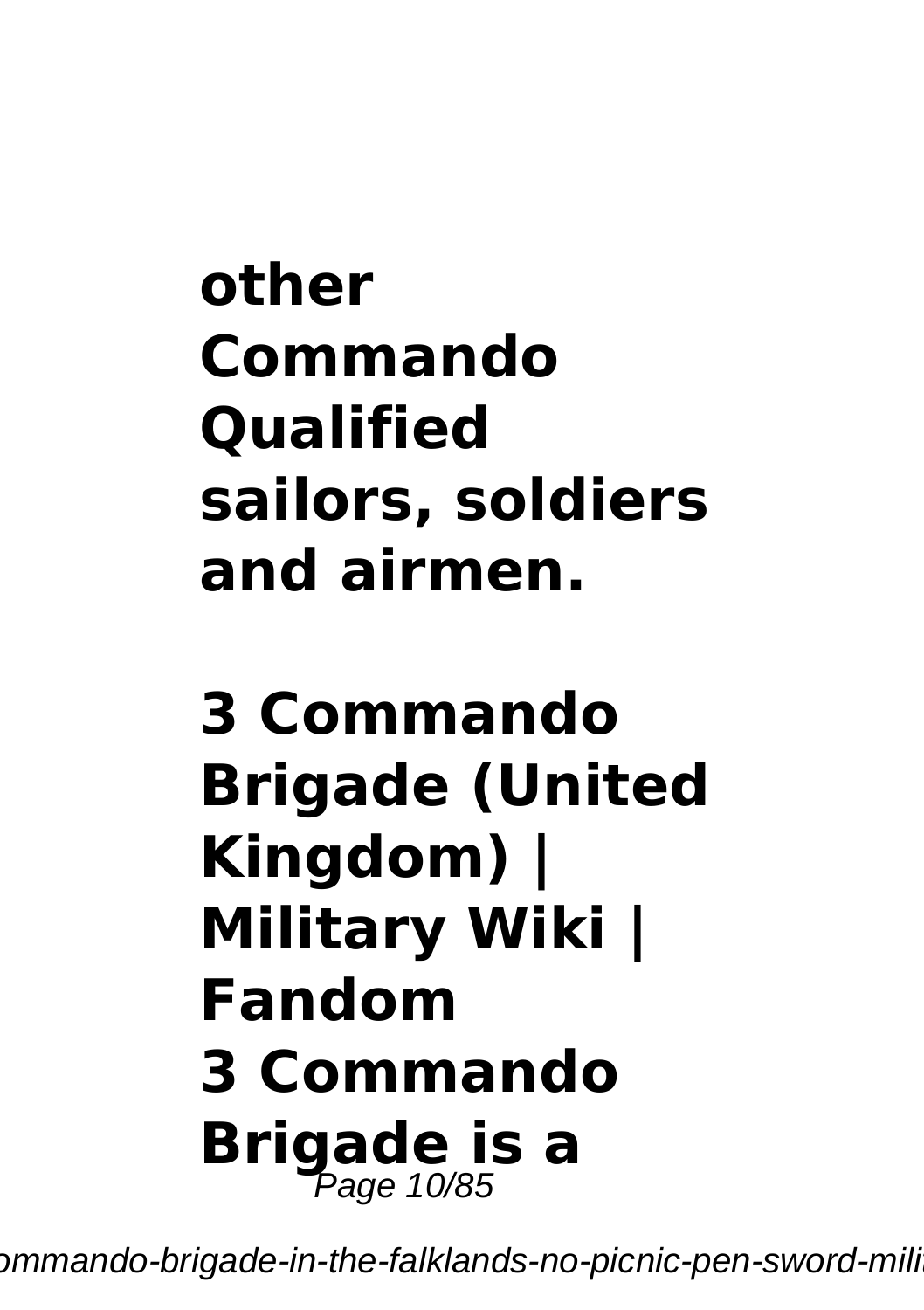**other Commando Qualified sailors, soldiers and airmen.**

**3 Commando Brigade (United Kingdom) | Military Wiki | Fandom**

**3 Commando Brigade is a**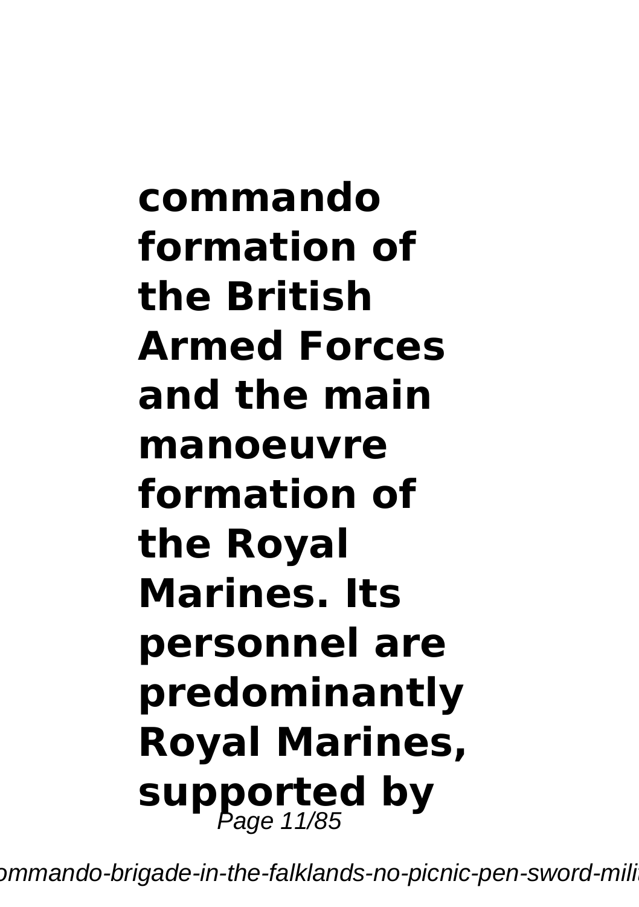**commando formation of the British Armed Forces and the main manoeuvre formation of the Royal Marines. Its personnel are predominantly Royal Marines, supported by**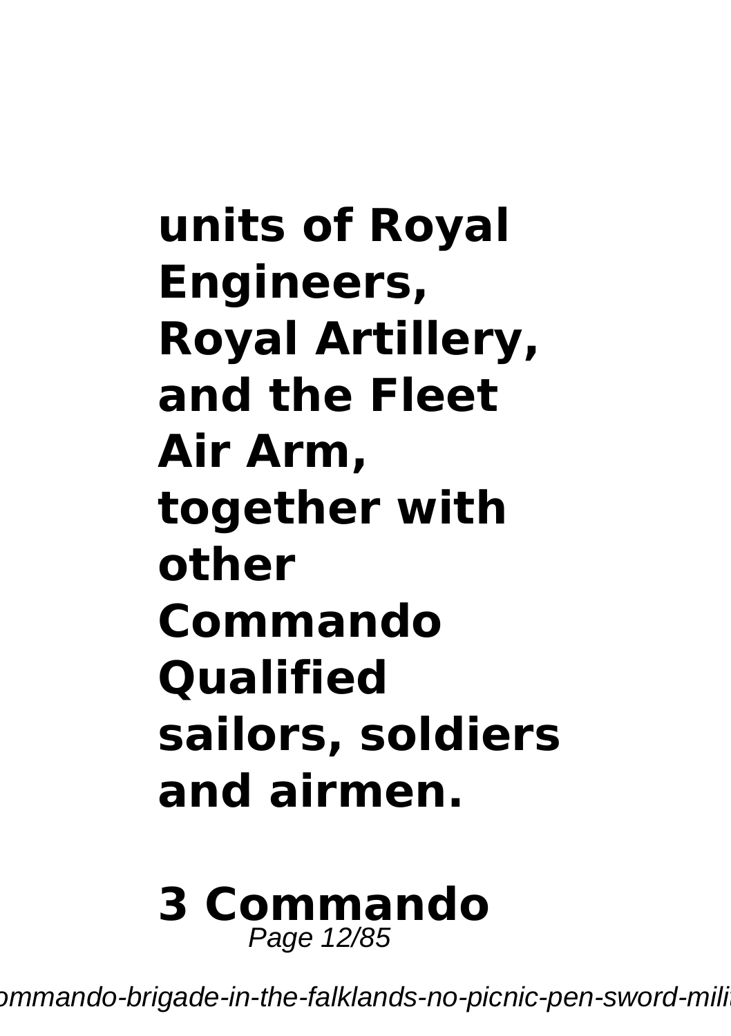**units of Royal Engineers, Royal Artillery, and the Fleet Air Arm, together with other Commando Qualified sailors, soldiers and airmen.**

**3 Commando**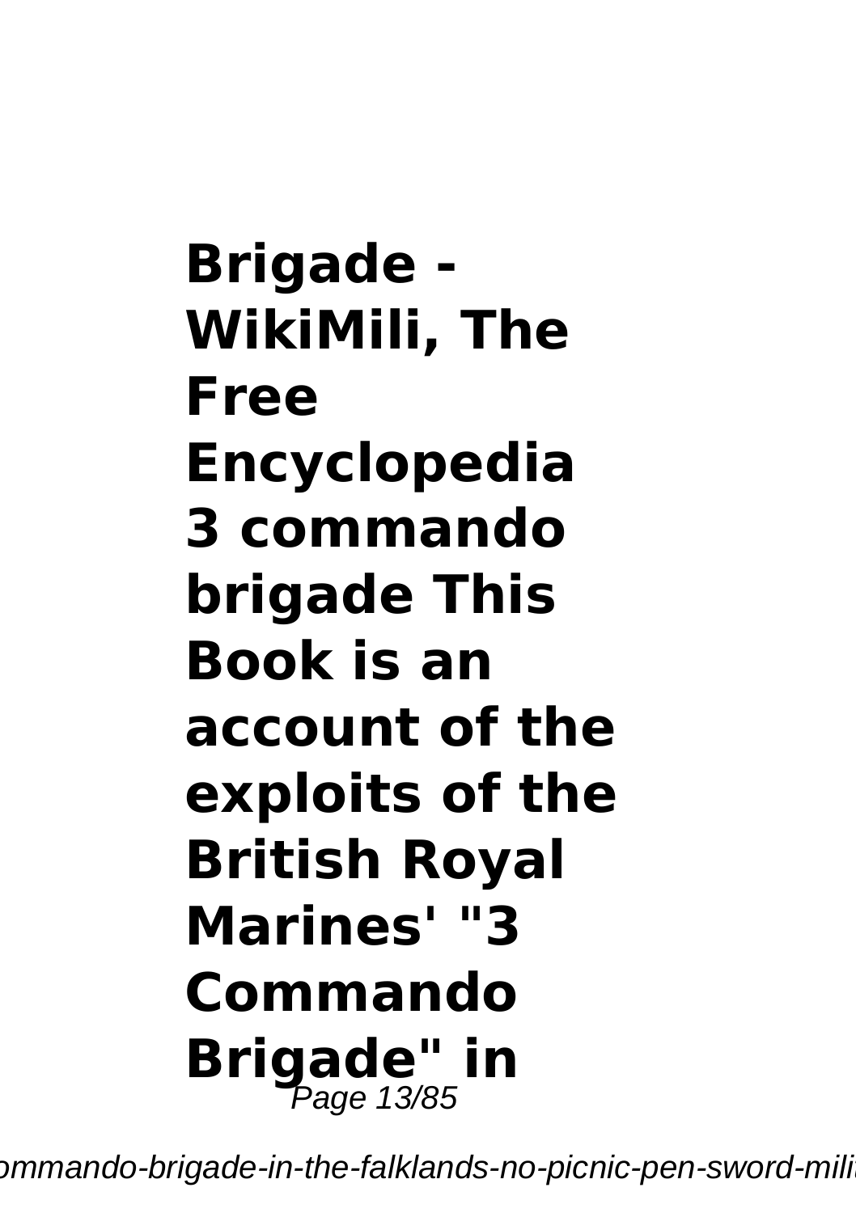**Brigade - WikiMili, The Free Encyclopedia 3 commando brigade This Book is an account of the exploits of the British Royal Marines' "3 Commando Brigade" in**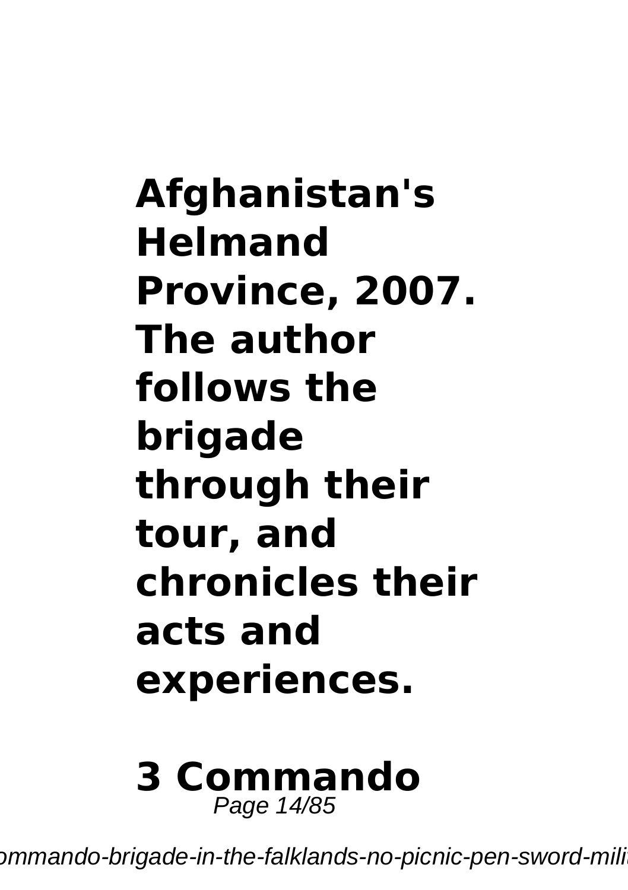**Afghanistan's Helmand Province, 2007. The author follows the brigade through their tour, and chronicles their acts and experiences.**

**3 Commando**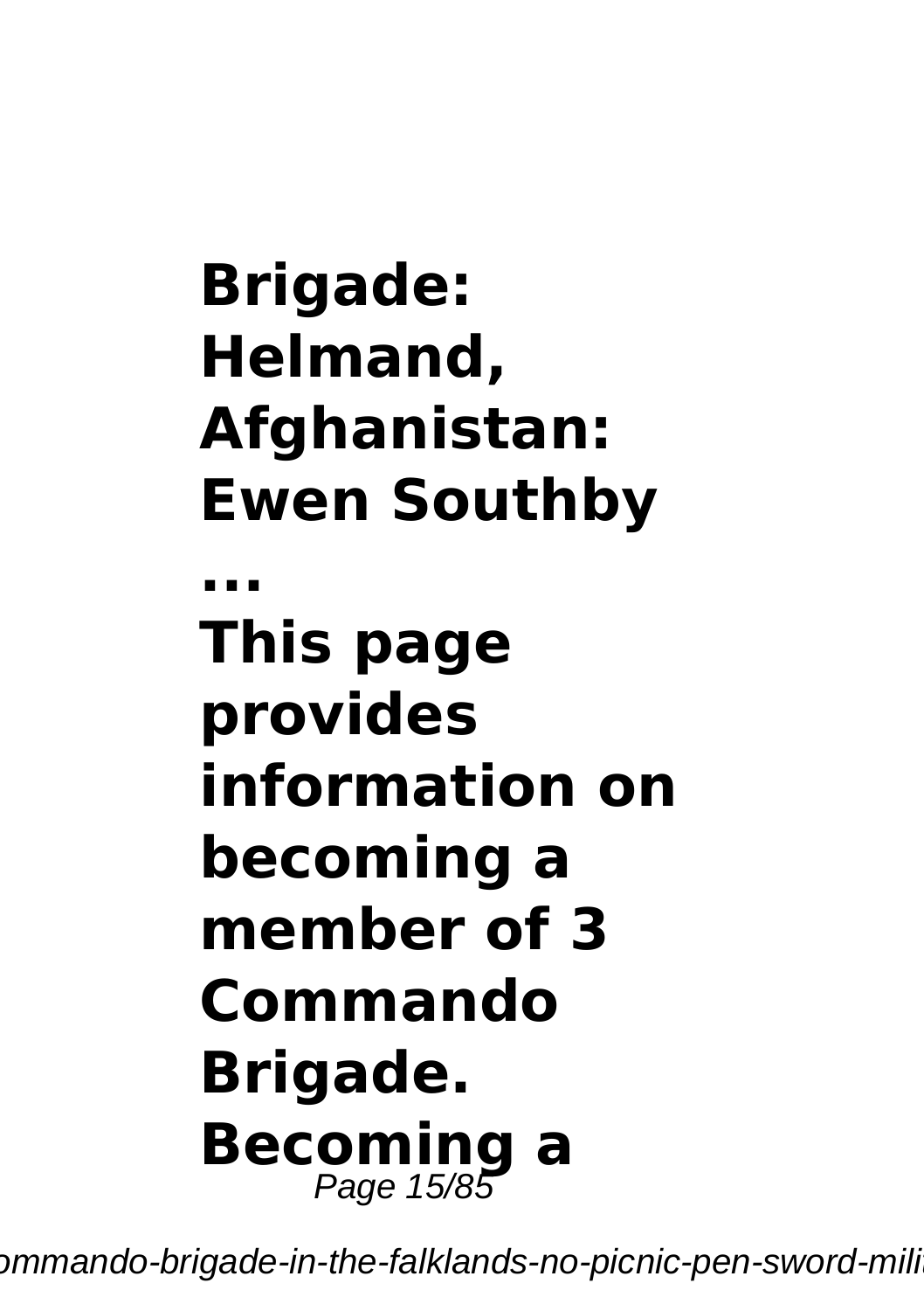**Brigade: Helmand, Afghanistan: Ewen Southby ...**

**This page provides information on becoming a member of 3 Commando Brigade. Becoming a**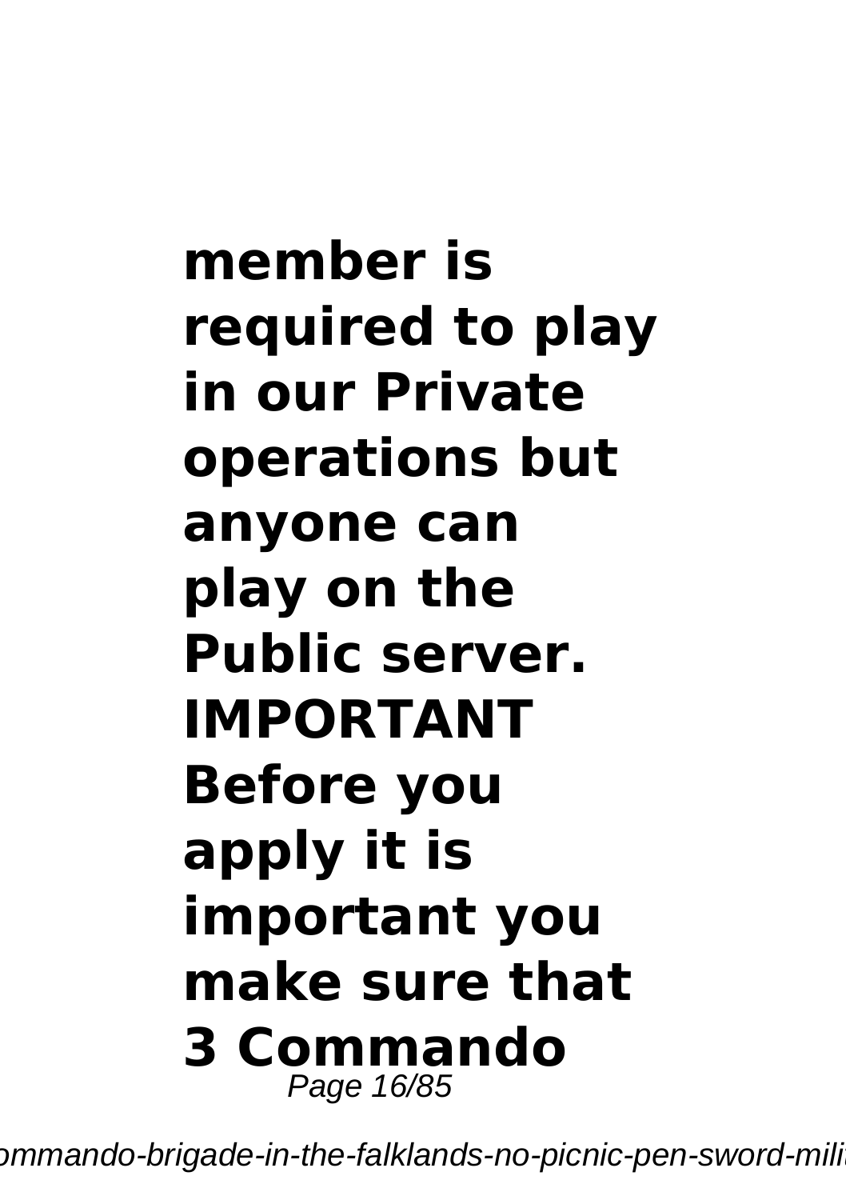**member is required to play in our Private operations but anyone can play on the Public server. IMPORTANT Before you apply it is important you make sure that 3 Commando**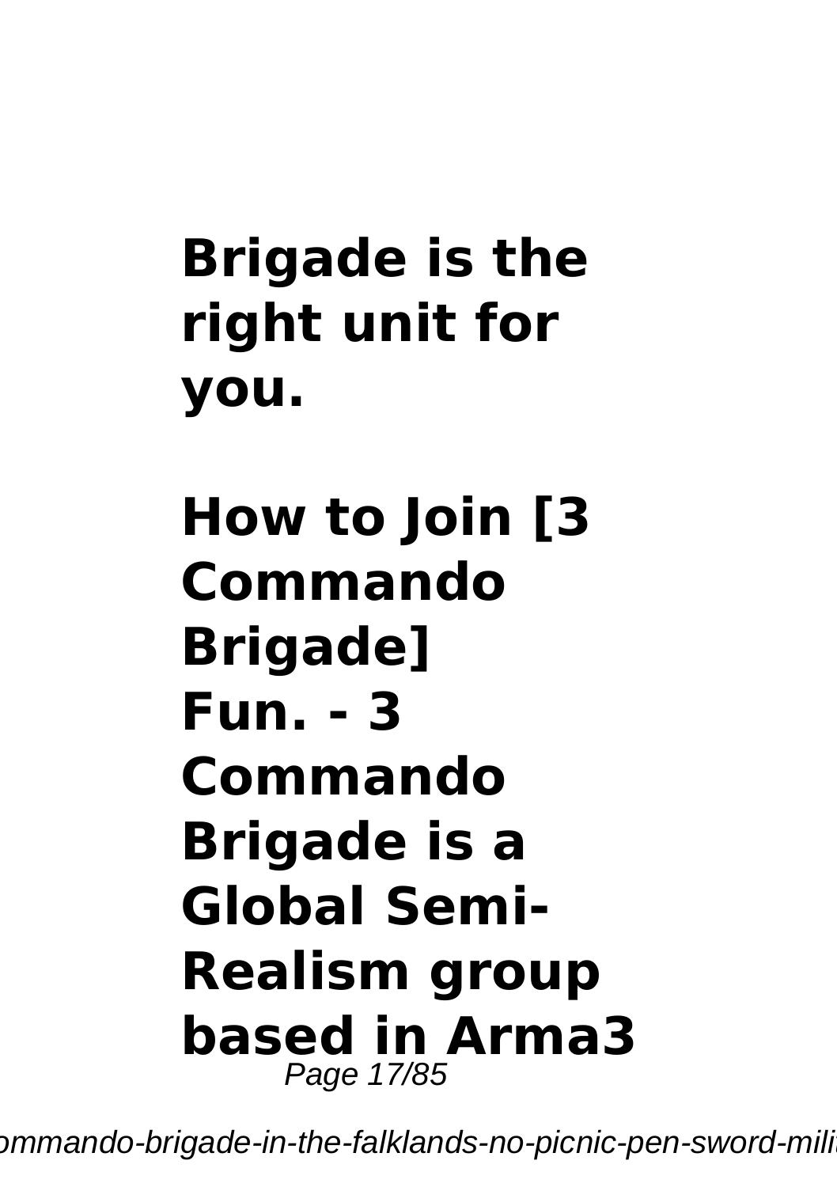**Brigade is the right unit for you.**

**How to Join [3 Commando Brigade] Fun. - 3 Commando Brigade is a Global Semi-Realism group based in Arma3**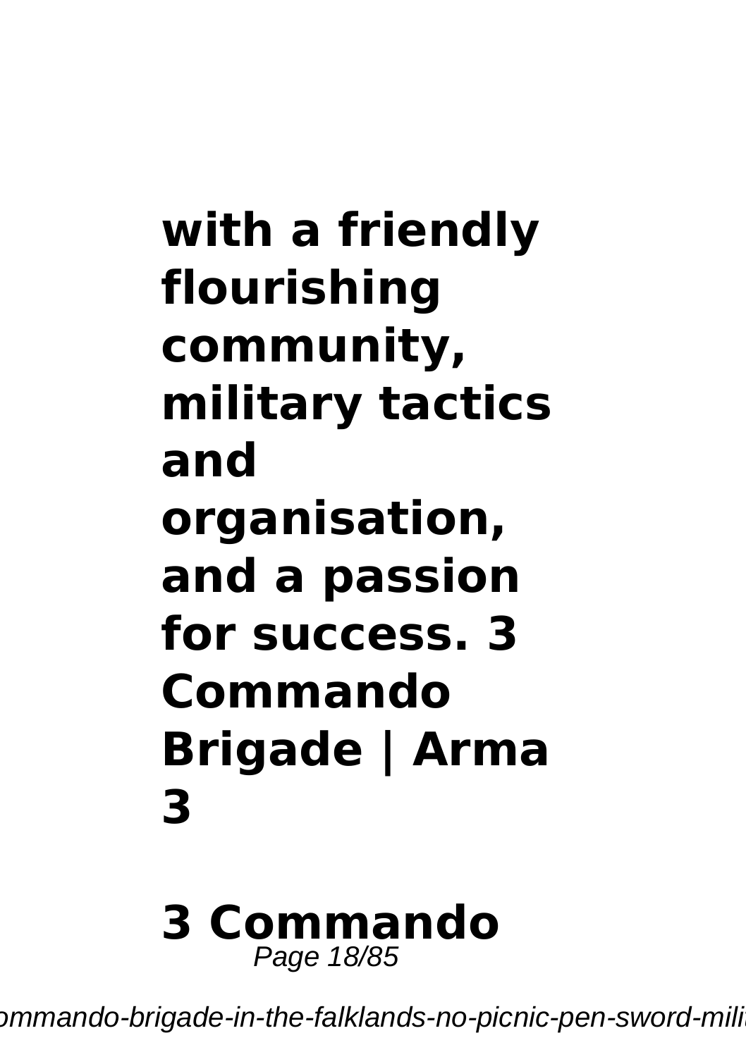**with a friendly flourishing community, military tactics and organisation, and a passion for success. 3 Commando Brigade | Arma 3**

**3 Commando**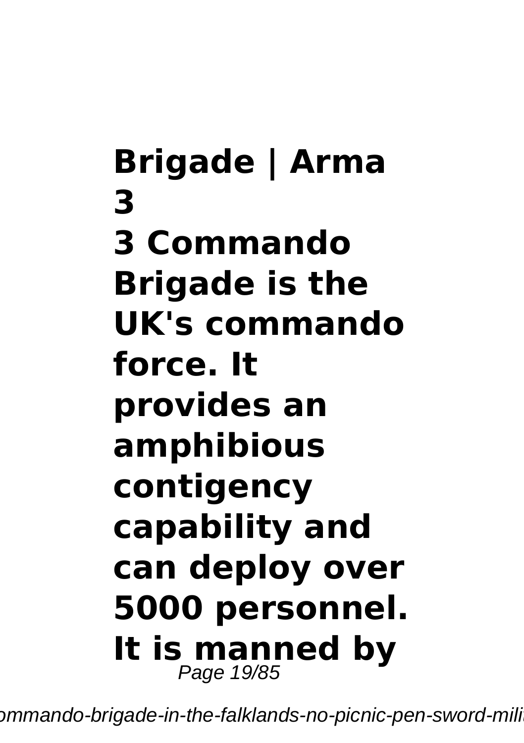**Brigade | Arma 3**

**3 Commando Brigade is the UK's commando force. It provides an amphibious contigency capability and can deploy over 5000 personnel. It is manned by**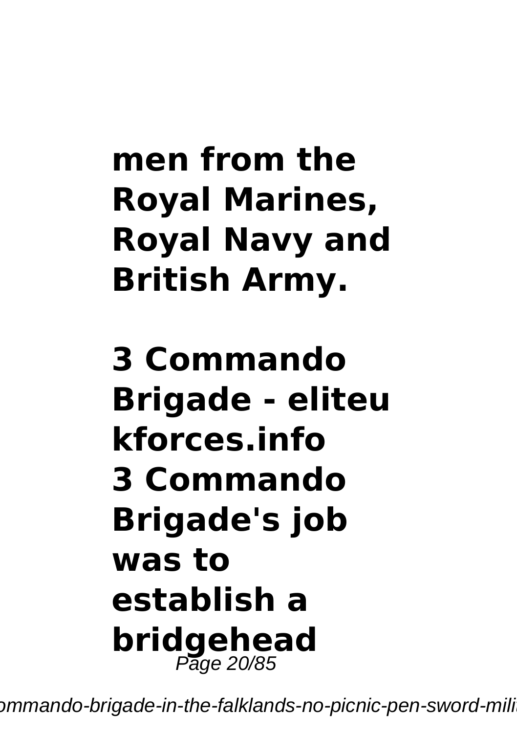**men from the Royal Marines, Royal Navy and British Army.**

**3 Commando Brigade - eliteukforces.info**

**3 Commando Brigade's job was to establish a bridgehead**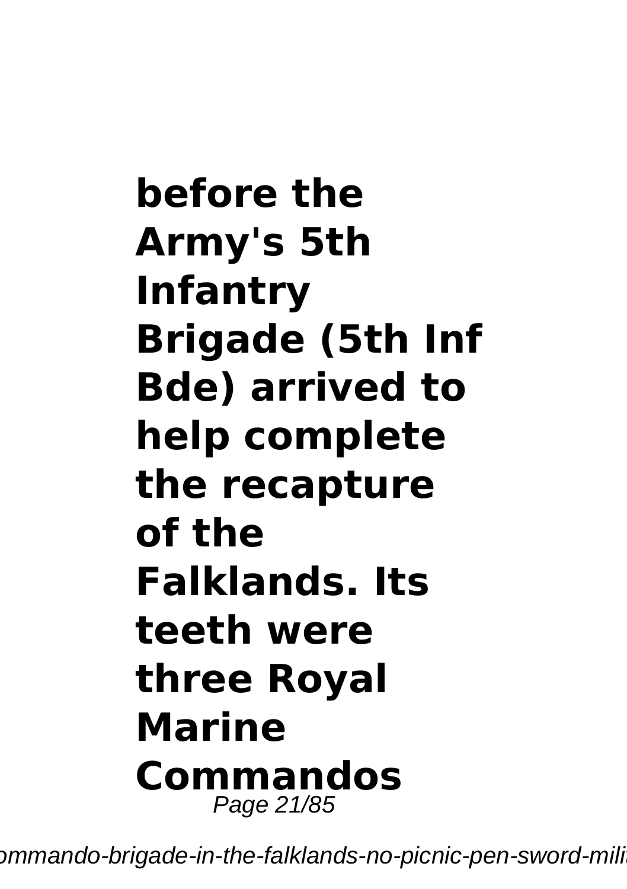**before the Army's 5th Infantry Brigade (5th Inf Bde) arrived to help complete the recapture of the Falklands. Its teeth were three Royal Marine Commandos**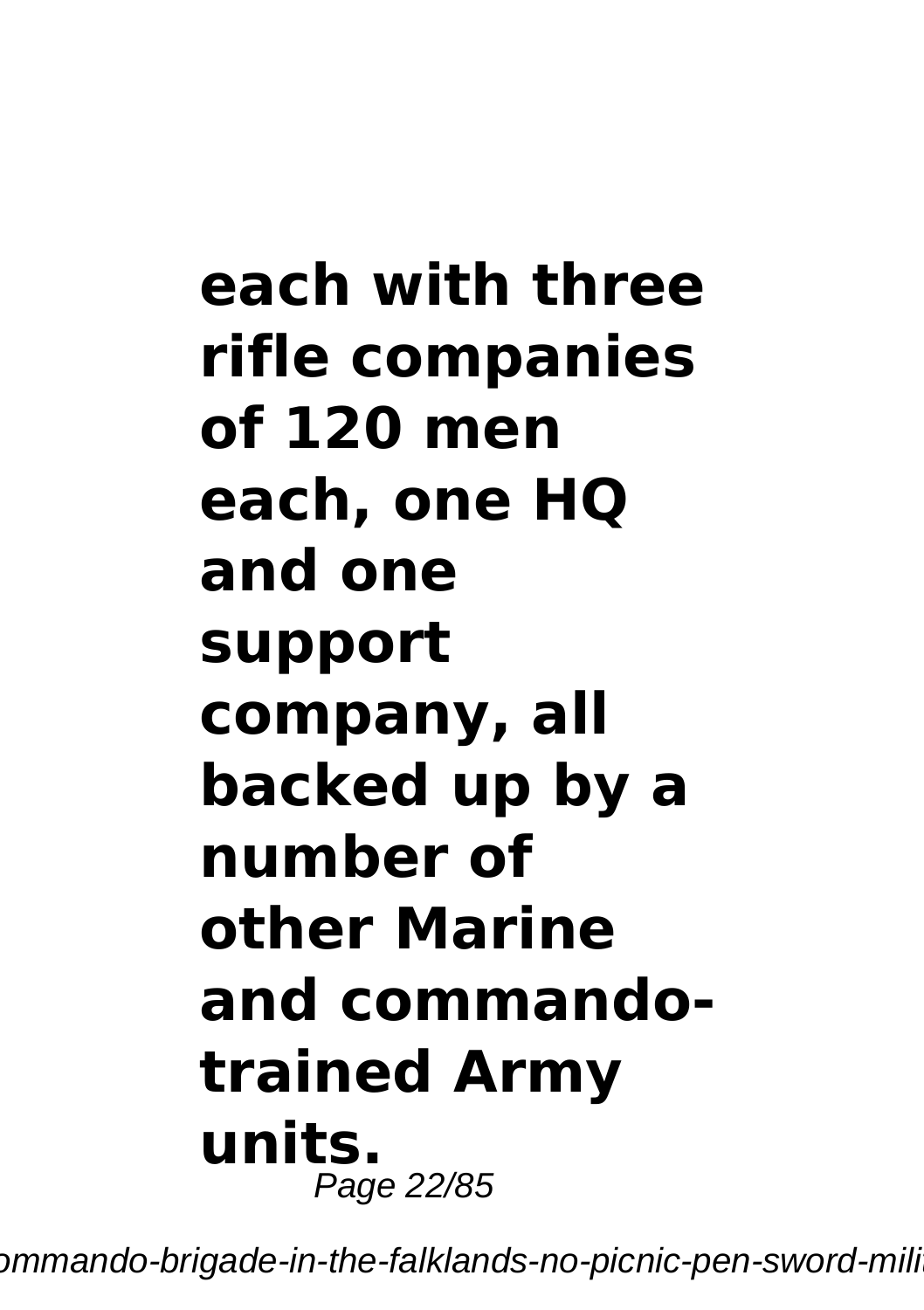**each with three rifle companies of 120 men each, one HQ and one support company, all backed up by a number of other Marine and commando-trained Army units.**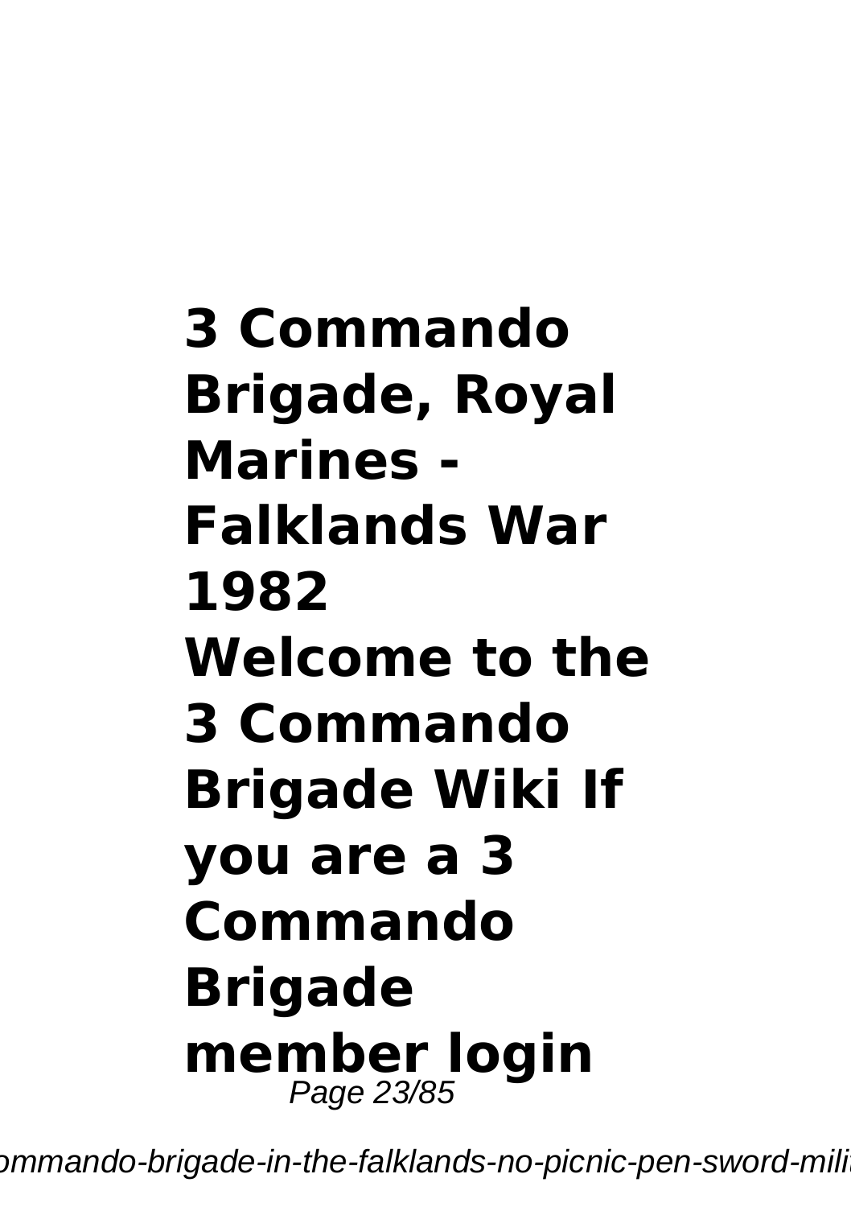**3 Commando Brigade, Royal Marines - Falklands War 1982**

**Welcome to the 3 Commando Brigade Wiki If you are a 3 Commando Brigade member login**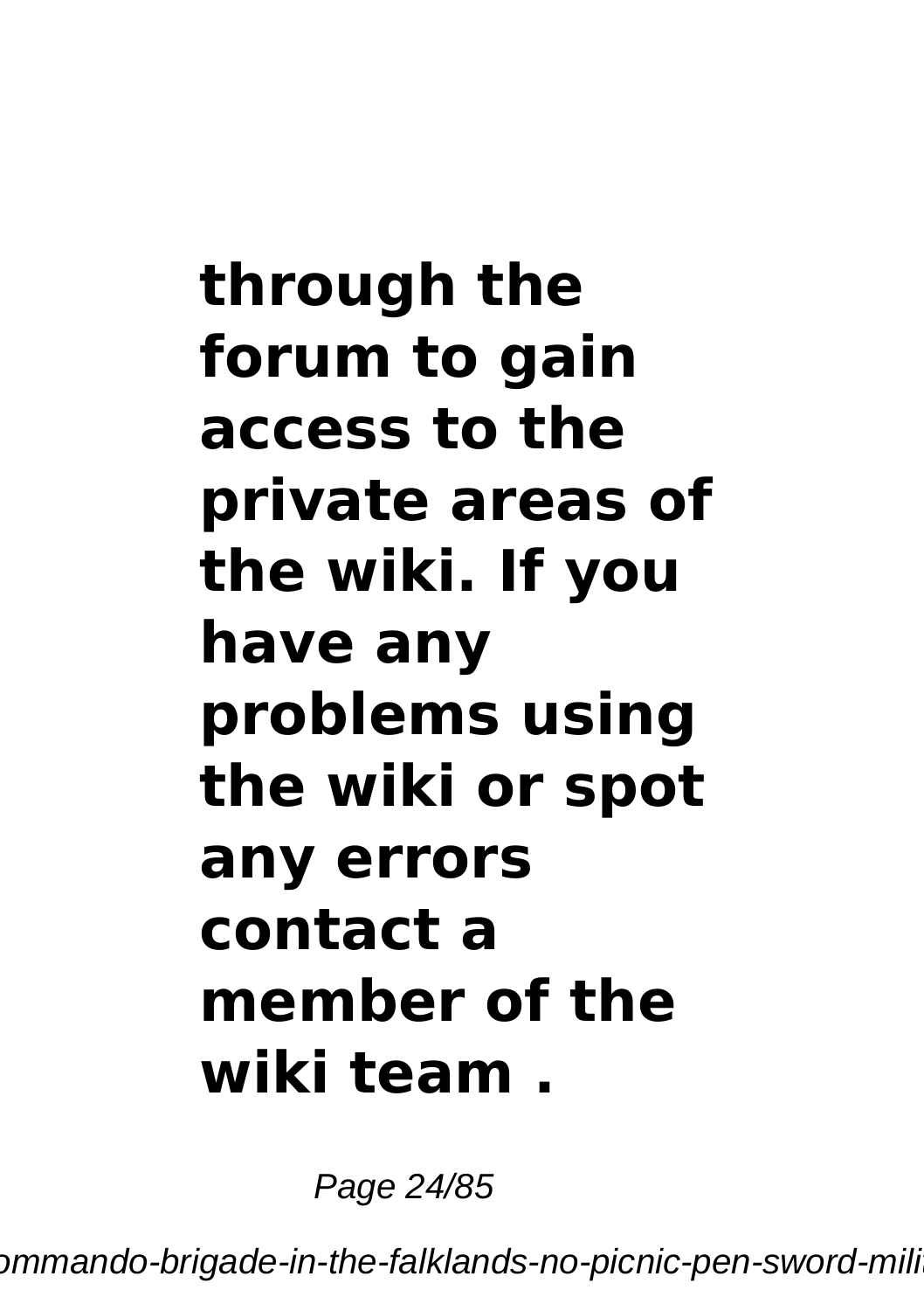**through the forum to gain access to the private areas of the wiki. If you have any problems using the wiki or spot any errors contact a member of the wiki team .**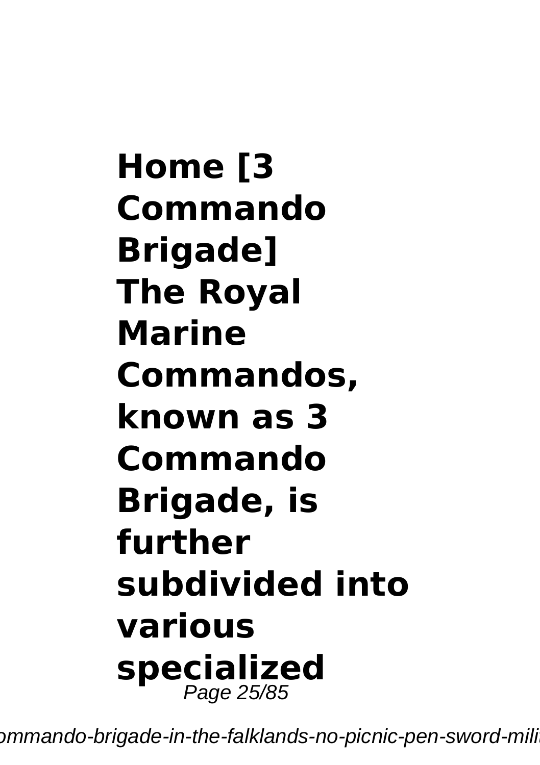**Home [3 Commando Brigade]**
**The Royal Marine Commandos, known as 3 Commando Brigade, is further subdivided into various specialized**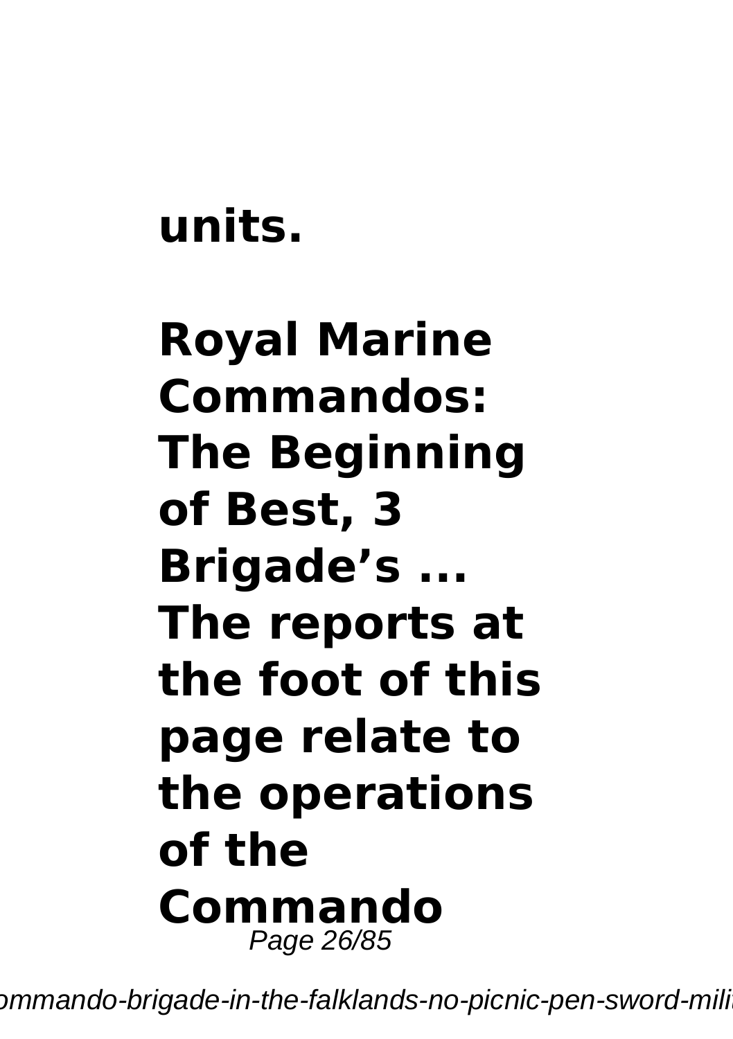**units.**

**Royal Marine Commandos: The Beginning of Best, 3 Brigade's ... The reports at the foot of this page relate to the operations of the Commando**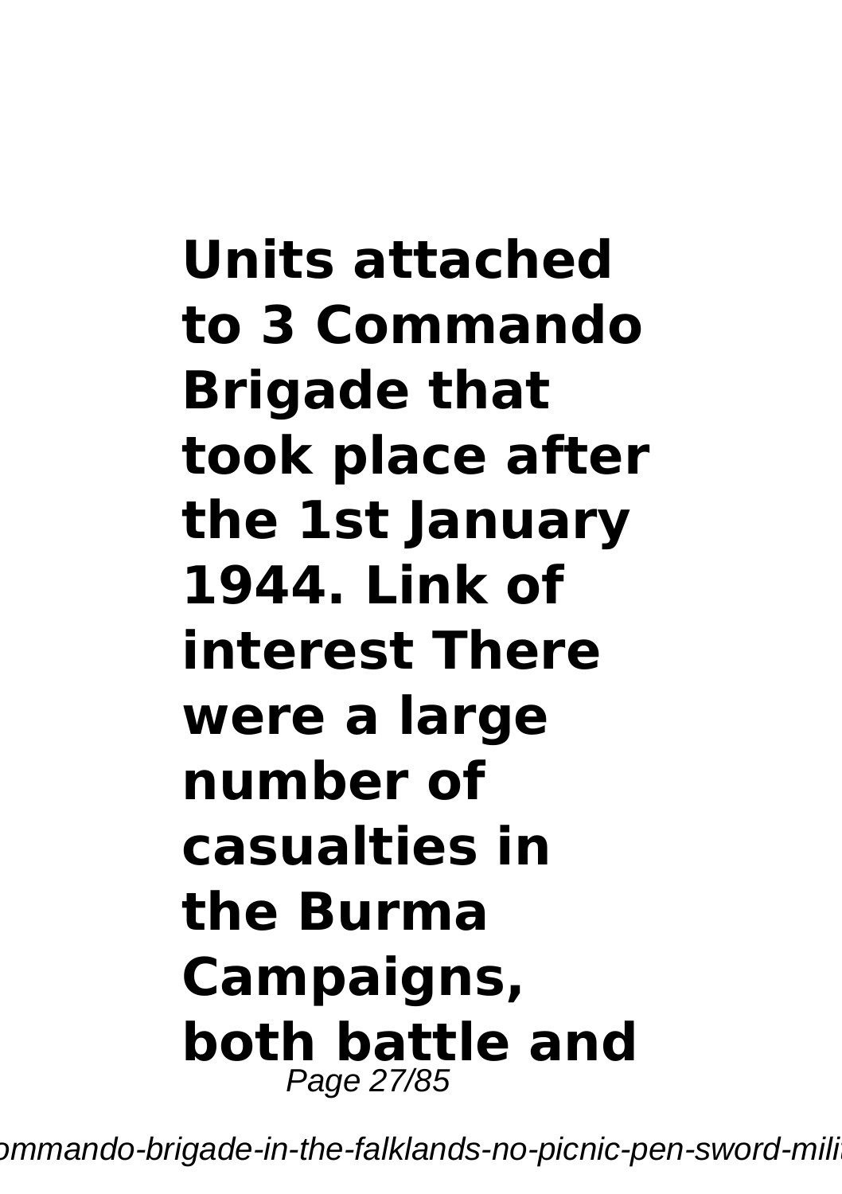**Units attached to 3 Commando Brigade that took place after the 1st January 1944. Link of interest There were a large number of casualties in the Burma Campaigns, both battle and**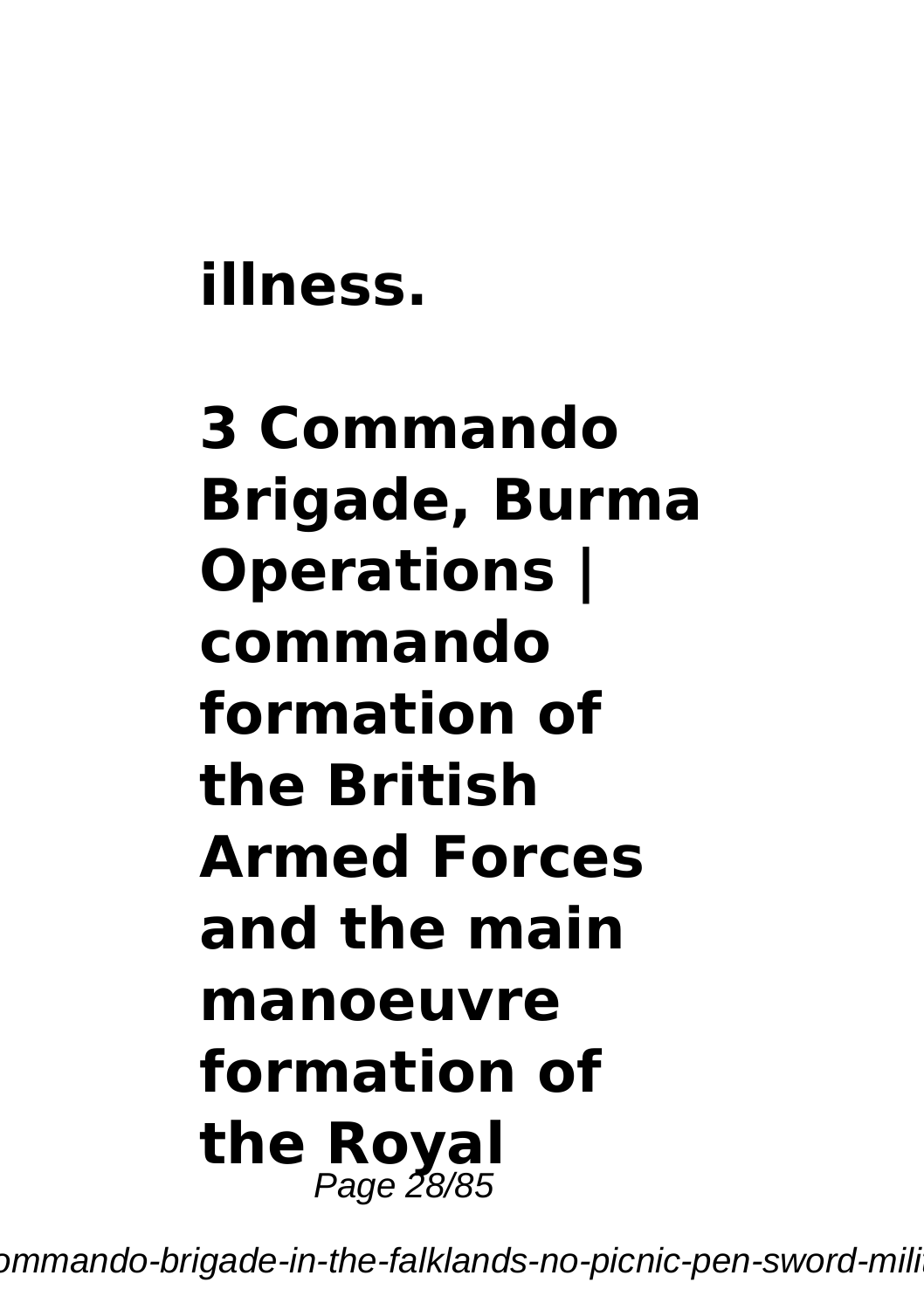**illness.**

**3 Commando Brigade, Burma Operations | commando formation of the British Armed Forces and the main manoeuvre formation of the Royal**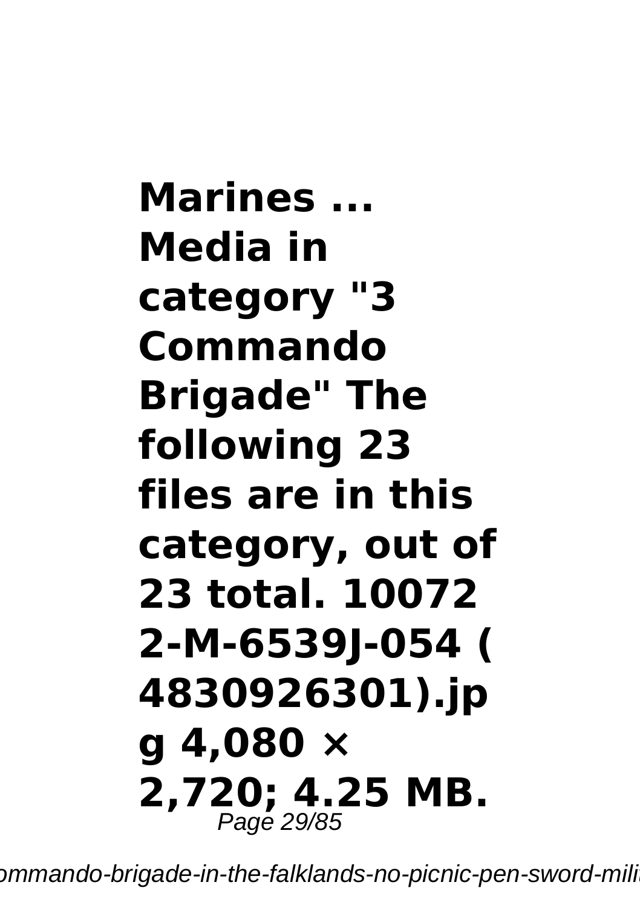**Marines ... Media in category "3 Commando Brigade" The following 23 files are in this category, out of 23 total. 100722-M-6539J-054 (4830926301).jpg 4,080 × 2,720; 4.25 MB.**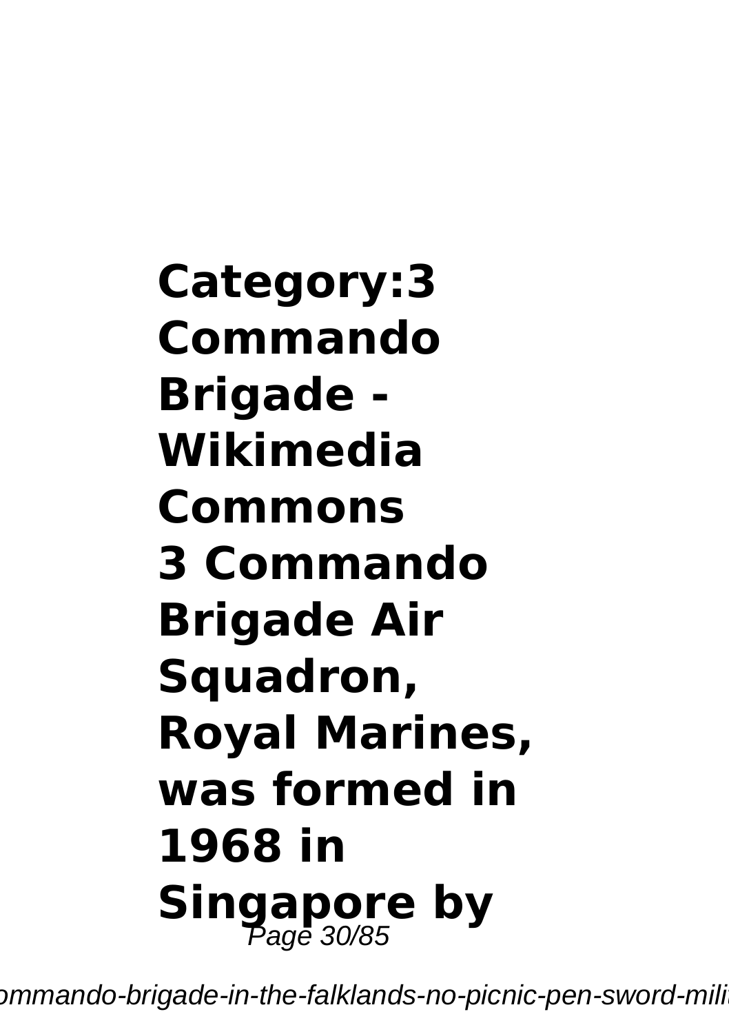**Category:3 Commando Brigade - Wikimedia Commons**

**3 Commando Brigade Air Squadron, Royal Marines, was formed in 1968 in Singapore by**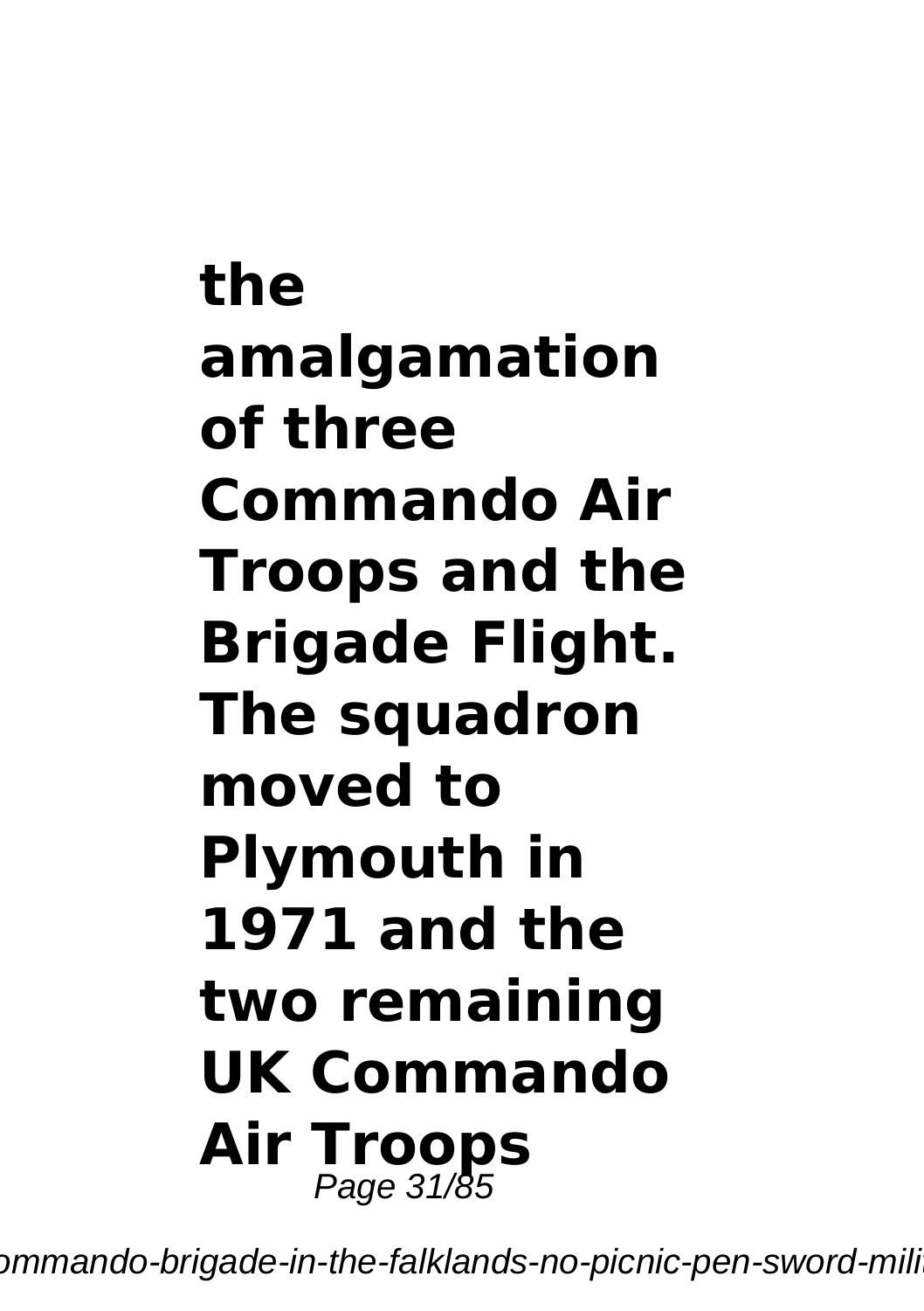**the amalgamation of three Commando Air Troops and the Brigade Flight. The squadron moved to Plymouth in 1971 and the two remaining UK Commando Air Troops**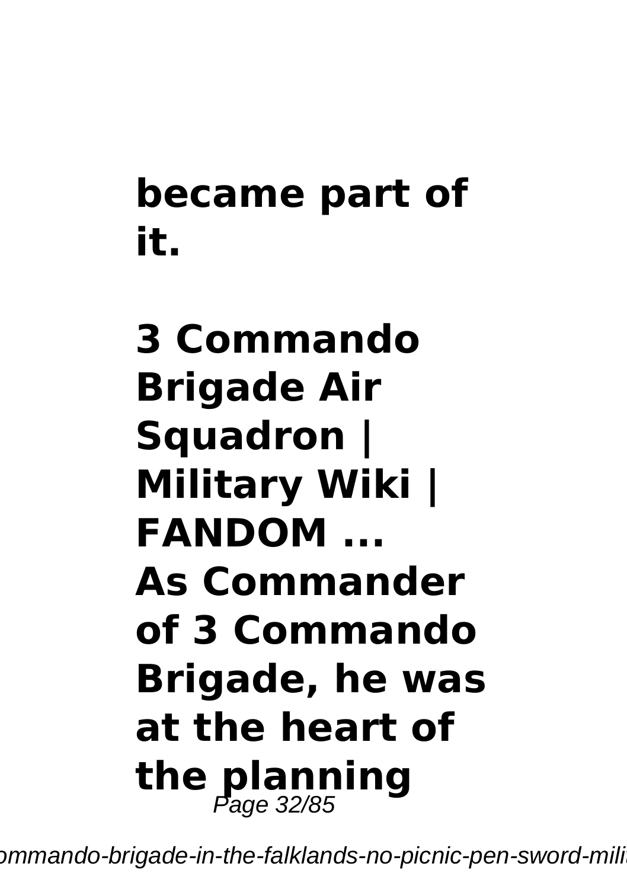**became part of it.**

**3 Commando Brigade Air Squadron | Military Wiki | FANDOM ...**

**As Commander of 3 Commando Brigade, he was at the heart of the planning**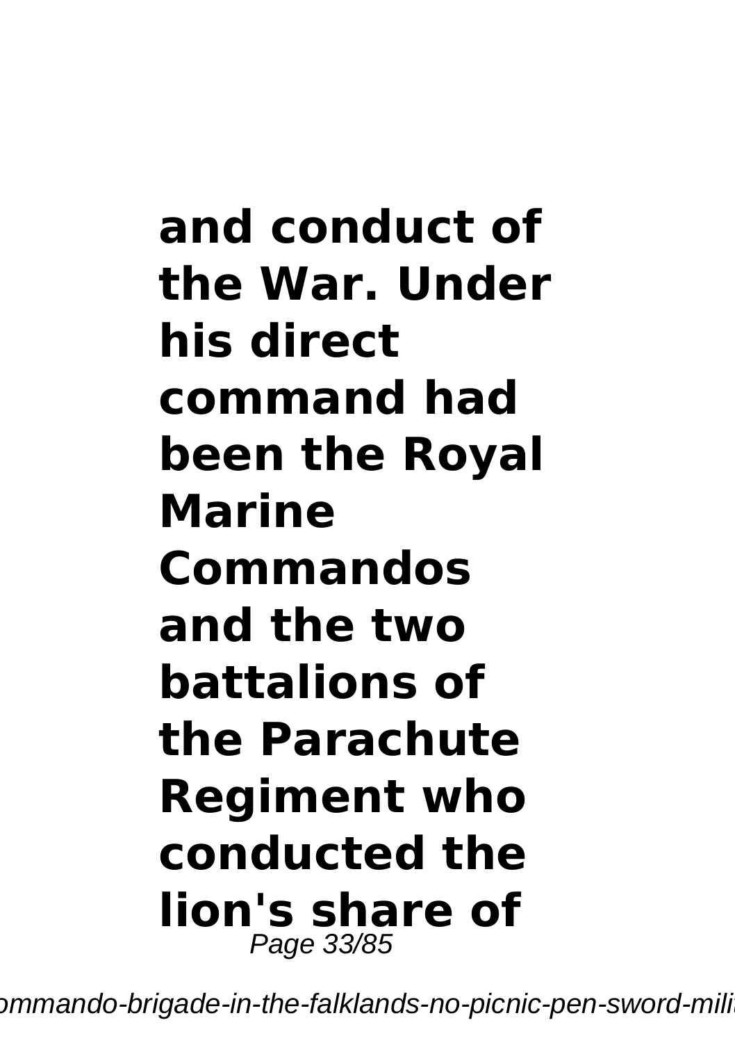**and conduct of the War. Under his direct command had been the Royal Marine Commandos and the two battalions of the Parachute Regiment who conducted the lion's share of**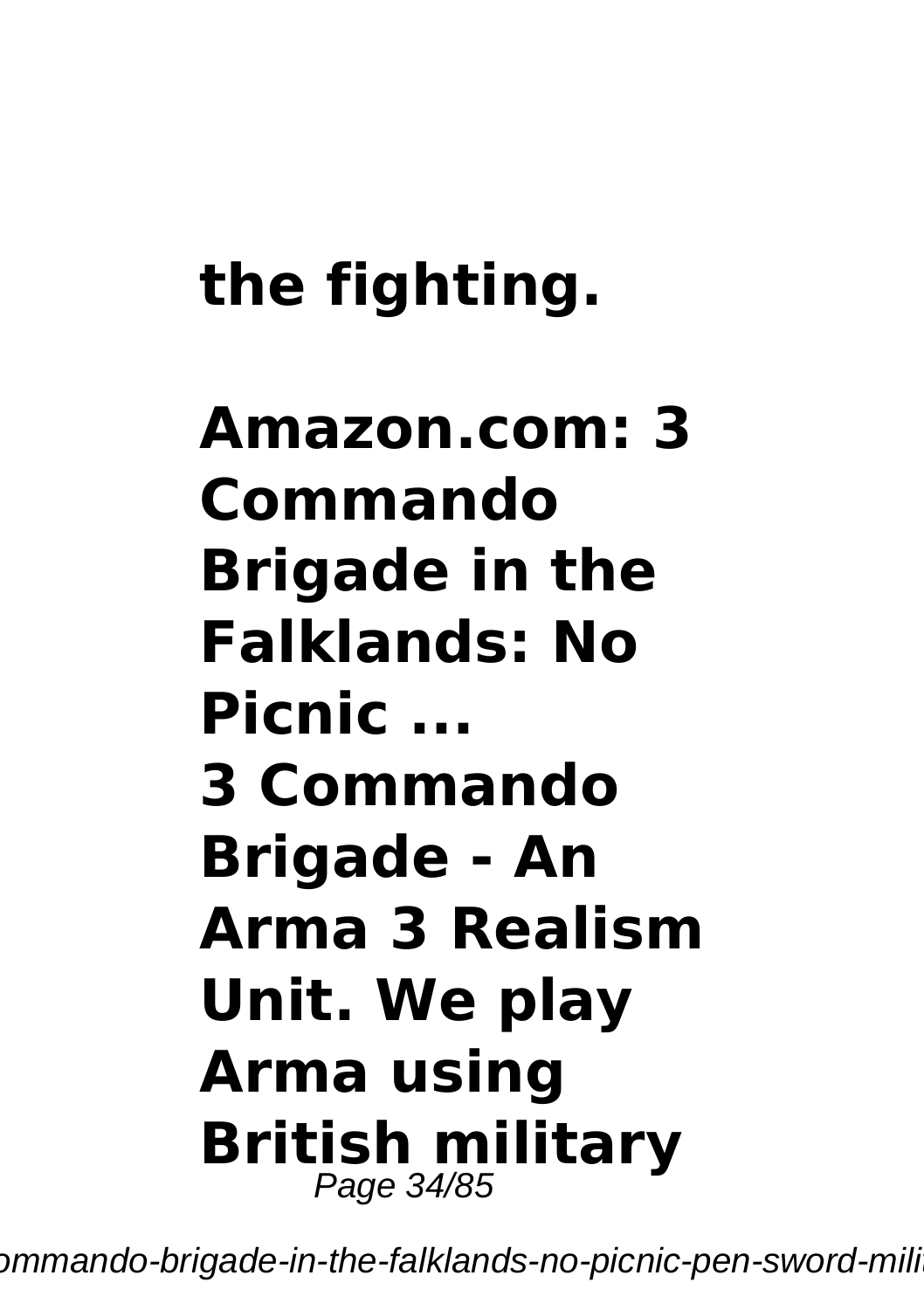**the fighting.**

**Amazon.com: 3 Commando Brigade in the Falklands: No Picnic ...**
**3 Commando Brigade - An Arma 3 Realism Unit. We play Arma using British military**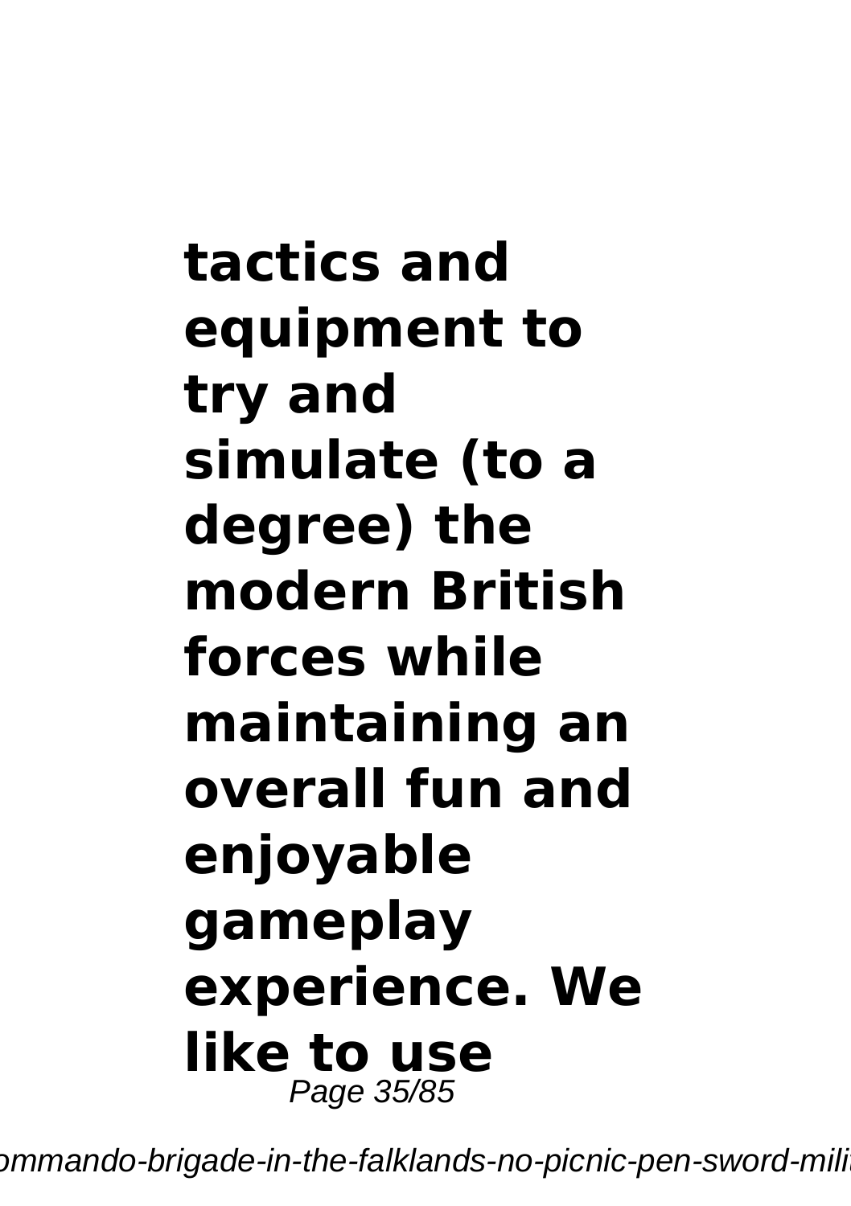**tactics and equipment to try and simulate (to a degree) the modern British forces while maintaining an overall fun and enjoyable gameplay experience. We like to use**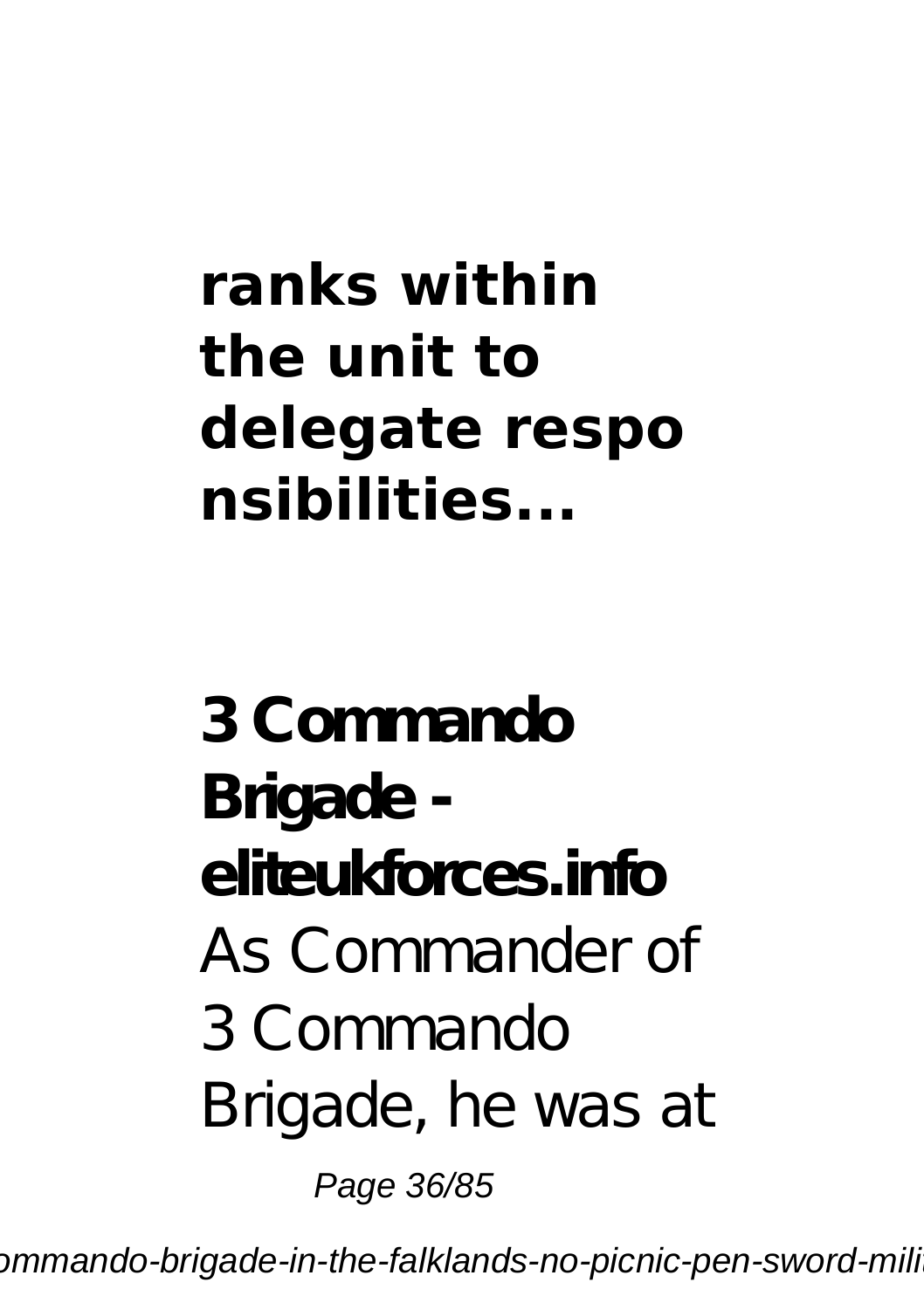**ranks within the unit to delegate responsibilities...**

**3 Commando Brigade - eliteukforces.info**

As Commander of 3 Commando Brigade, he was at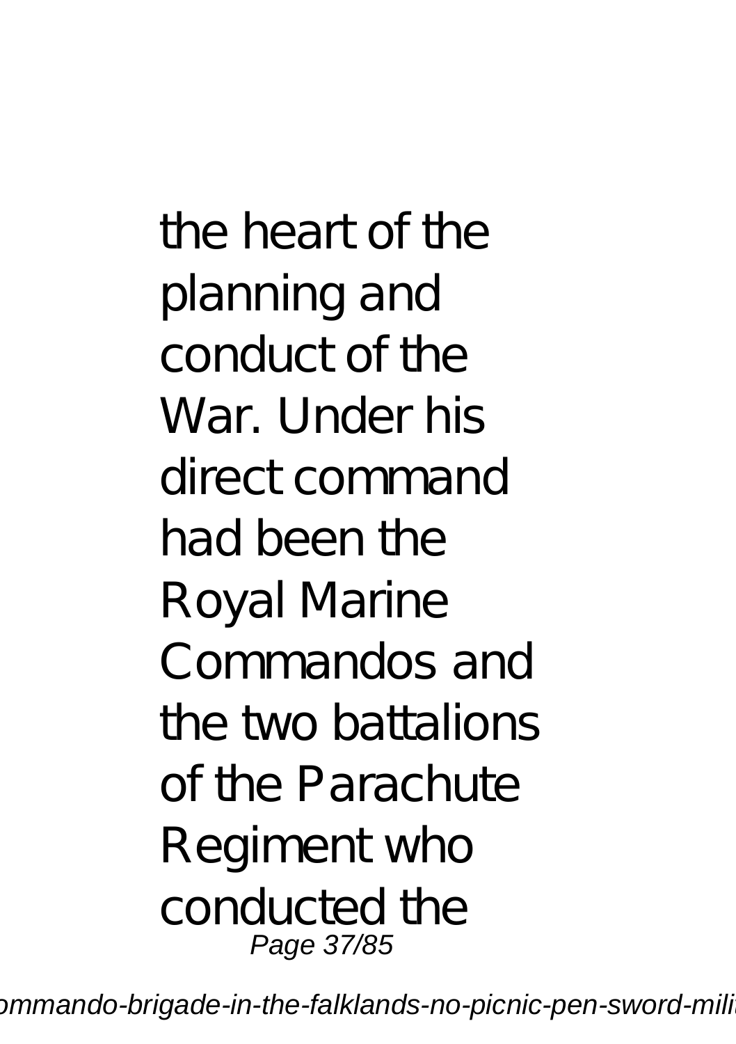the heart of the planning and conduct of the War. Under his direct command had been the Royal Marine Commandos and the two battalions of the Parachute Regiment who conducted the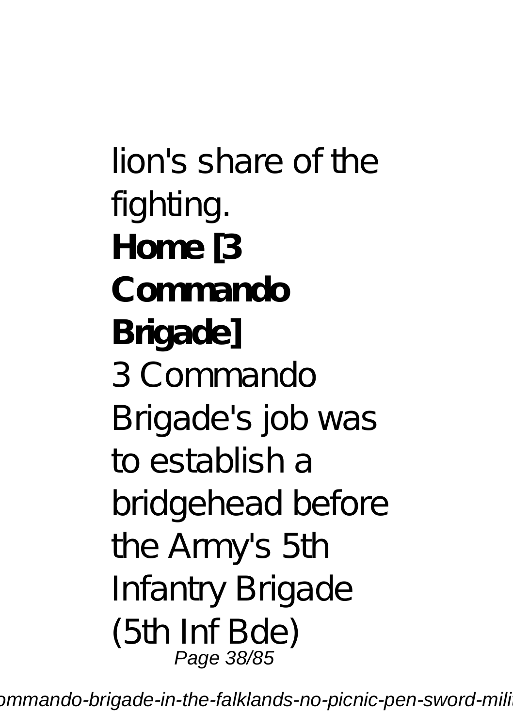lion's share of the fighting.

**Home [3 Commando Brigade]**

3 Commando Brigade's job was to establish a bridgehead before the Army's 5th Infantry Brigade (5th Inf Bde)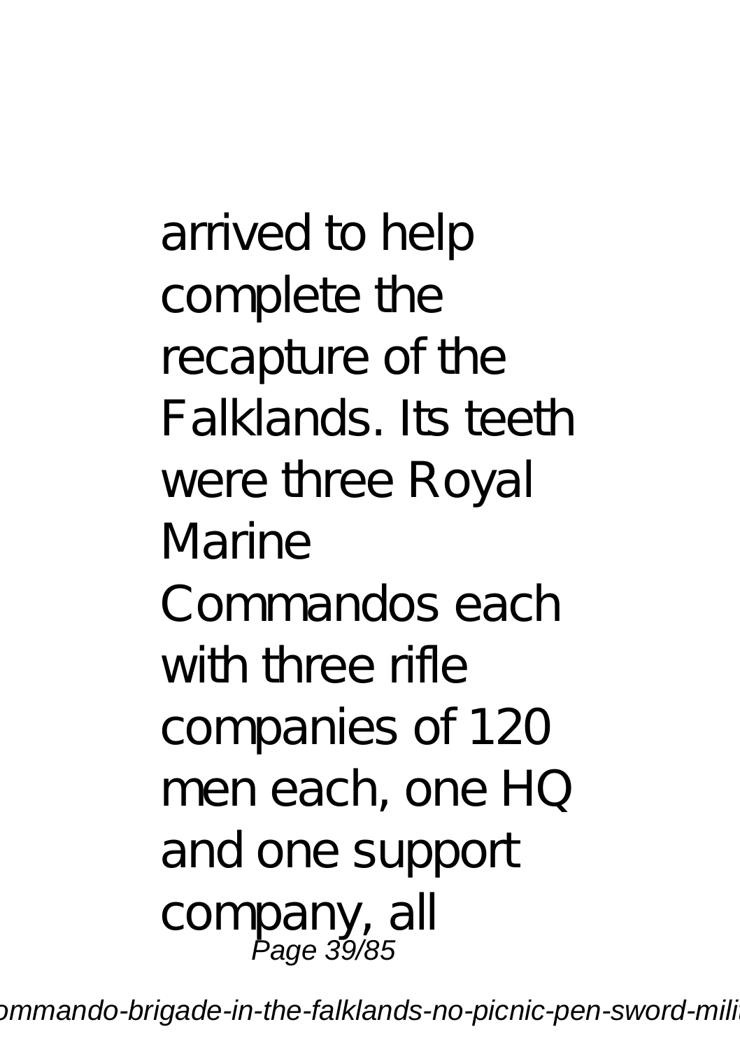arrived to help complete the recapture of the Falklands. Its teeth were three Royal Marine Commandos each with three rifle companies of 120 men each, one HQ and one support company, all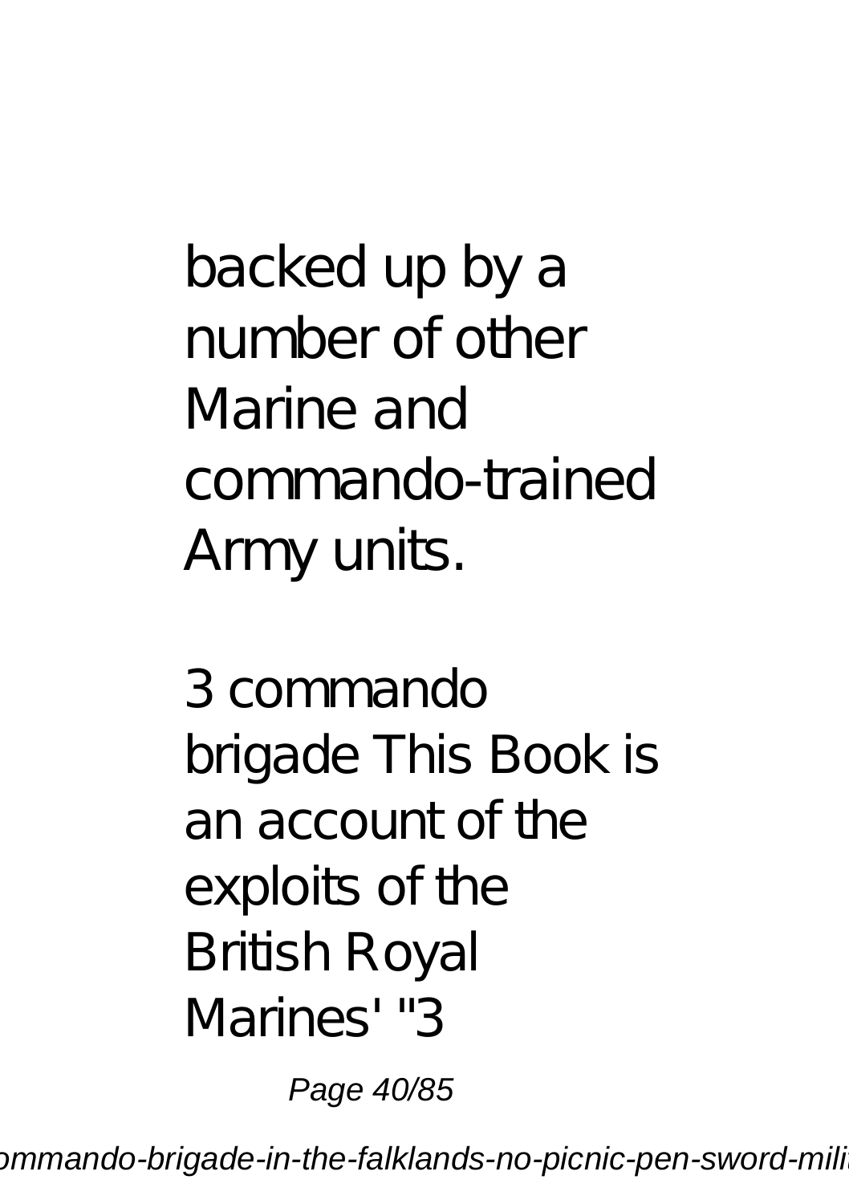backed up by a number of other Marine and commando-trained Army units.

3 commando brigade This Book is an account of the exploits of the British Royal Marines' "3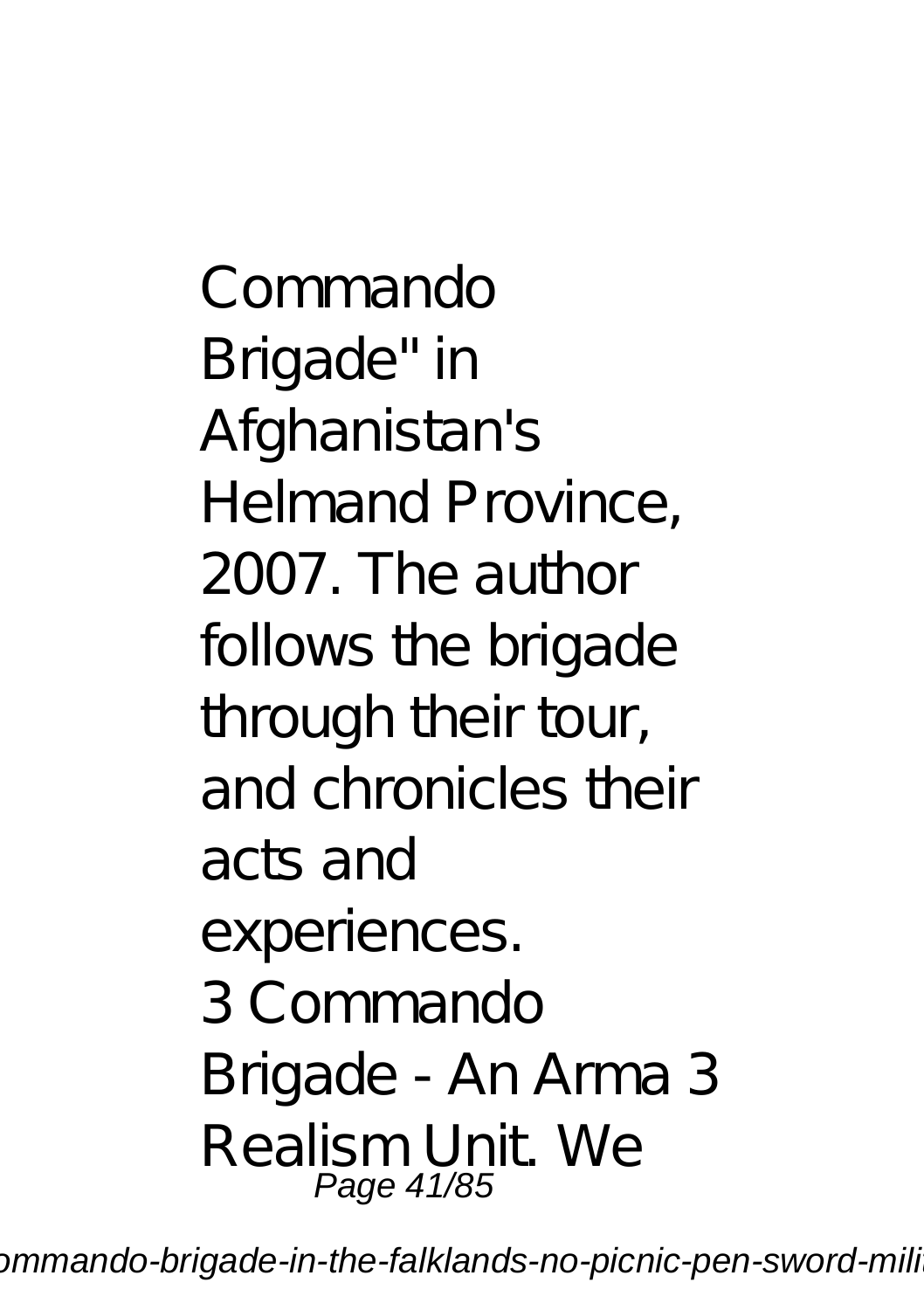Commando Brigade" in Afghanistan's Helmand Province, 2007. The author follows the brigade through their tour, and chronicles their acts and experiences.

3 Commando Brigade - An Arma 3 Realism Unit. We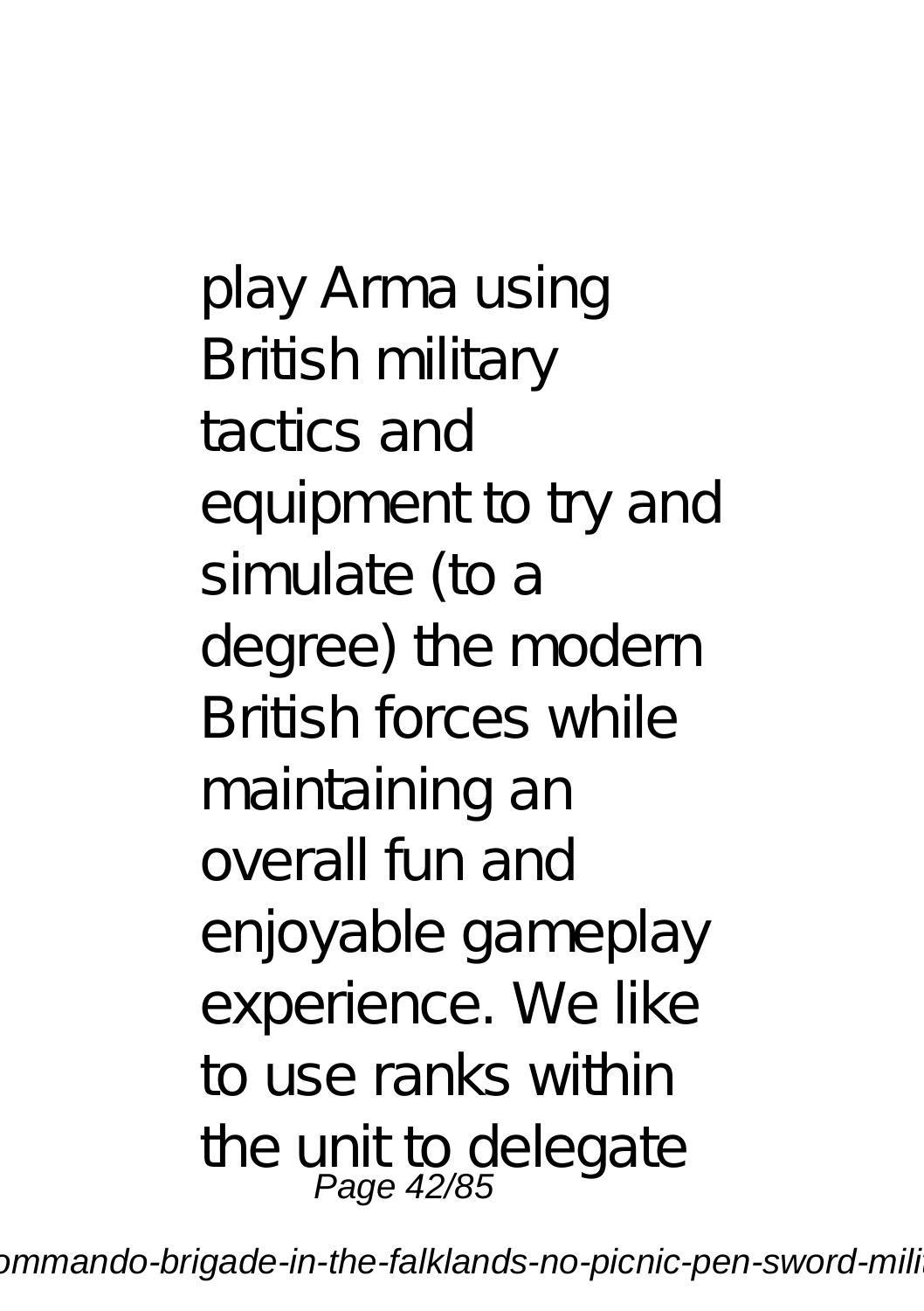play Arma using British military tactics and equipment to try and simulate (to a degree) the modern British forces while maintaining an overall fun and enjoyable gameplay experience. We like to use ranks within the unit to delegate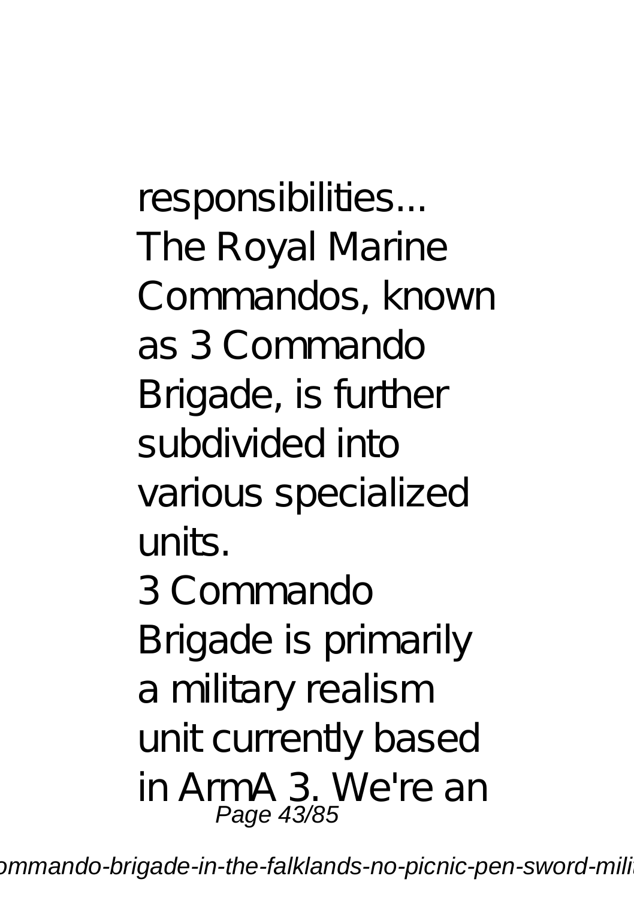responsibilities...

The Royal Marine Commandos, known as 3 Commando Brigade, is further subdivided into various specialized units.

3 Commando Brigade is primarily a military realism unit currently based in ArmA 3. We're an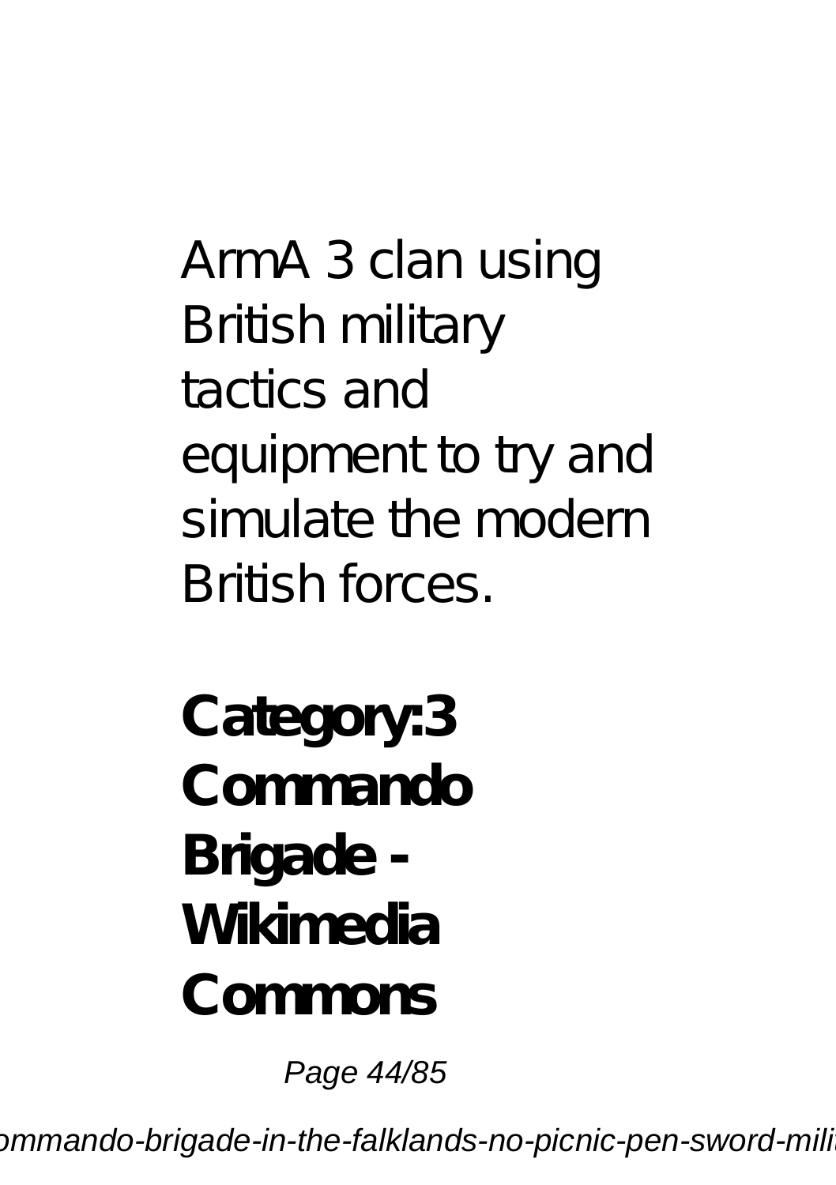ArmA 3 clan using British military tactics and equipment to try and simulate the modern British forces.

**Category:3 Commando Brigade - Wikimedia Commons**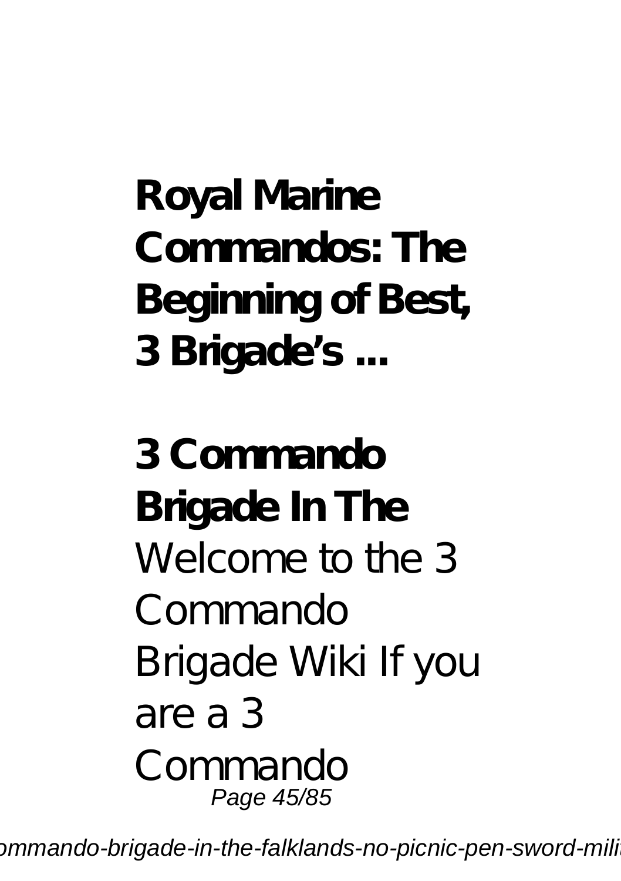**Royal Marine Commandos: The Beginning of Best, 3 Brigade's ...**

**3 Commando Brigade In The**

Welcome to the 3 Commando Brigade Wiki If you are a 3 Commando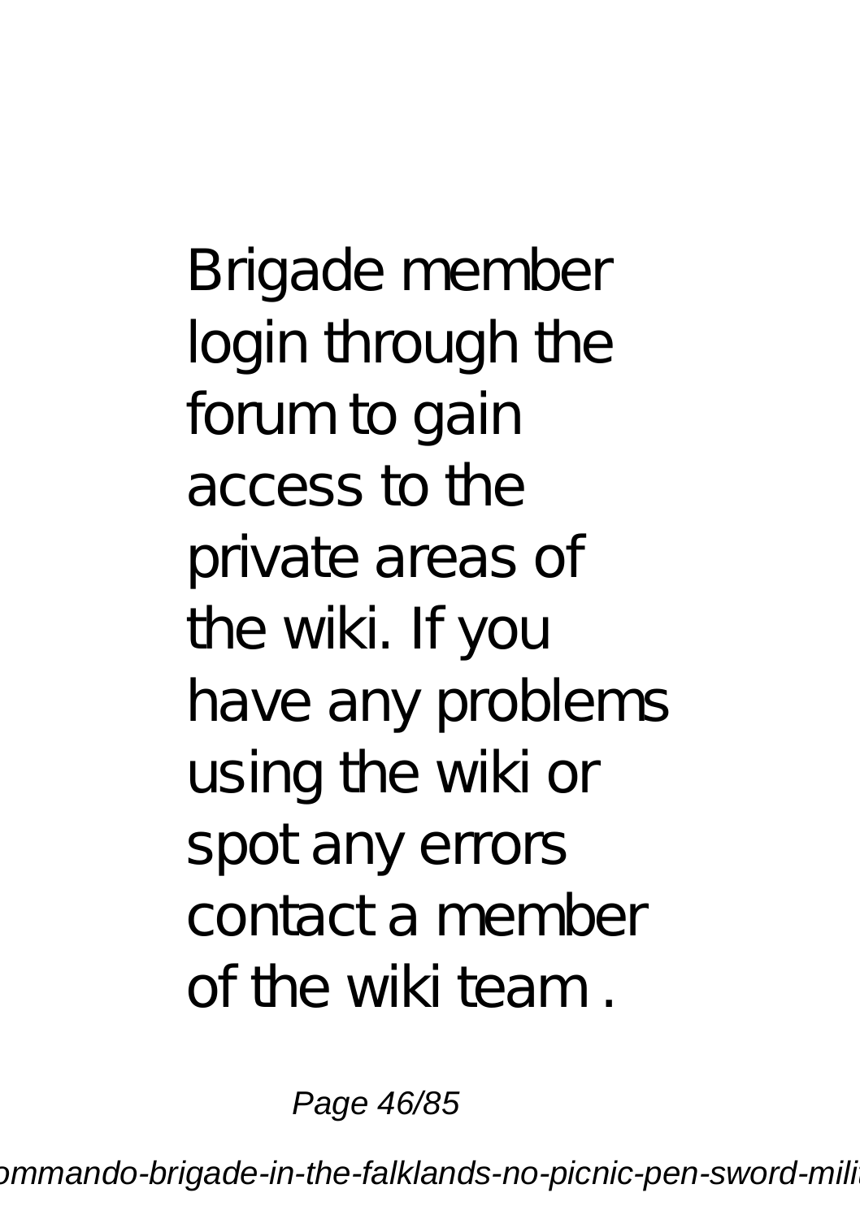Brigade member login through the forum to gain access to the private areas of the wiki. If you have any problems using the wiki or spot any errors contact a member of the wiki team .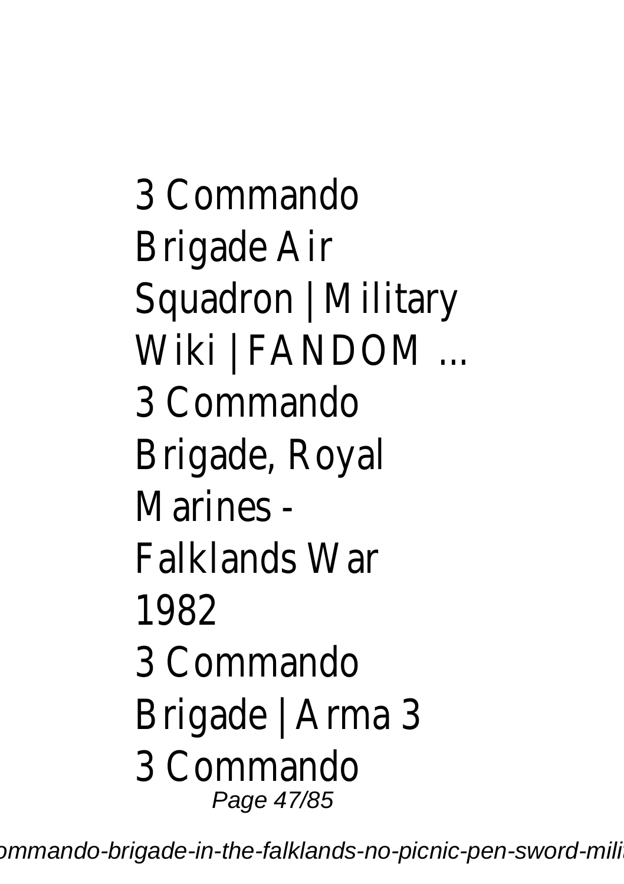3 Commando Brigade Air Squadron | Military Wiki | FANDOM ...
3 Commando Brigade, Royal Marines - Falklands War 1982
3 Commando Brigade | Arma 3
3 Commando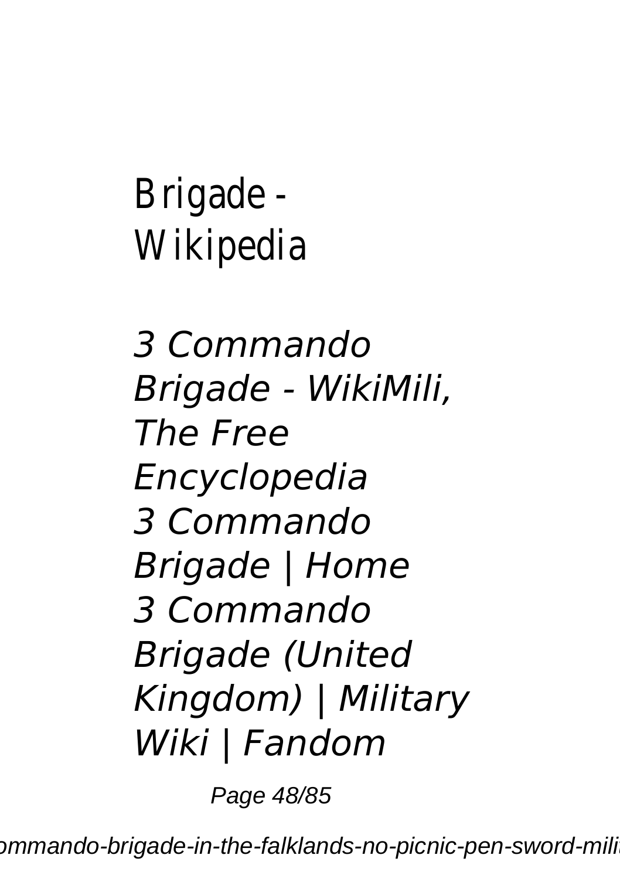Brigade - Wikipedia

*3 Commando Brigade - WikiMili, The Free Encyclopedia*
*3 Commando Brigade | Home*
*3 Commando Brigade (United Kingdom) | Military Wiki | Fandom*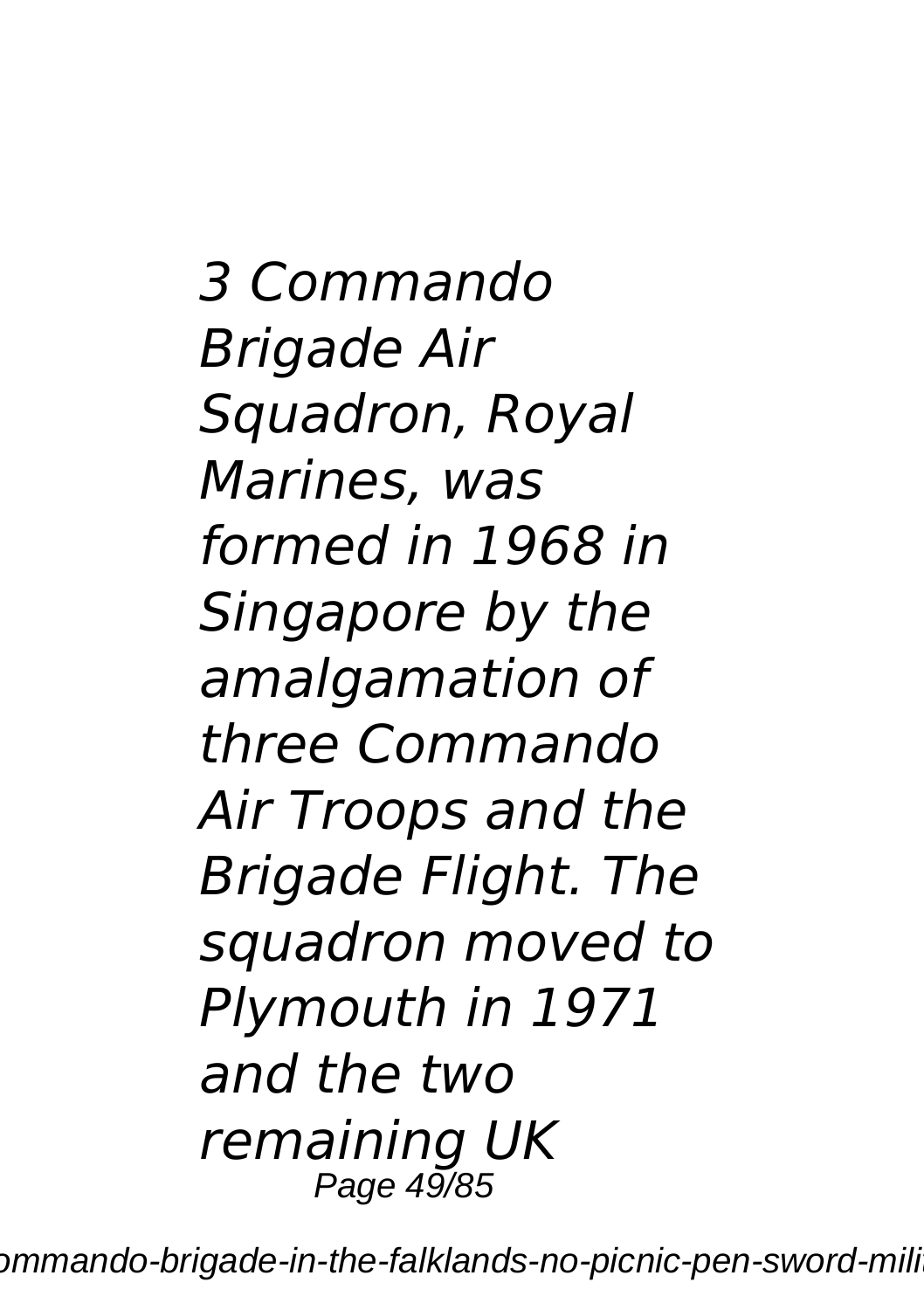*3 Commando Brigade Air Squadron, Royal Marines, was formed in 1968 in Singapore by the amalgamation of three Commando Air Troops and the Brigade Flight. The squadron moved to Plymouth in 1971 and the two remaining UK*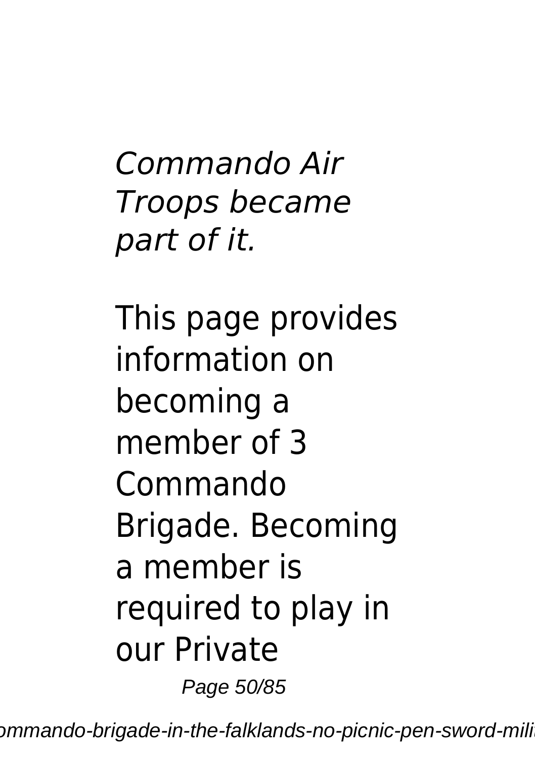*Commando Air Troops became part of it.*

This page provides information on becoming a member of 3 Commando Brigade. Becoming a member is required to play in our Private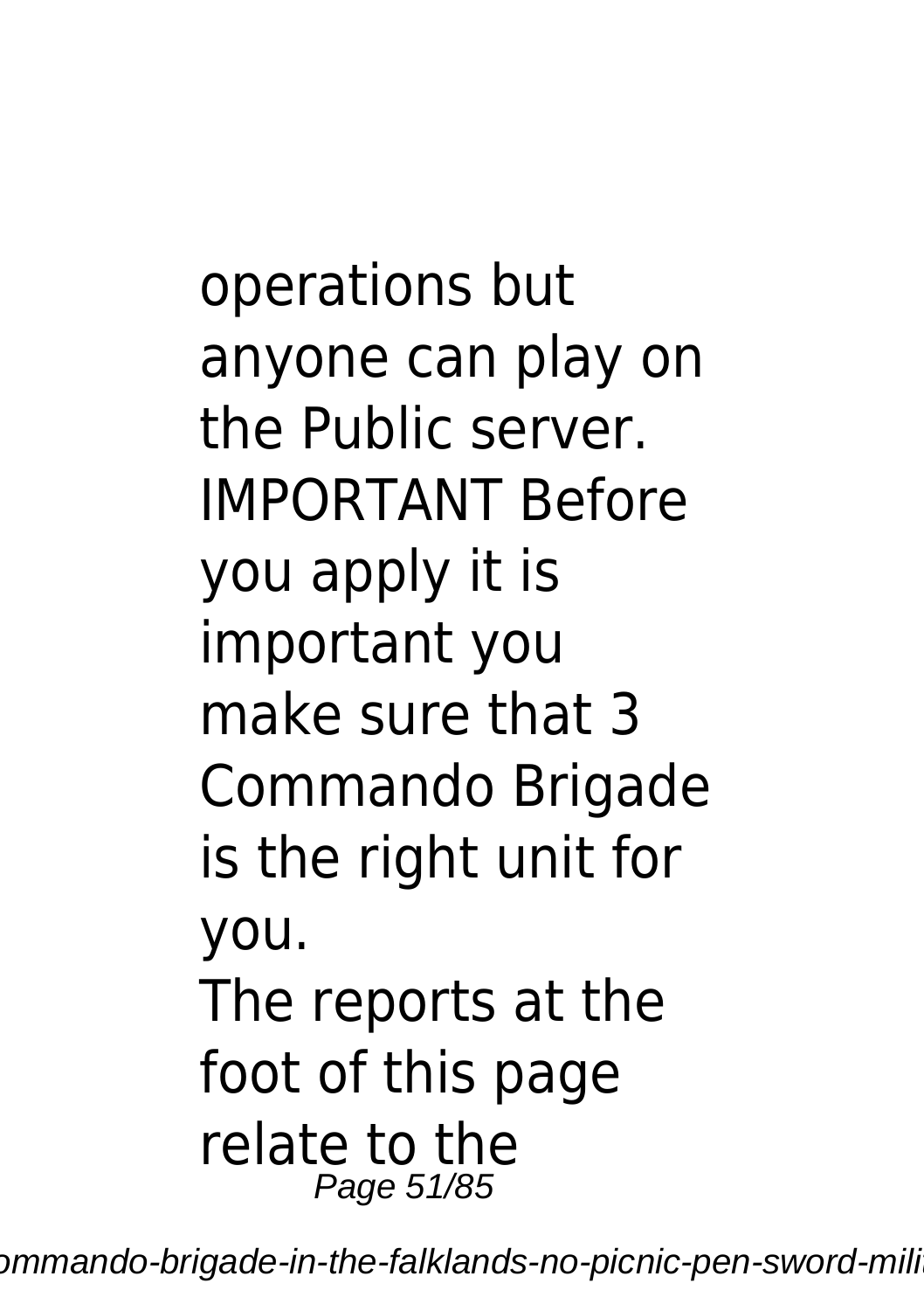operations but anyone can play on the Public server. IMPORTANT Before you apply it is important you make sure that 3 Commando Brigade is the right unit for you.

The reports at the foot of this page relate to the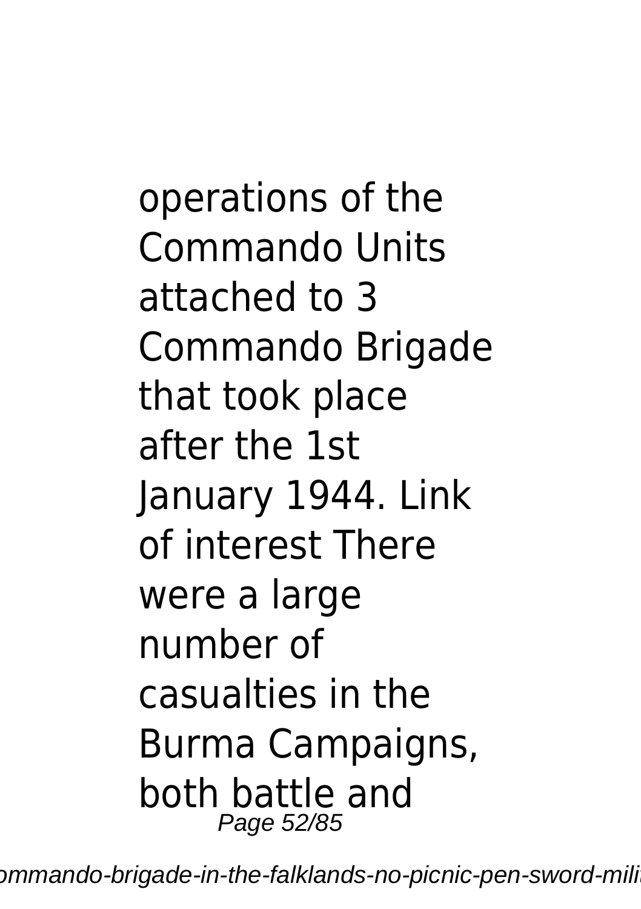operations of the Commando Units attached to 3 Commando Brigade that took place after the 1st January 1944. Link of interest There were a large number of casualties in the Burma Campaigns, both battle and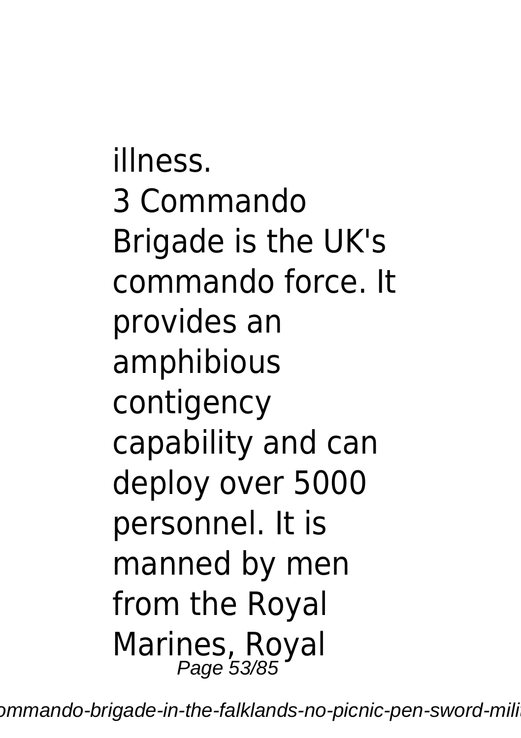illness.
3 Commando Brigade is the UK's commando force. It provides an amphibious contigency capability and can deploy over 5000 personnel. It is manned by men from the Royal Marines, Royal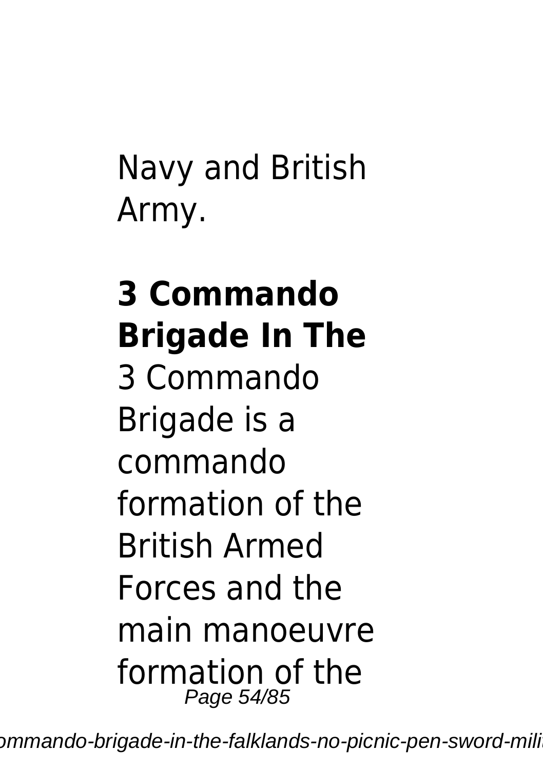Navy and British Army.

## 3 Commando Brigade In The

3 Commando Brigade is a commando formation of the British Armed Forces and the main manoeuvre formation of the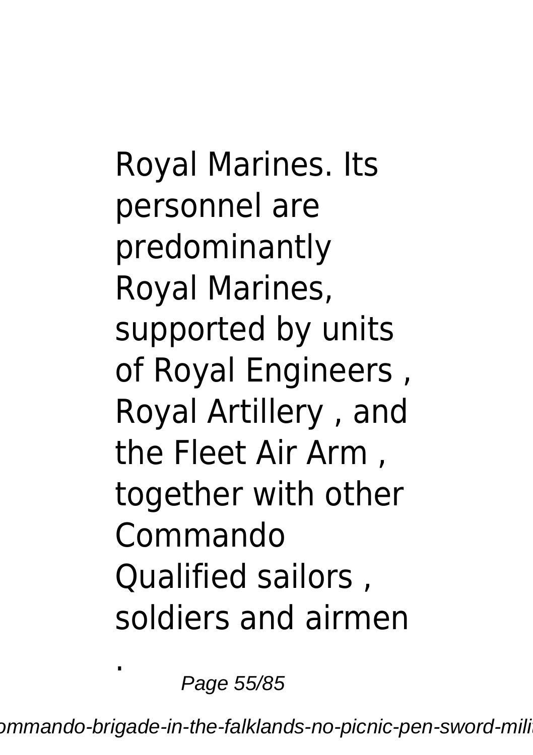Royal Marines. Its personnel are predominantly Royal Marines, supported by units of Royal Engineers , Royal Artillery , and the Fleet Air Arm , together with other Commando Qualified sailors , soldiers and airmen .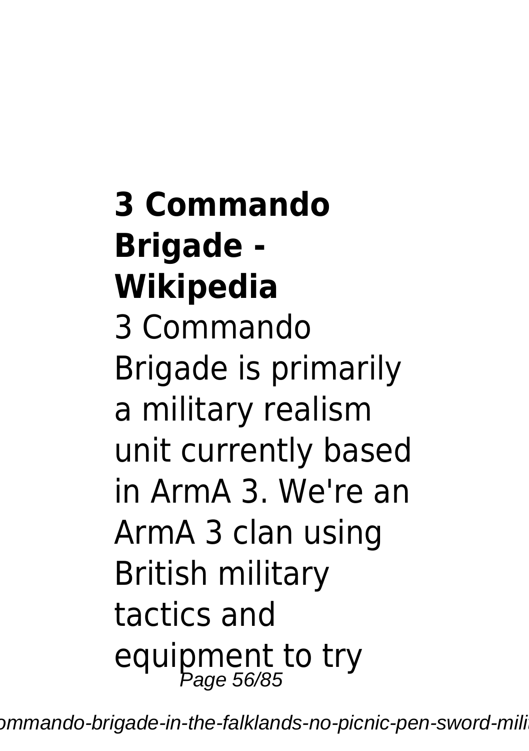**3 Commando Brigade - Wikipedia**

3 Commando Brigade is primarily a military realism unit currently based in ArmA 3. We're an ArmA 3 clan using British military tactics and equipment to try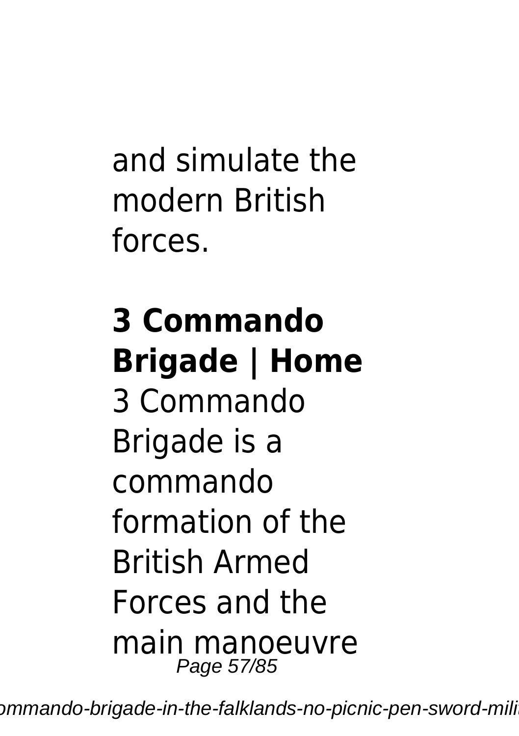and simulate the modern British forces.

## 3 Commando Brigade | Home

3 Commando Brigade is a commando formation of the British Armed Forces and the main manoeuvre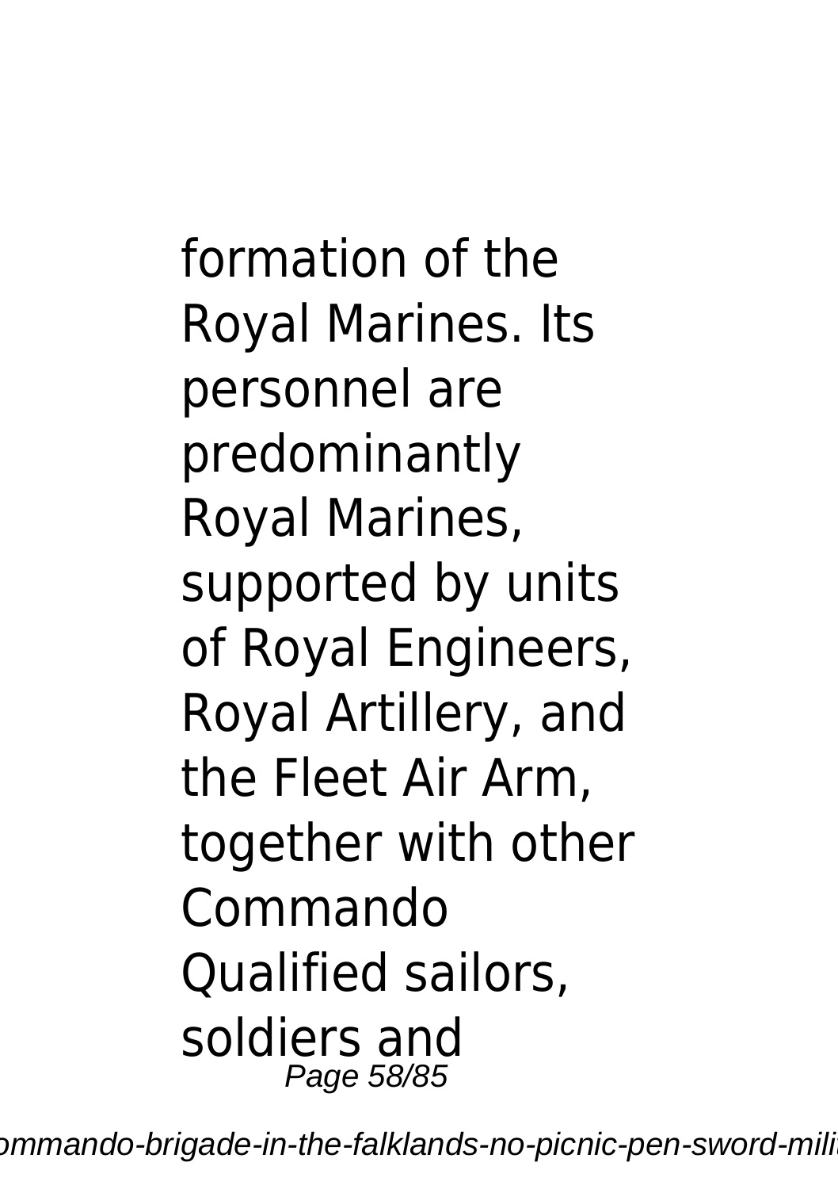formation of the Royal Marines. Its personnel are predominantly Royal Marines, supported by units of Royal Engineers, Royal Artillery, and the Fleet Air Arm, together with other Commando Qualified sailors, soldiers and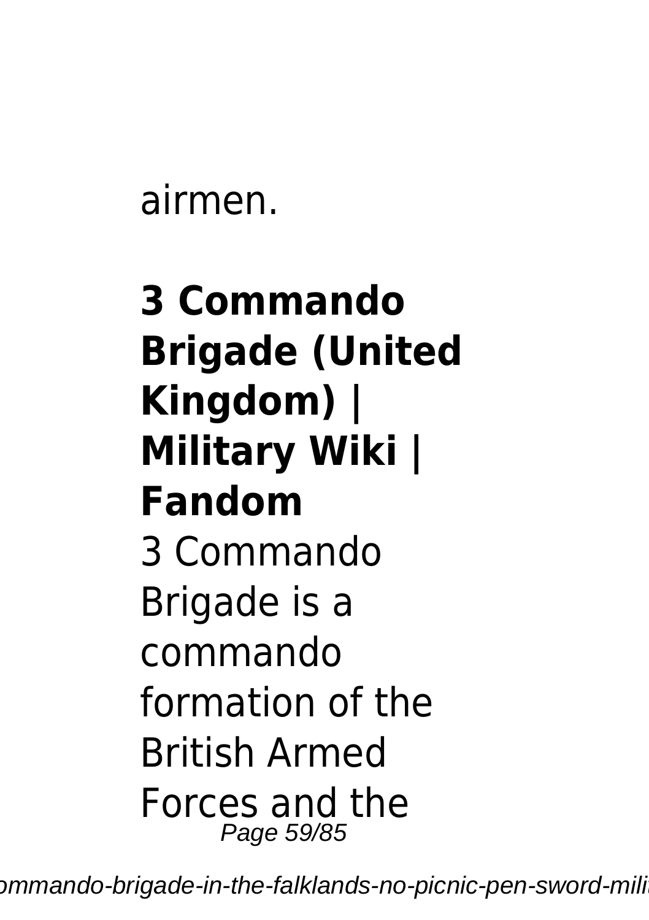airmen.

## 3 Commando Brigade (United Kingdom) | Military Wiki | Fandom

3 Commando Brigade is a commando formation of the British Armed Forces and the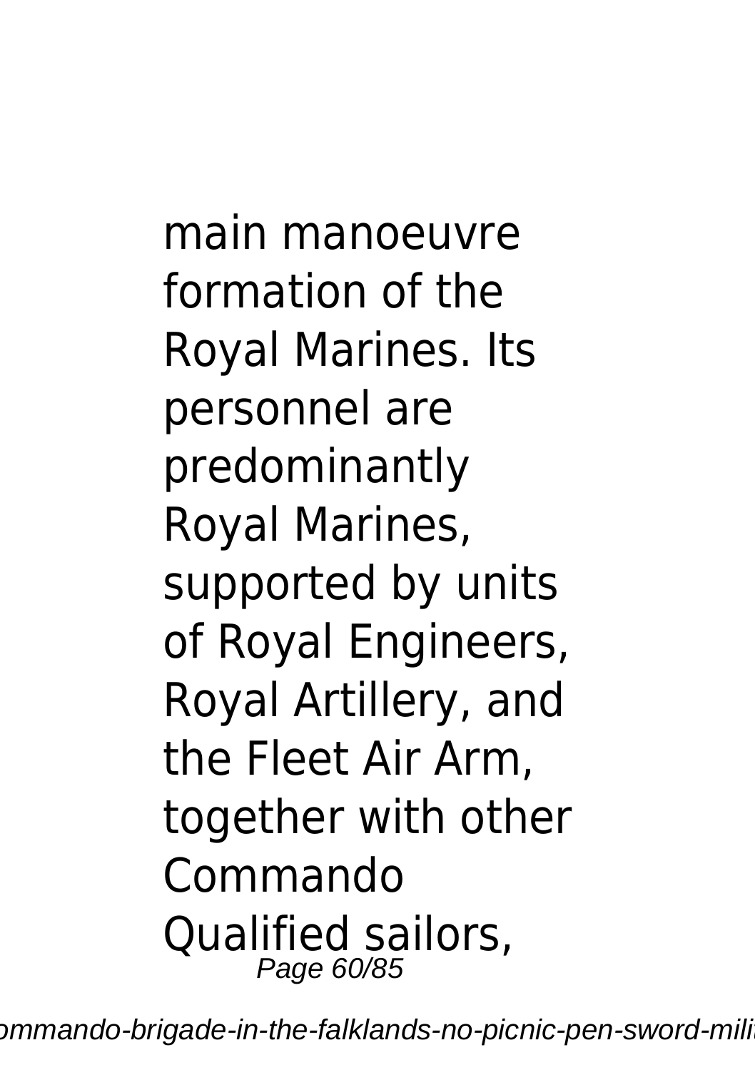main manoeuvre formation of the Royal Marines. Its personnel are predominantly Royal Marines, supported by units of Royal Engineers, Royal Artillery, and the Fleet Air Arm, together with other Commando Qualified sailors,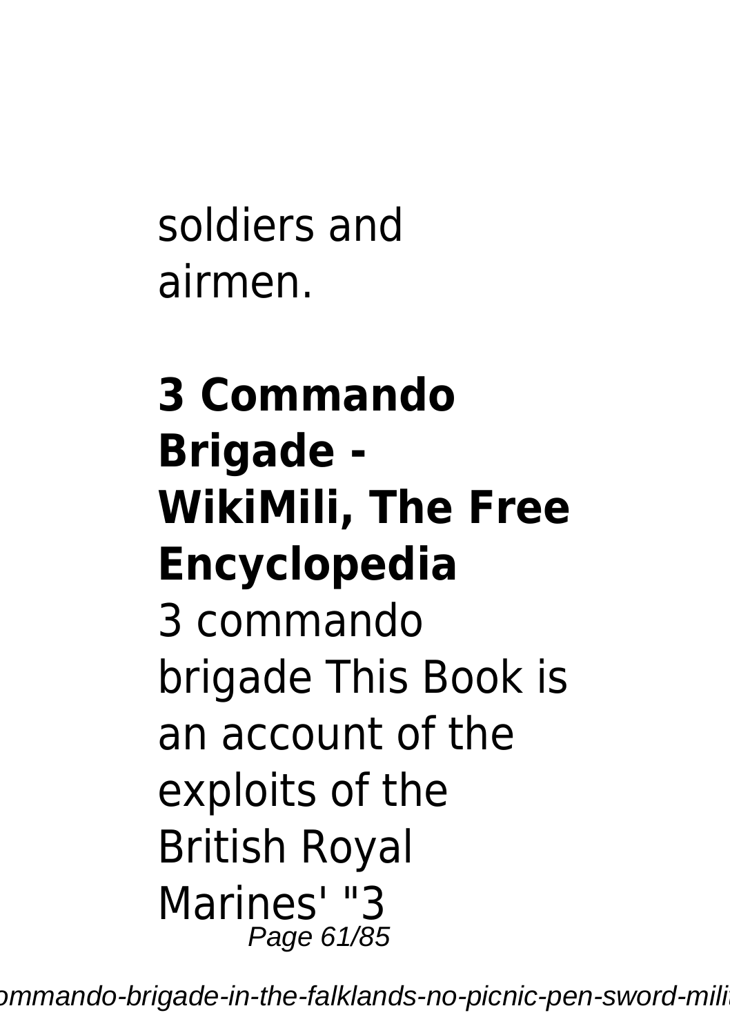soldiers and airmen.

**3 Commando Brigade - WikiMili, The Free Encyclopedia**

3 commando brigade This Book is an account of the exploits of the British Royal Marines' "3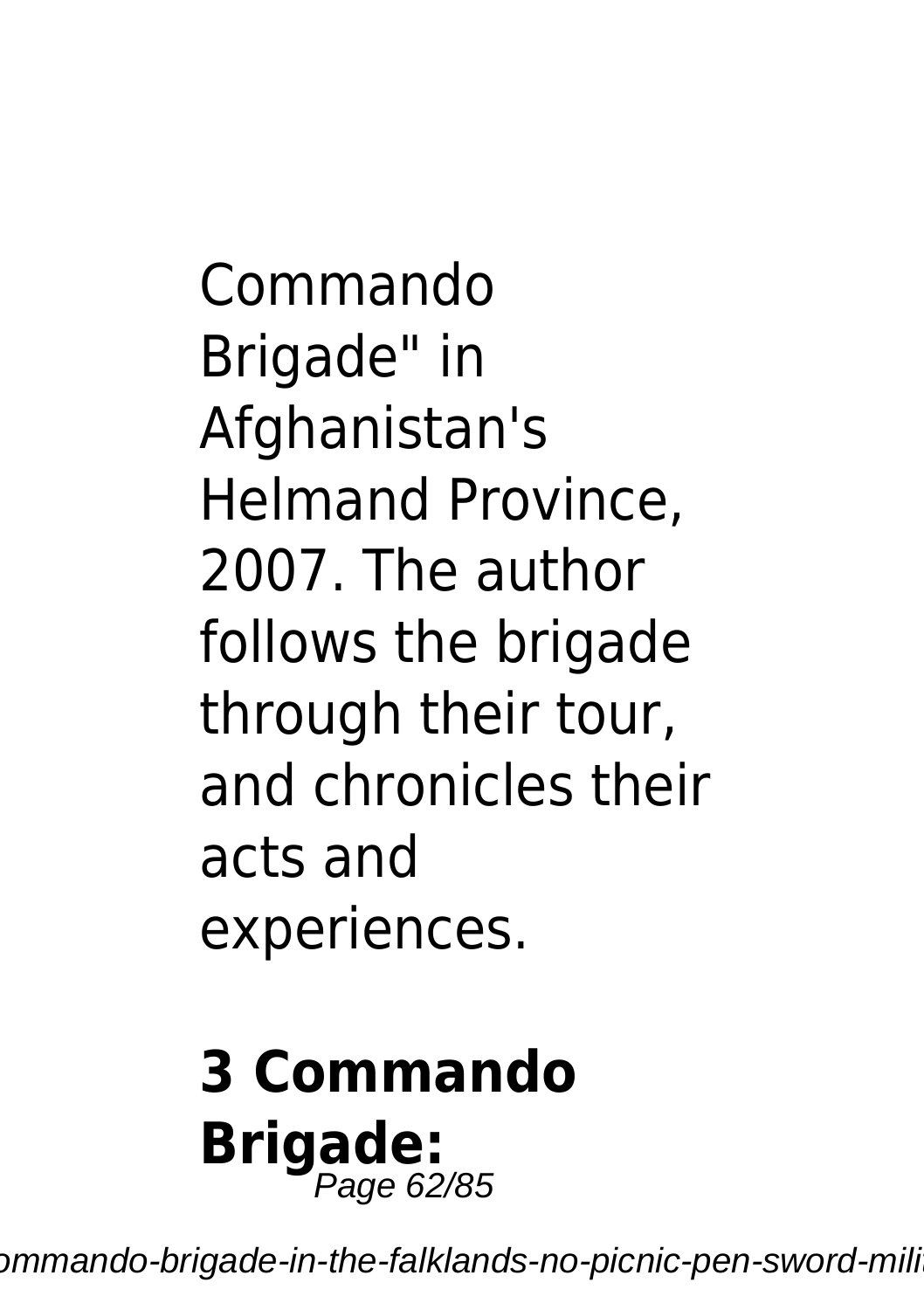Commando Brigade" in Afghanistan's Helmand Province, 2007. The author follows the brigade through their tour, and chronicles their acts and experiences.

**3 Commando Brigade:**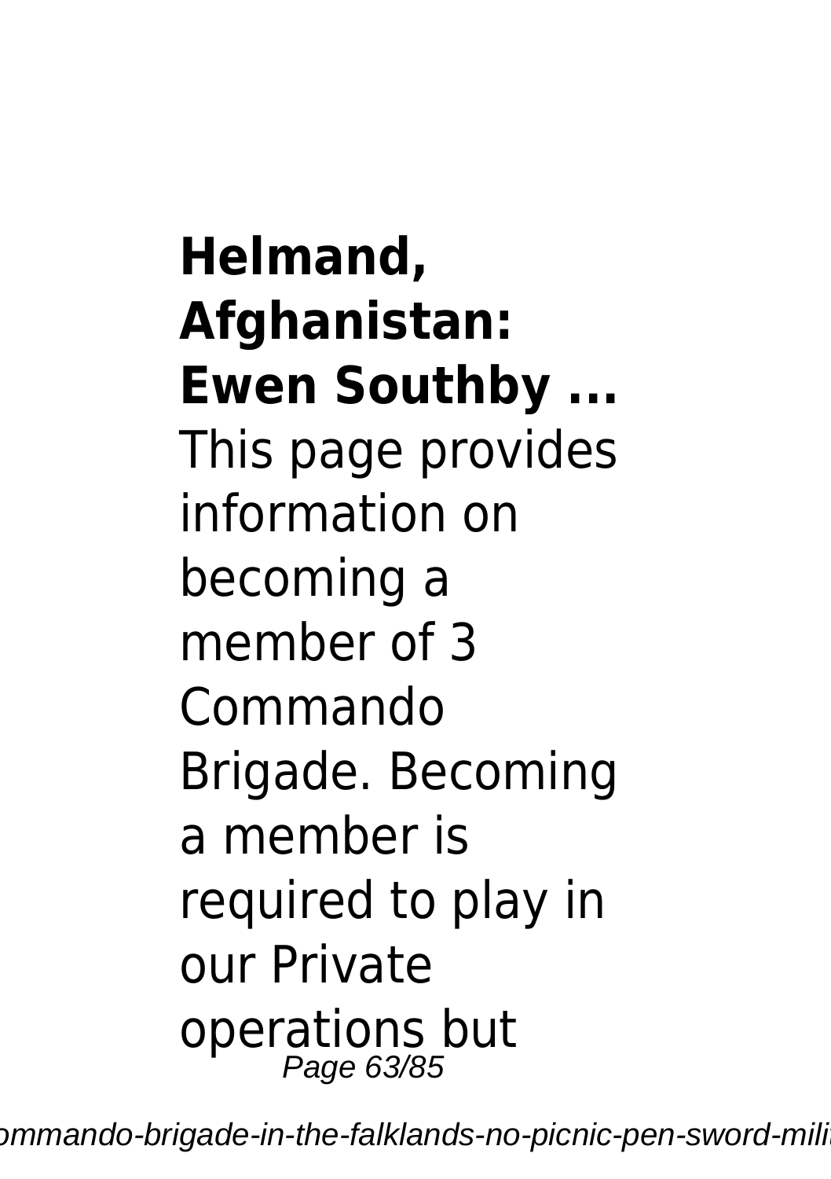**Helmand, Afghanistan: Ewen Southby ...**

This page provides information on becoming a member of 3 Commando Brigade. Becoming a member is required to play in our Private operations but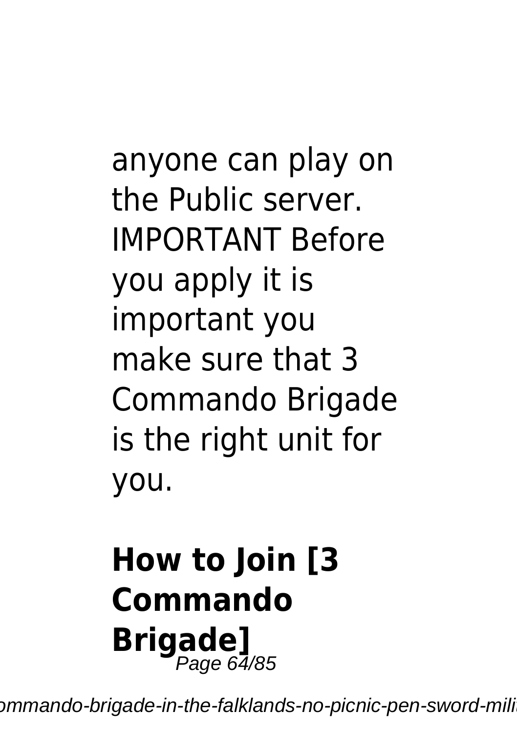anyone can play on the Public server. IMPORTANT Before you apply it is important you make sure that 3 Commando Brigade is the right unit for you.

## How to Join [3 Commando Brigade]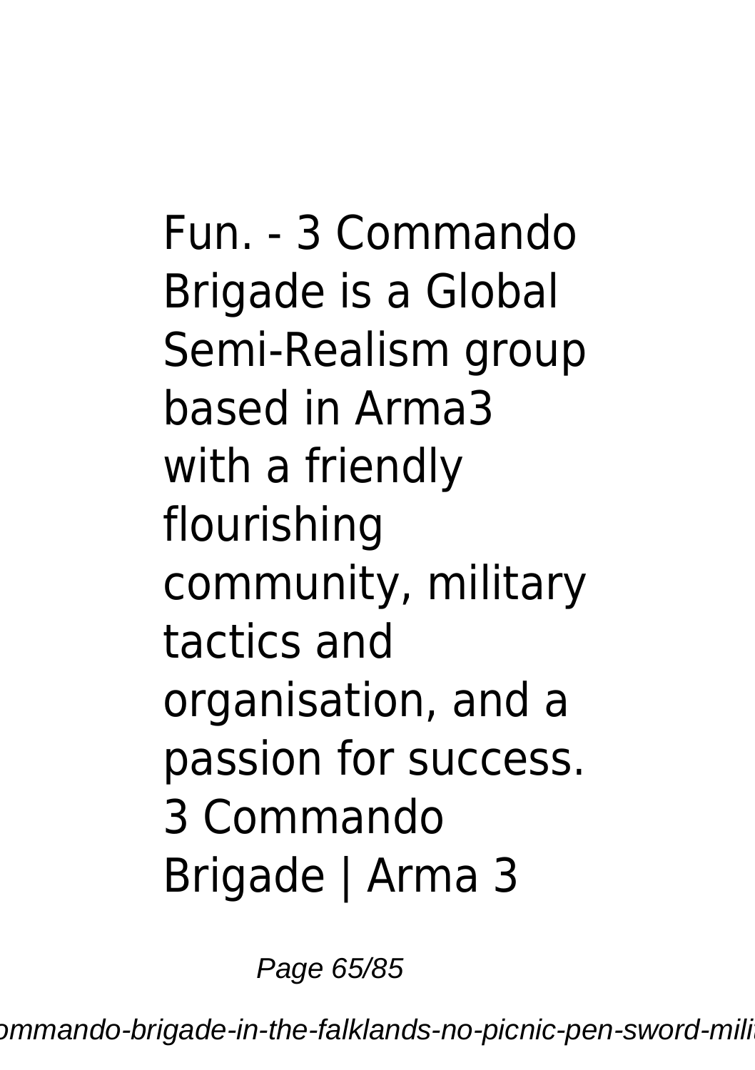Fun. - 3 Commando Brigade is a Global Semi-Realism group based in Arma3 with a friendly flourishing community, military tactics and organisation, and a passion for success. 3 Commando Brigade | Arma 3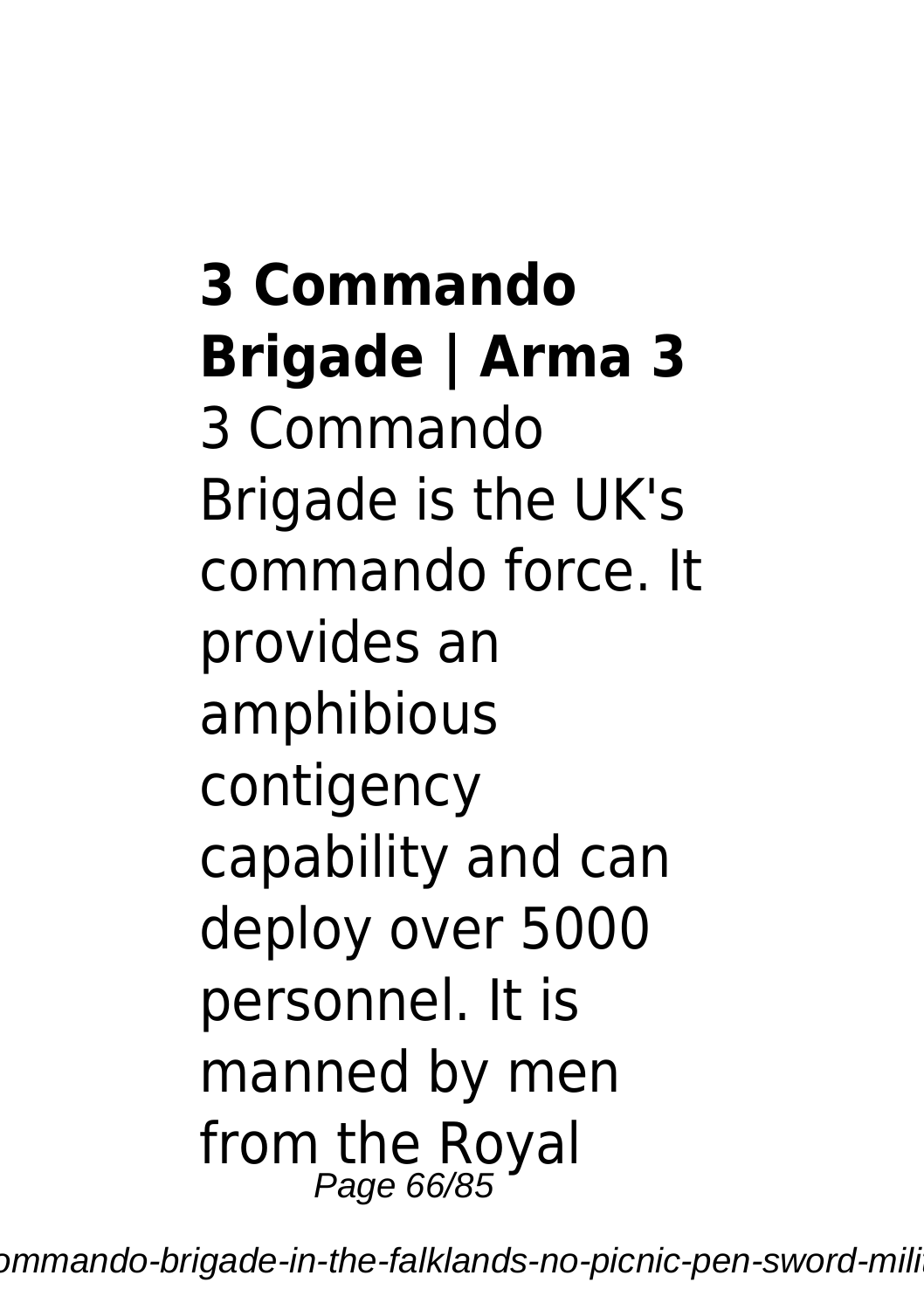**3 Commando Brigade | Arma 3**

3 Commando Brigade is the UK's commando force. It provides an amphibious contigency capability and can deploy over 5000 personnel. It is manned by men from the Royal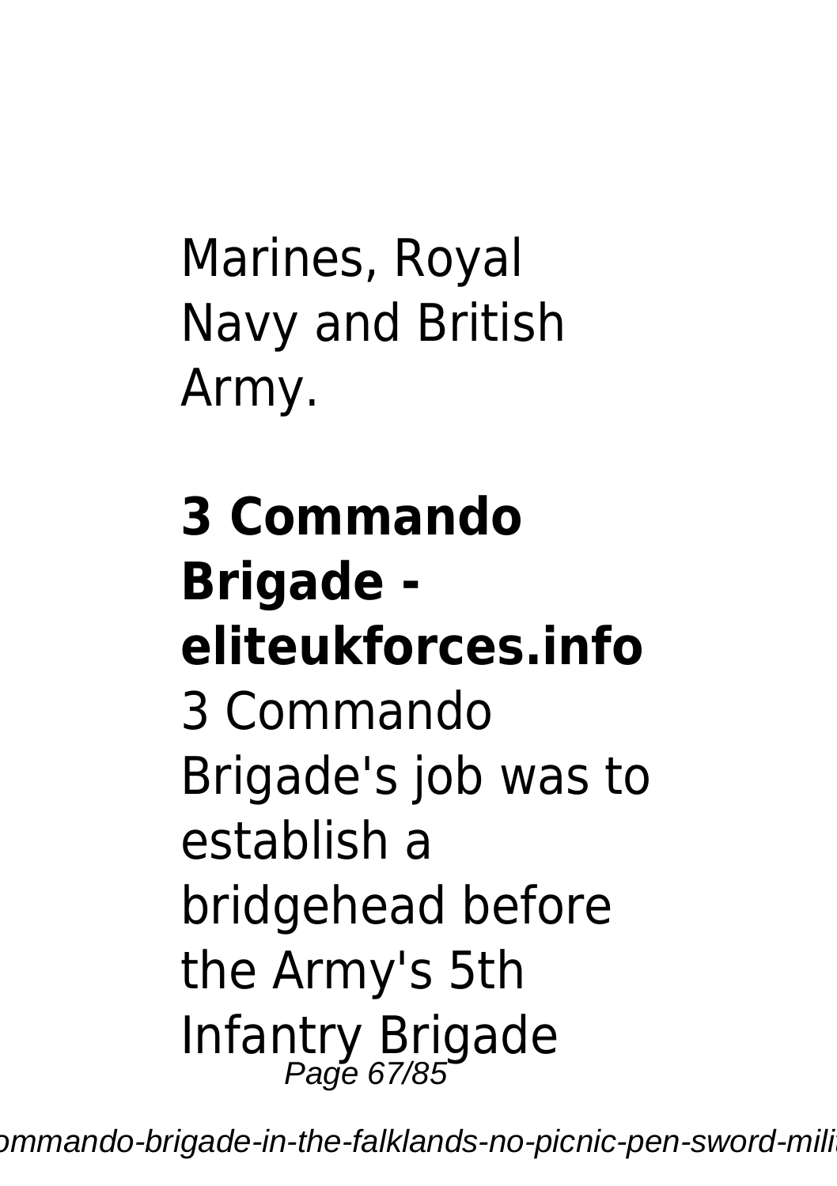Marines, Royal Navy and British Army.

**3 Commando Brigade - eliteukforces.info**

3 Commando Brigade's job was to establish a bridgehead before the Army's 5th Infantry Brigade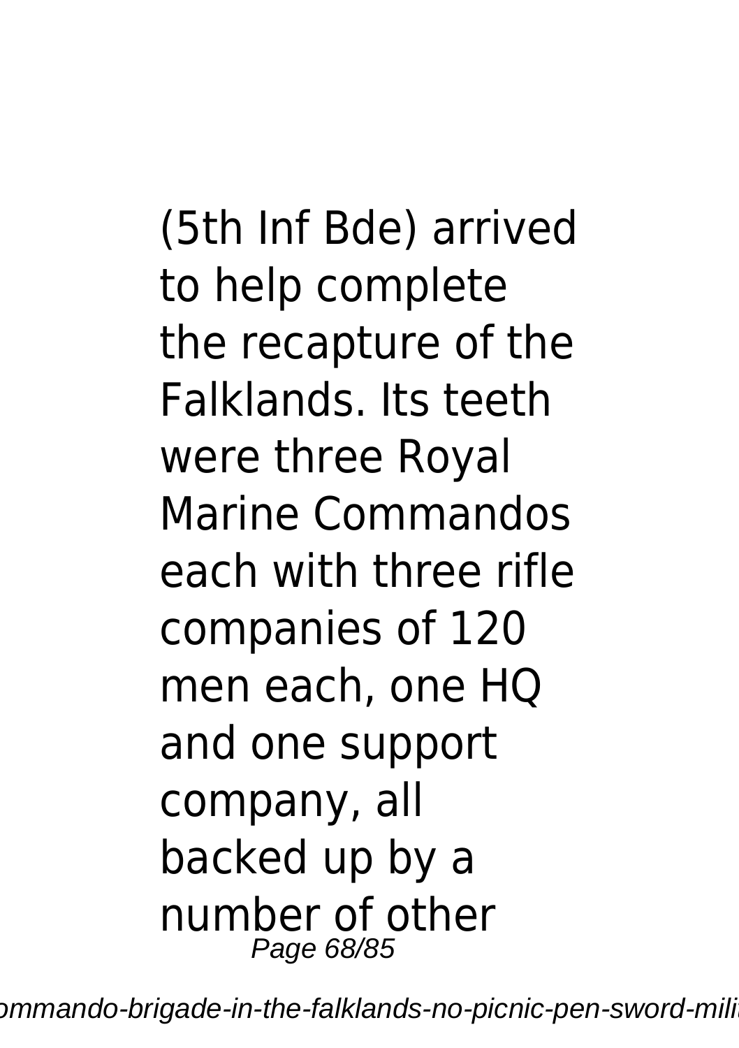(5th Inf Bde) arrived to help complete the recapture of the Falklands. Its teeth were three Royal Marine Commandos each with three rifle companies of 120 men each, one HQ and one support company, all backed up by a number of other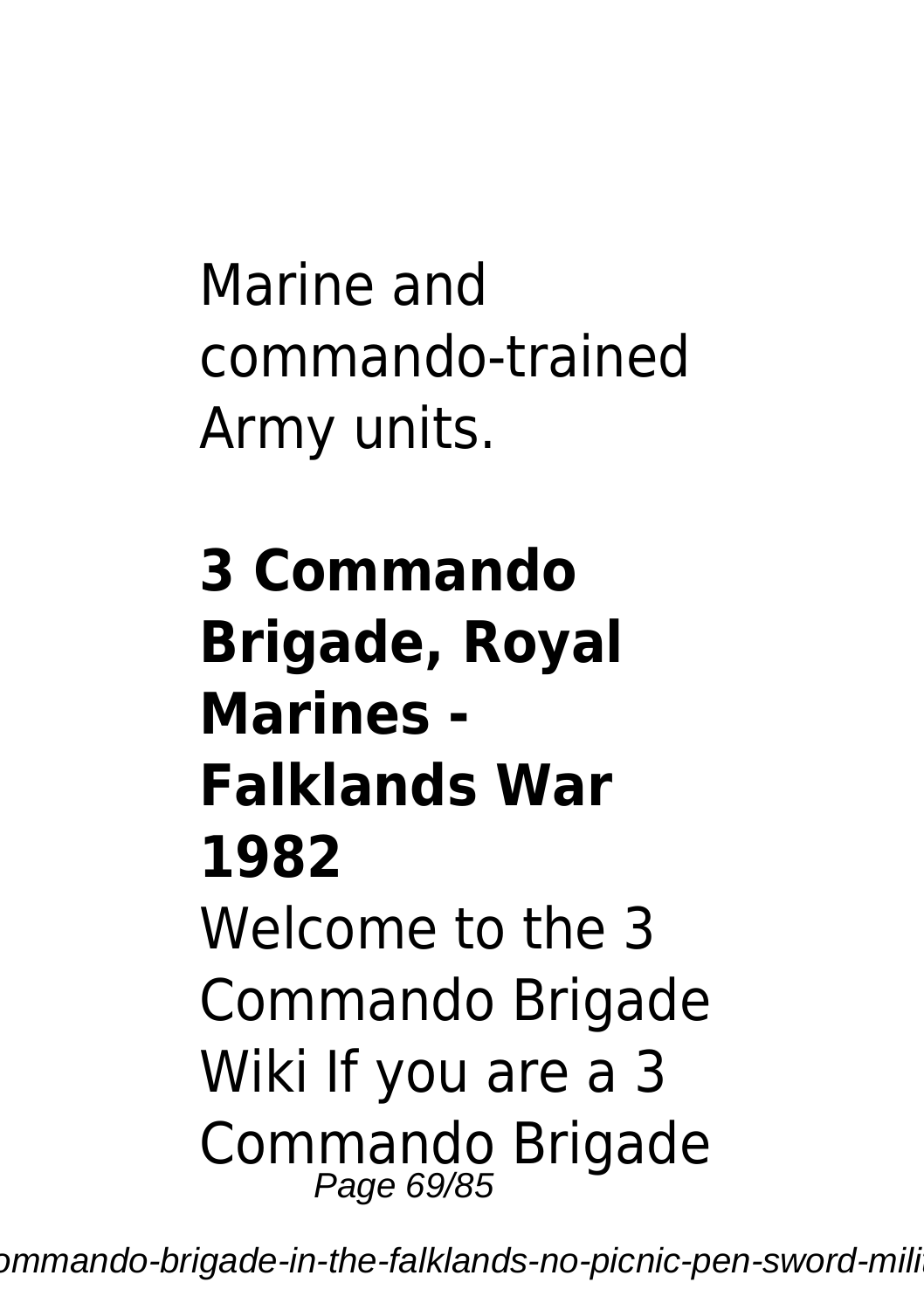Marine and commando-trained Army units.

**3 Commando Brigade, Royal Marines - Falklands War 1982**

Welcome to the 3 Commando Brigade Wiki If you are a 3 Commando Brigade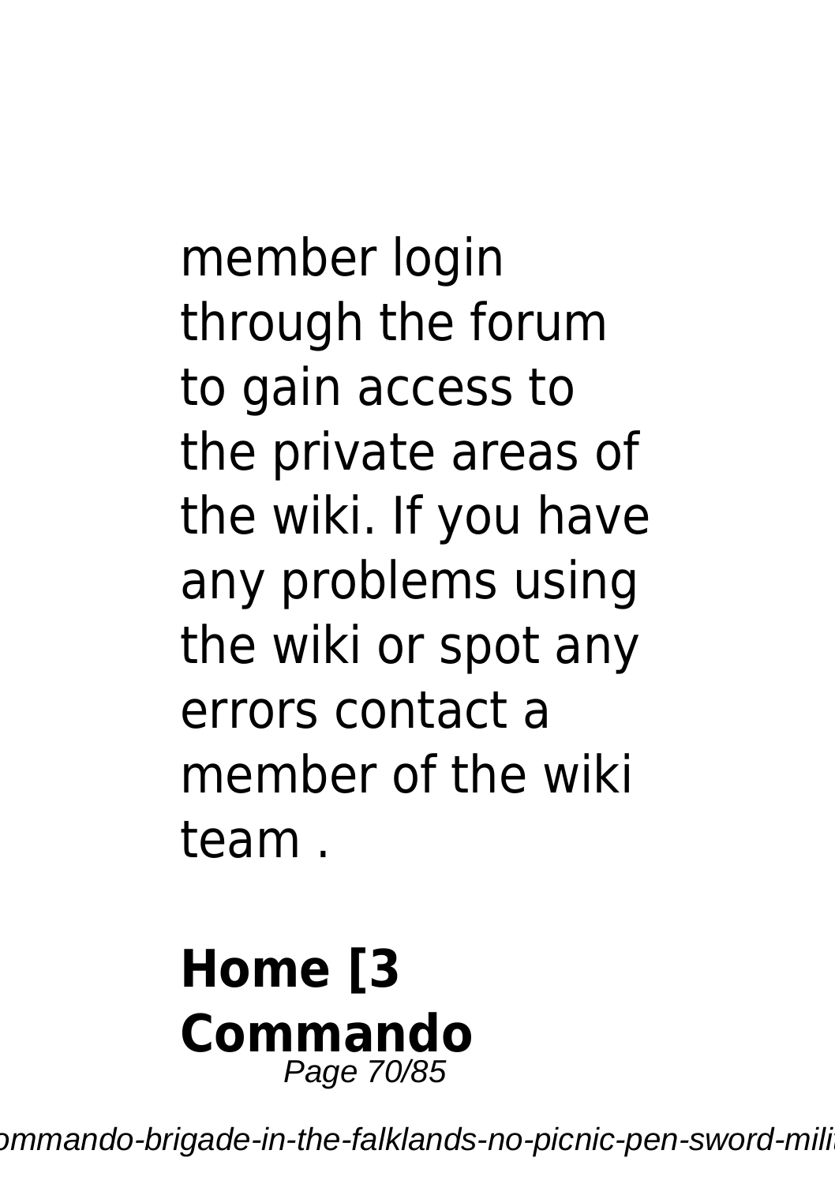member login through the forum to gain access to the private areas of the wiki. If you have any problems using the wiki or spot any errors contact a member of the wiki team .

## Home [3 Commando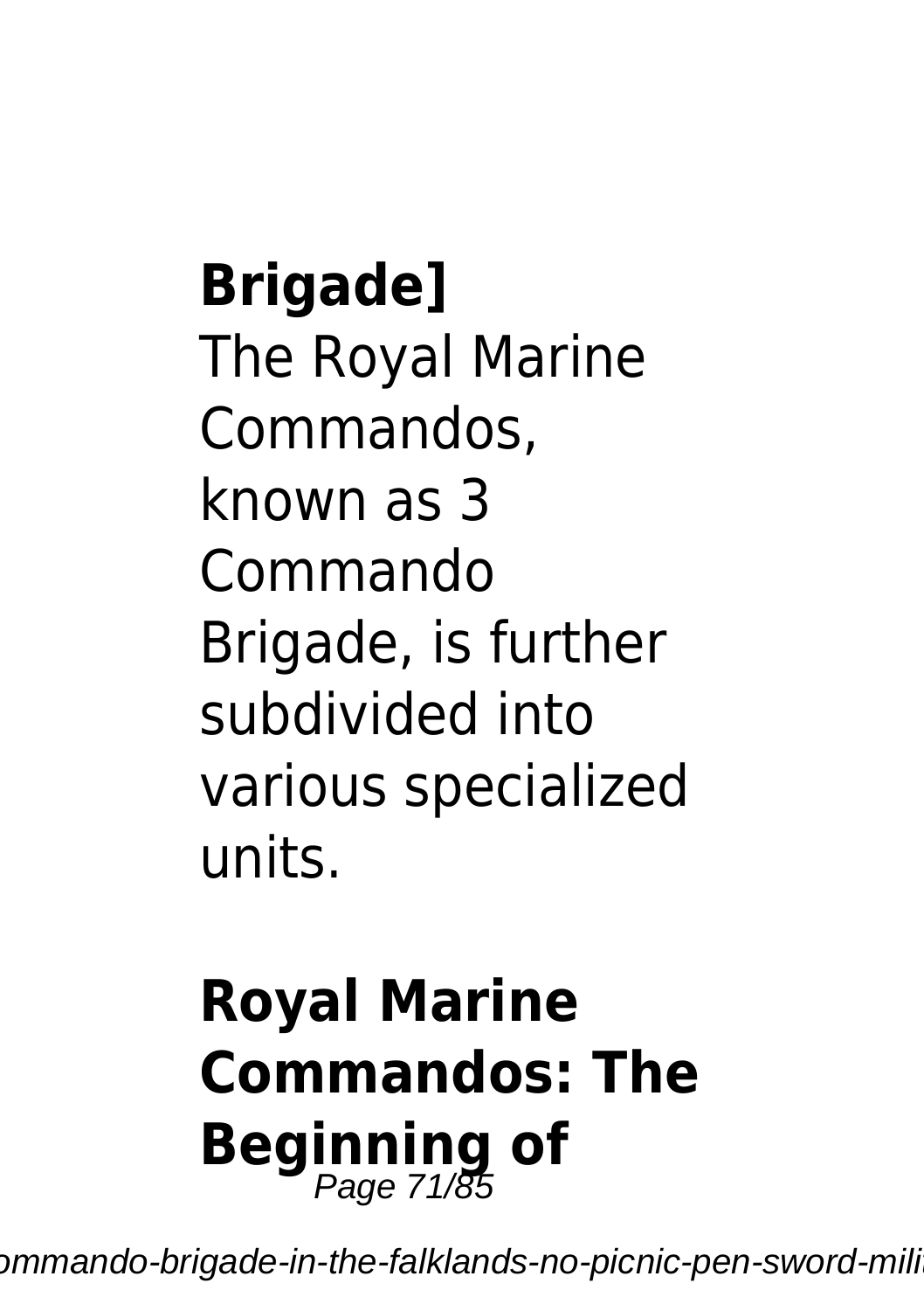**Brigade]**

The Royal Marine Commandos, known as 3 Commando Brigade, is further subdivided into various specialized units.

## Royal Marine Commandos: The Beginning of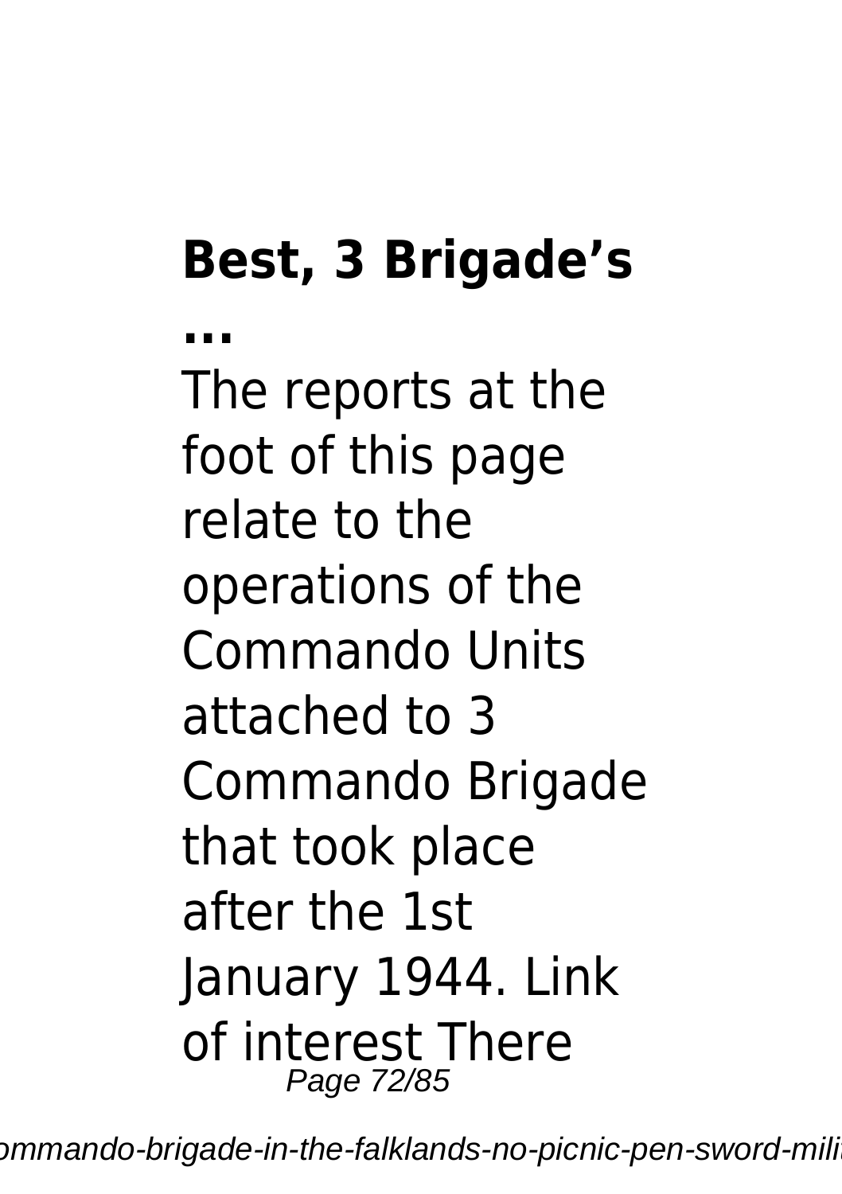**Best, 3 Brigade's ...**

The reports at the foot of this page relate to the operations of the Commando Units attached to 3 Commando Brigade that took place after the 1st January 1944. Link of interest There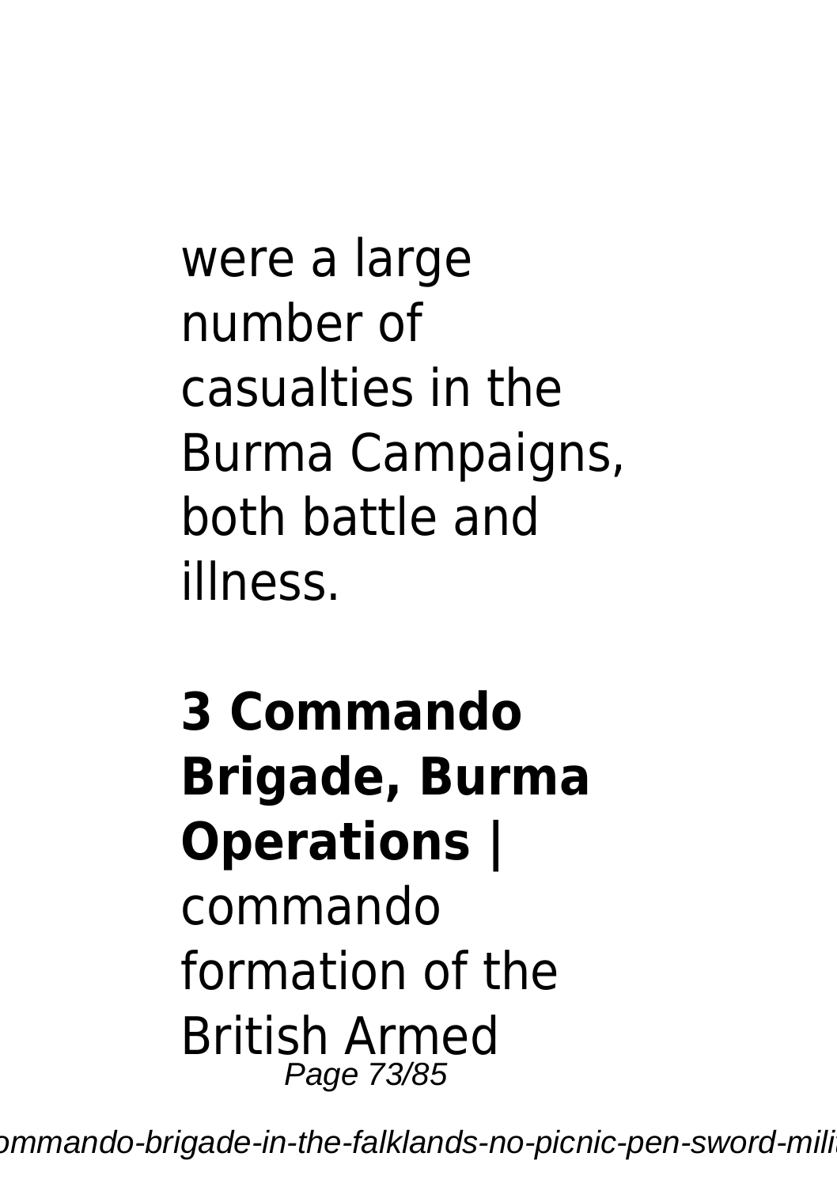were a large number of casualties in the Burma Campaigns, both battle and illness.

**3 Commando Brigade, Burma Operations |** commando formation of the British Armed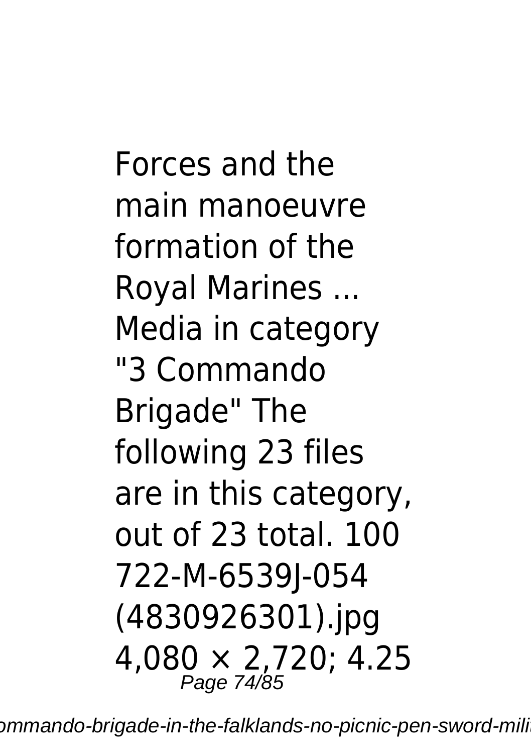Forces and the main manoeuvre formation of the Royal Marines ... Media in category "3 Commando Brigade" The following 23 files are in this category, out of 23 total. 100 722-M-6539J-054 (4830926301).jpg 4,080 × 2,720; 4.25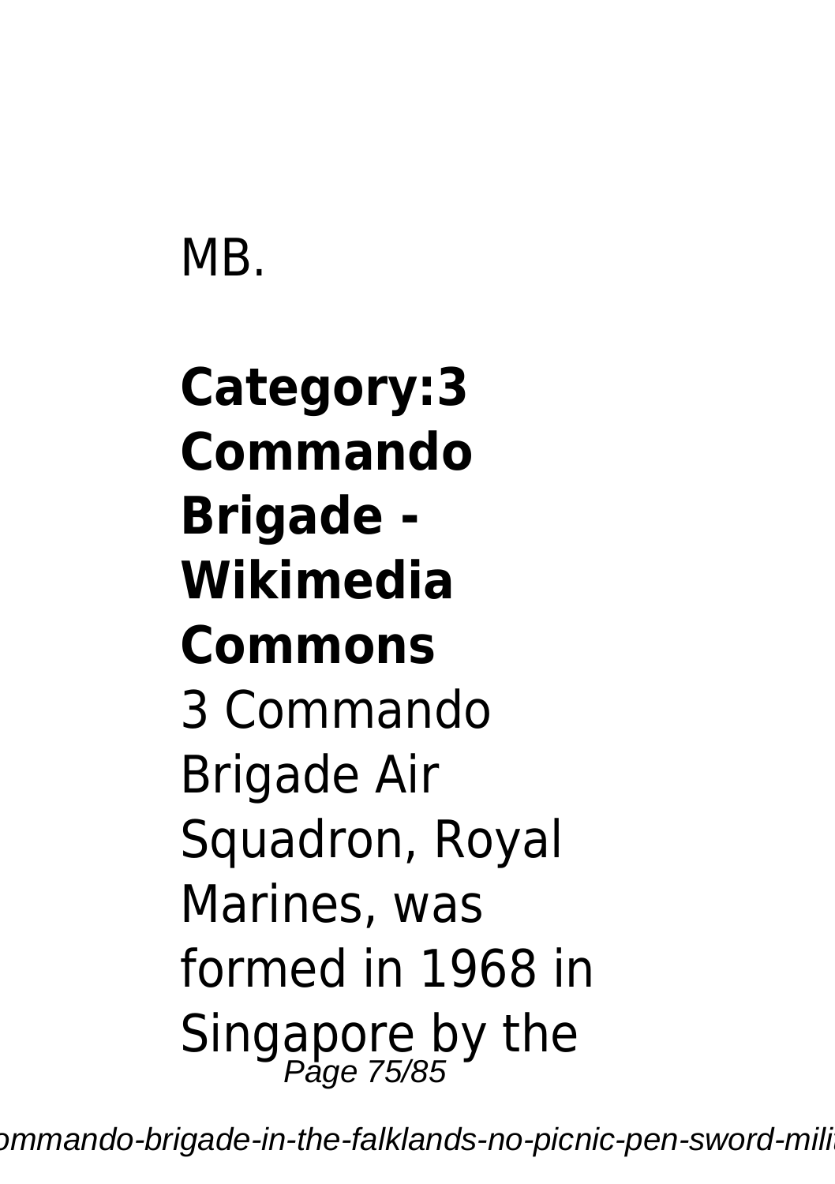MB.

**Category:3 Commando Brigade - Wikimedia Commons**

3 Commando Brigade Air Squadron, Royal Marines, was formed in 1968 in Singapore by the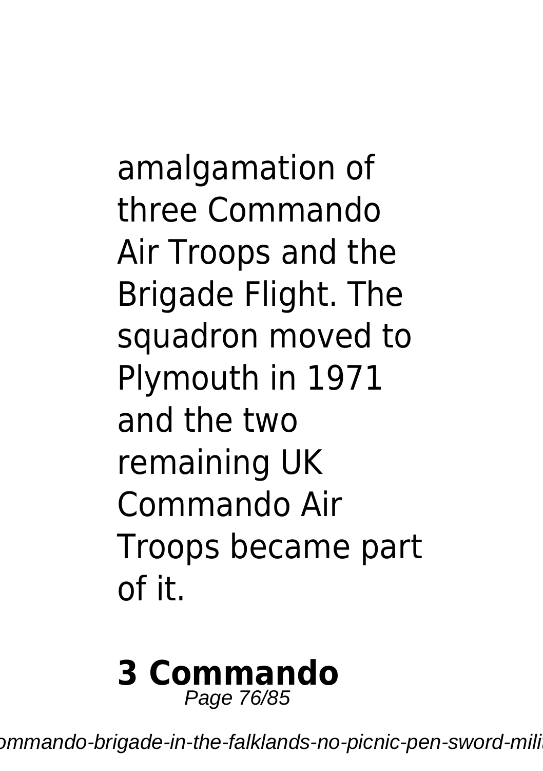amalgamation of three Commando Air Troops and the Brigade Flight. The squadron moved to Plymouth in 1971 and the two remaining UK Commando Air Troops became part of it.

## 3 Commando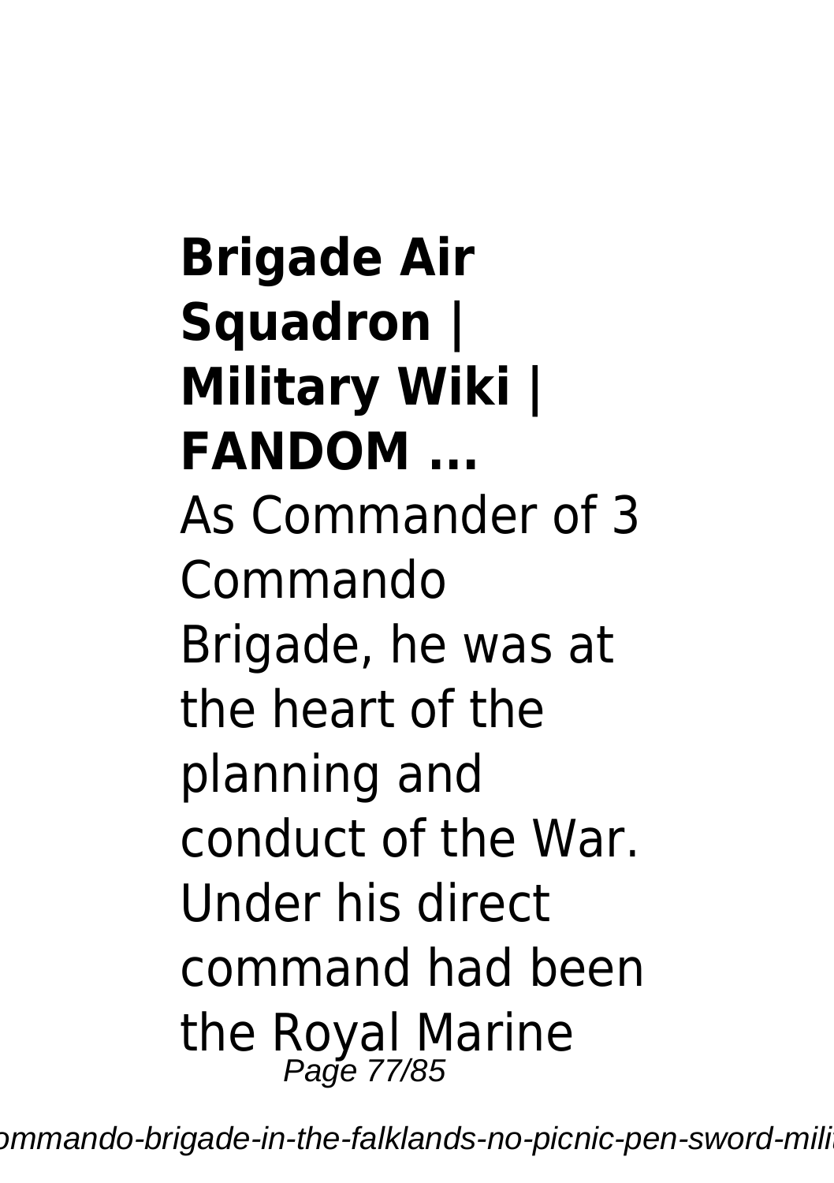## Brigade Air Squadron | Military Wiki | FANDOM ...

As Commander of 3 Commando Brigade, he was at the heart of the planning and conduct of the War. Under his direct command had been the Royal Marine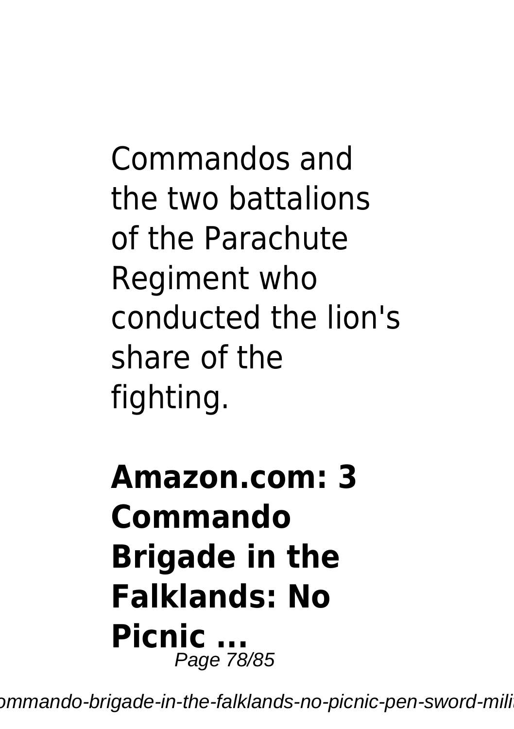Commandos and the two battalions of the Parachute Regiment who conducted the lion's share of the fighting.

**Amazon.com: 3 Commando Brigade in the Falklands: No Picnic ...**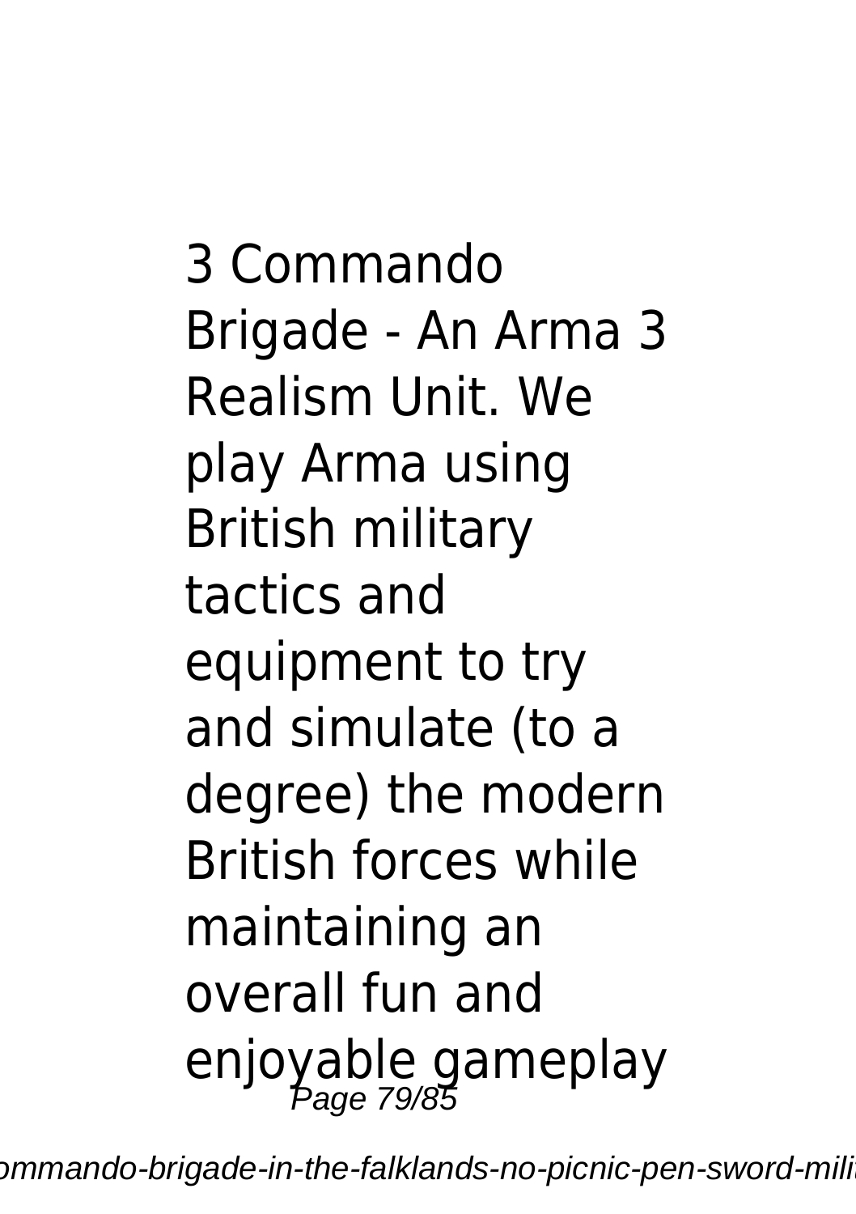3 Commando Brigade - An Arma 3 Realism Unit. We play Arma using British military tactics and equipment to try and simulate (to a degree) the modern British forces while maintaining an overall fun and enjoyable gameplay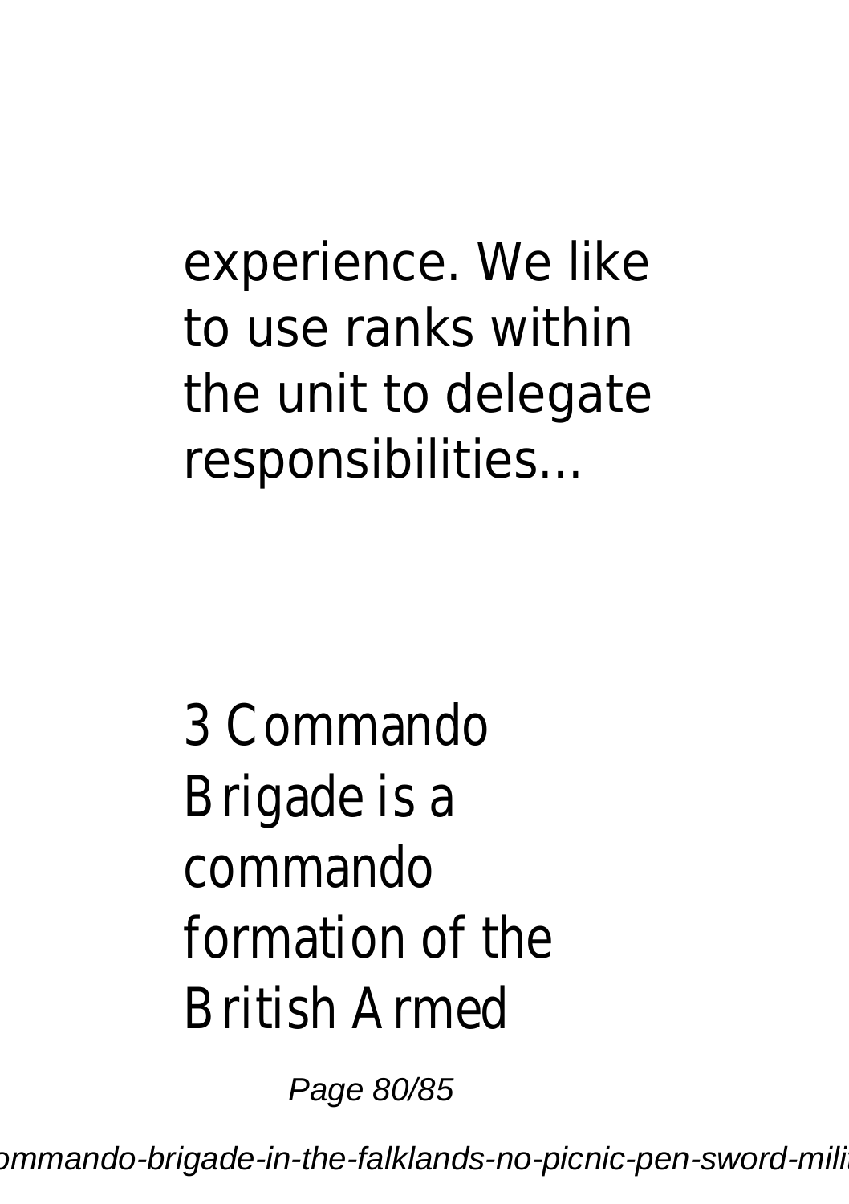experience. We like to use ranks within the unit to delegate responsibilities...

3 Commando Brigade is a commando formation of the British Armed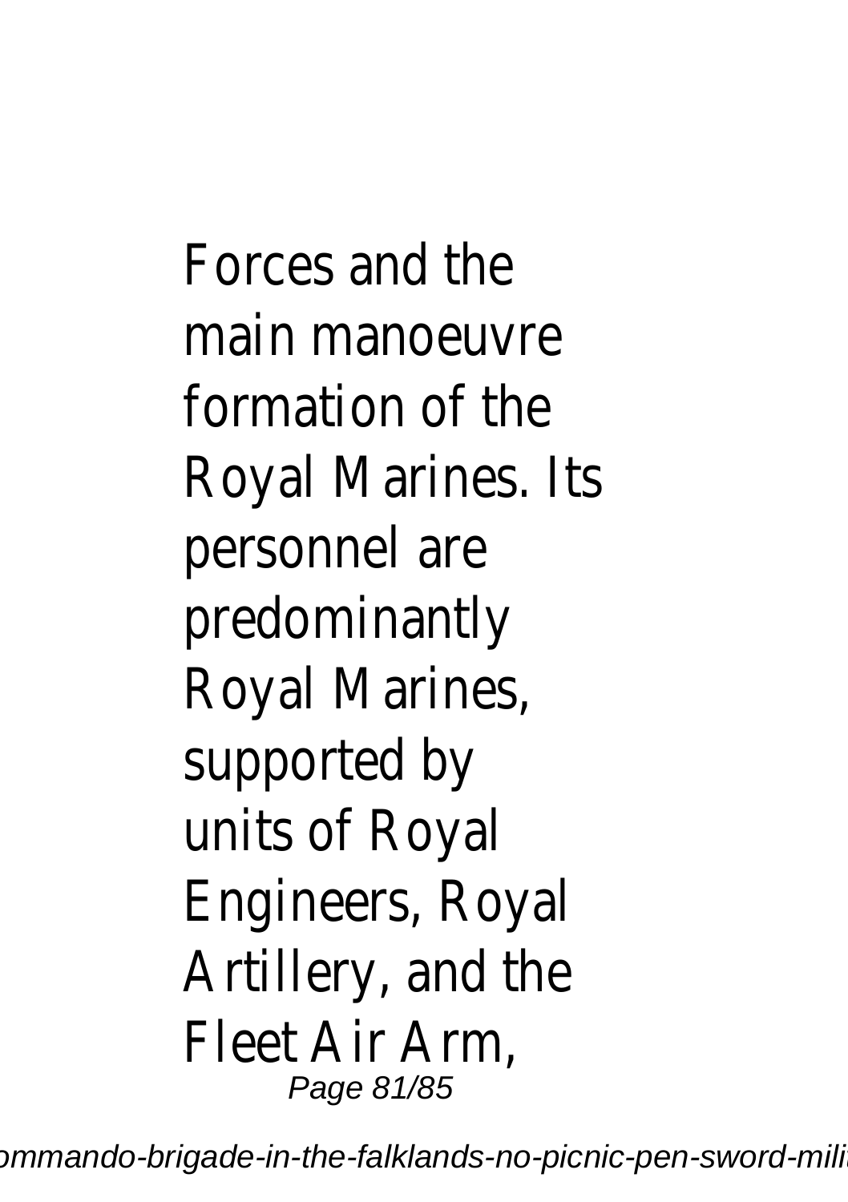Forces and the main manoeuvre formation of the Royal Marines. Its personnel are predominantly Royal Marines, supported by units of Royal Engineers, Royal Artillery, and the Fleet Air Arm,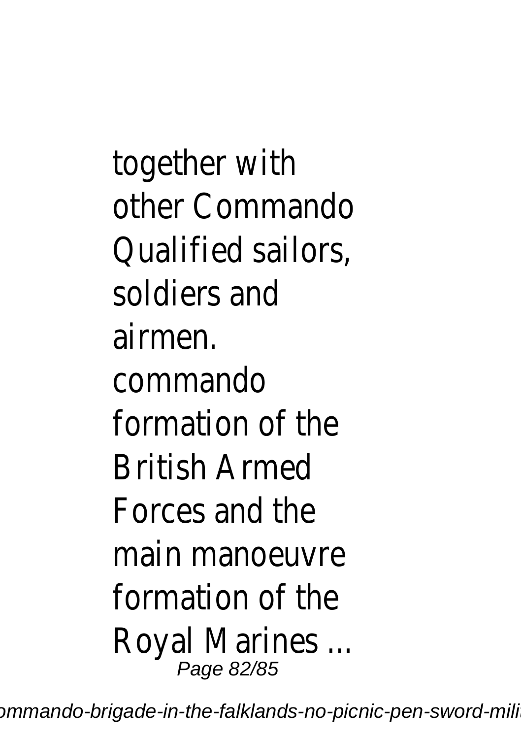together with other Commando Qualified sailors, soldiers and airmen.

commando formation of the British Armed Forces and the main manoeuvre formation of the Royal Marines ...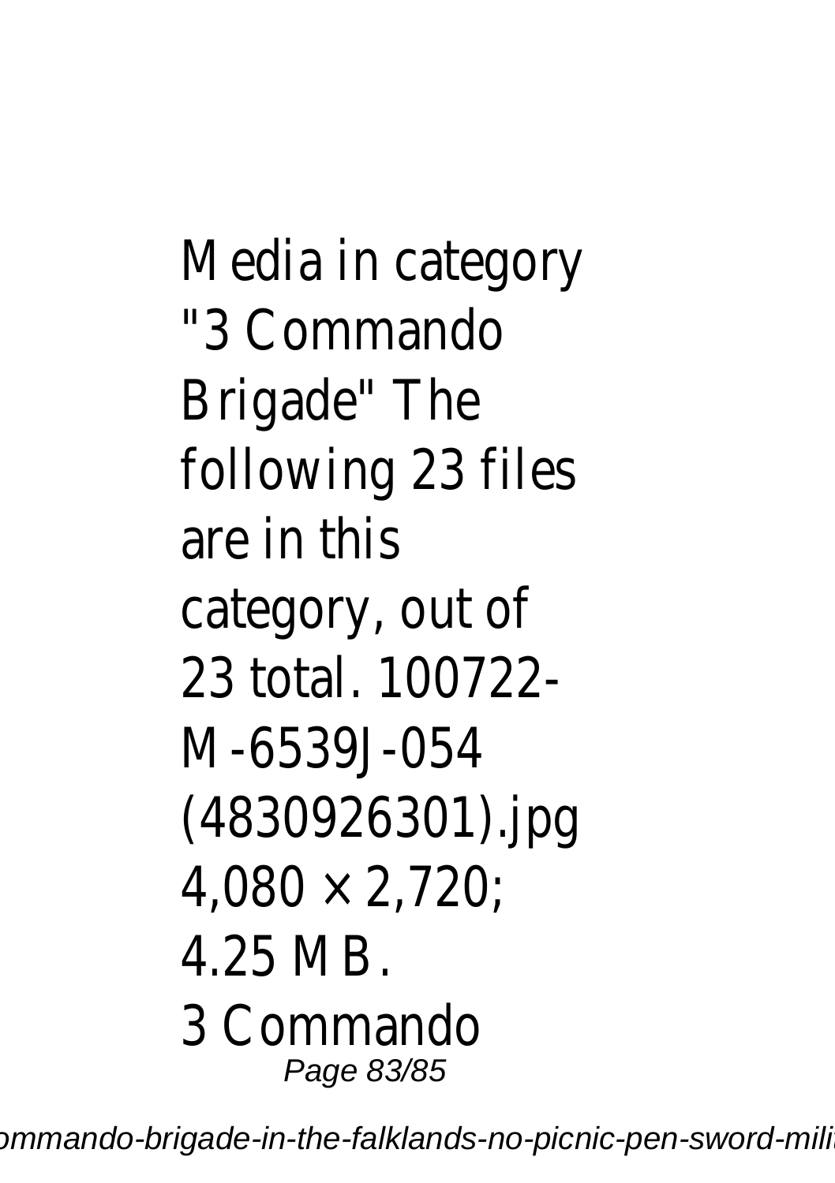Media in category "3 Commando Brigade" The following 23 files are in this category, out of 23 total. 100722-M-6539J-054 (4830926301).jpg 4,080 × 2,720; 4.25 MB.

3 Commando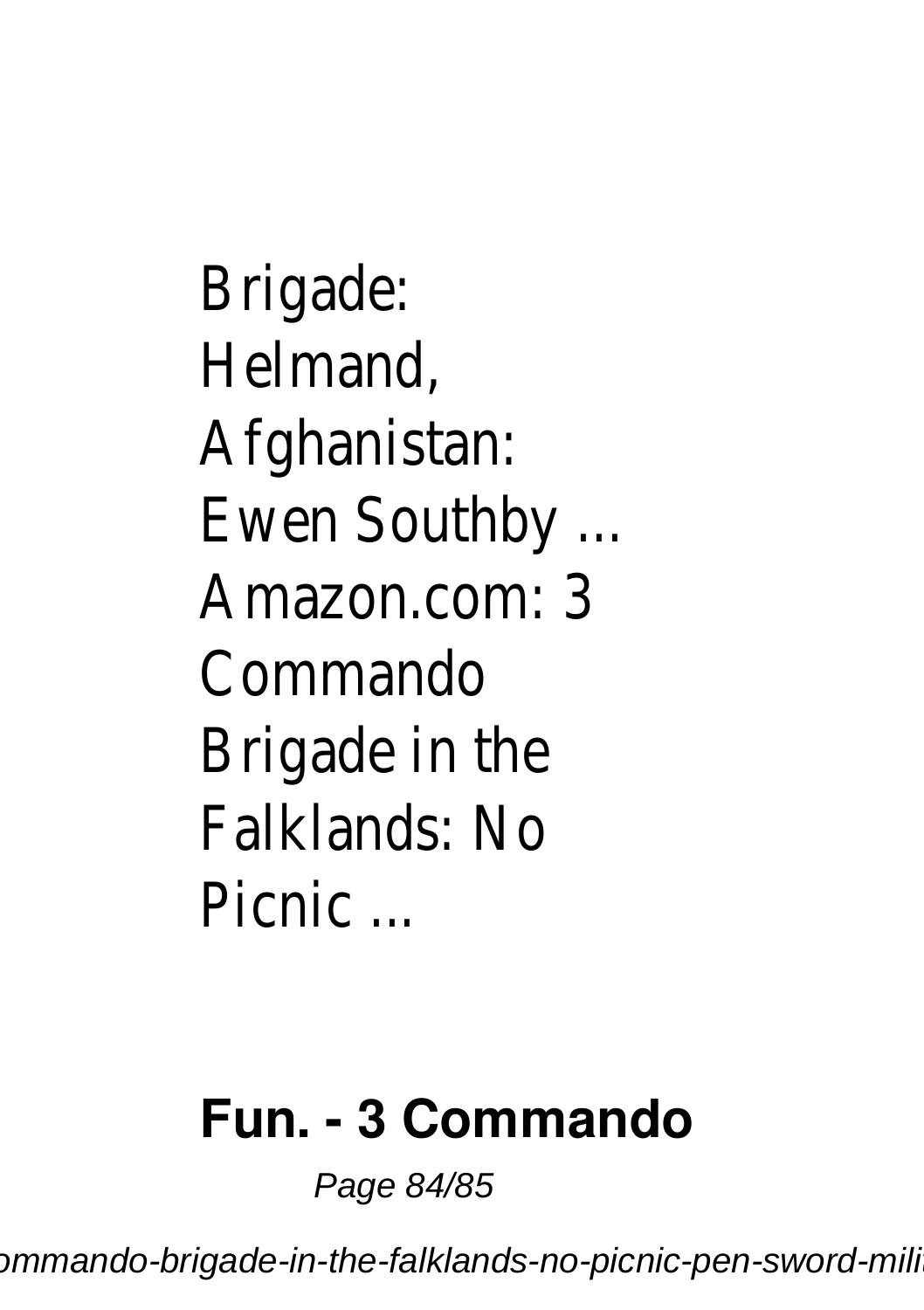Brigade: Helmand, Afghanistan: Ewen Southby ...
Amazon.com: 3 Commando Brigade in the Falklands: No Picnic ...

**Fun. - 3 Commando**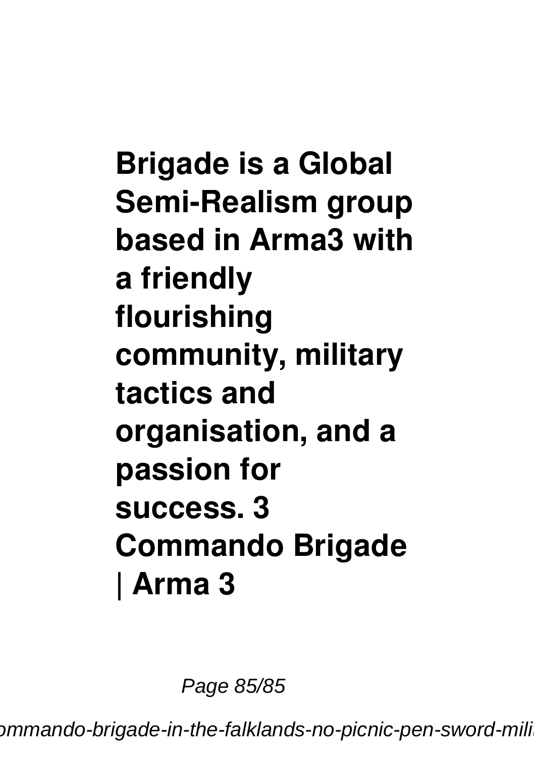**Brigade is a Global Semi-Realism group based in Arma3 with a friendly flourishing community, military tactics and organisation, and a passion for success. 3 Commando Brigade | Arma 3**